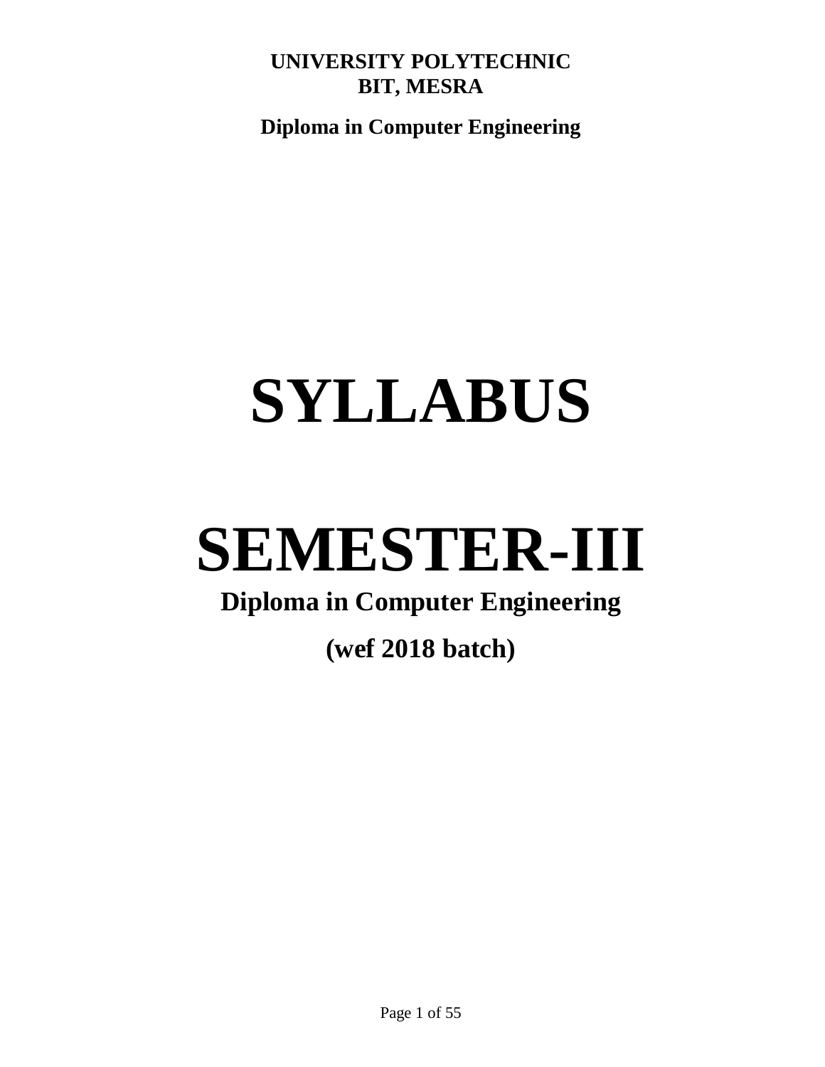**UNIVERSITY POLYTECHNIC**
**BIT, MESRA**

**Diploma in Computer Engineering**

# SYLLABUS

# SEMESTER-III

## Diploma in Computer Engineering

## (wef 2018 batch)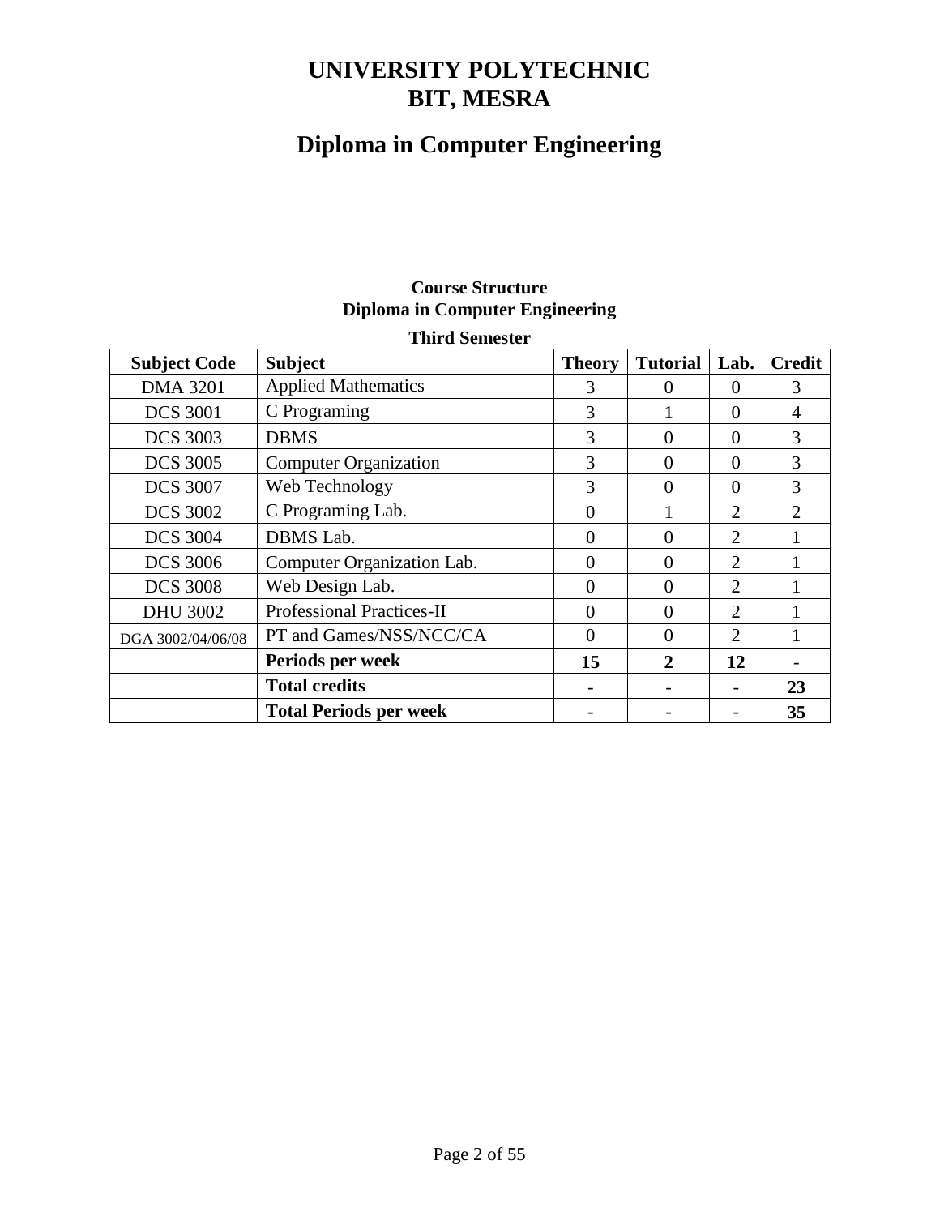# UNIVERSITY POLYTECHNIC
# BIT, MESRA

## Diploma in Computer Engineering

**Course Structure**
**Diploma in Computer Engineering**

**Third Semester**

| Subject Code | Subject | Theory | Tutorial | Lab. | Credit |
|---|---|---|---|---|---|
| DMA 3201 | Applied Mathematics | 3 | 0 | 0 | 3 |
| DCS 3001 | C Programing | 3 | 1 | 0 | 4 |
| DCS 3003 | DBMS | 3 | 0 | 0 | 3 |
| DCS 3005 | Computer Organization | 3 | 0 | 0 | 3 |
| DCS 3007 | Web Technology | 3 | 0 | 0 | 3 |
| DCS 3002 | C Programing Lab. | 0 | 1 | 2 | 2 |
| DCS 3004 | DBMS Lab. | 0 | 0 | 2 | 1 |
| DCS 3006 | Computer Organization Lab. | 0 | 0 | 2 | 1 |
| DCS 3008 | Web Design Lab. | 0 | 0 | 2 | 1 |
| DHU 3002 | Professional Practices-II | 0 | 0 | 2 | 1 |
| DGA 3002/04/06/08 | PT and Games/NSS/NCC/CA | 0 | 0 | 2 | 1 |
| | **Periods per week** | **15** | **2** | **12** | - |
| | **Total credits** | - | - | - | **23** |
| | **Total Periods per week** | - | - | - | **35** |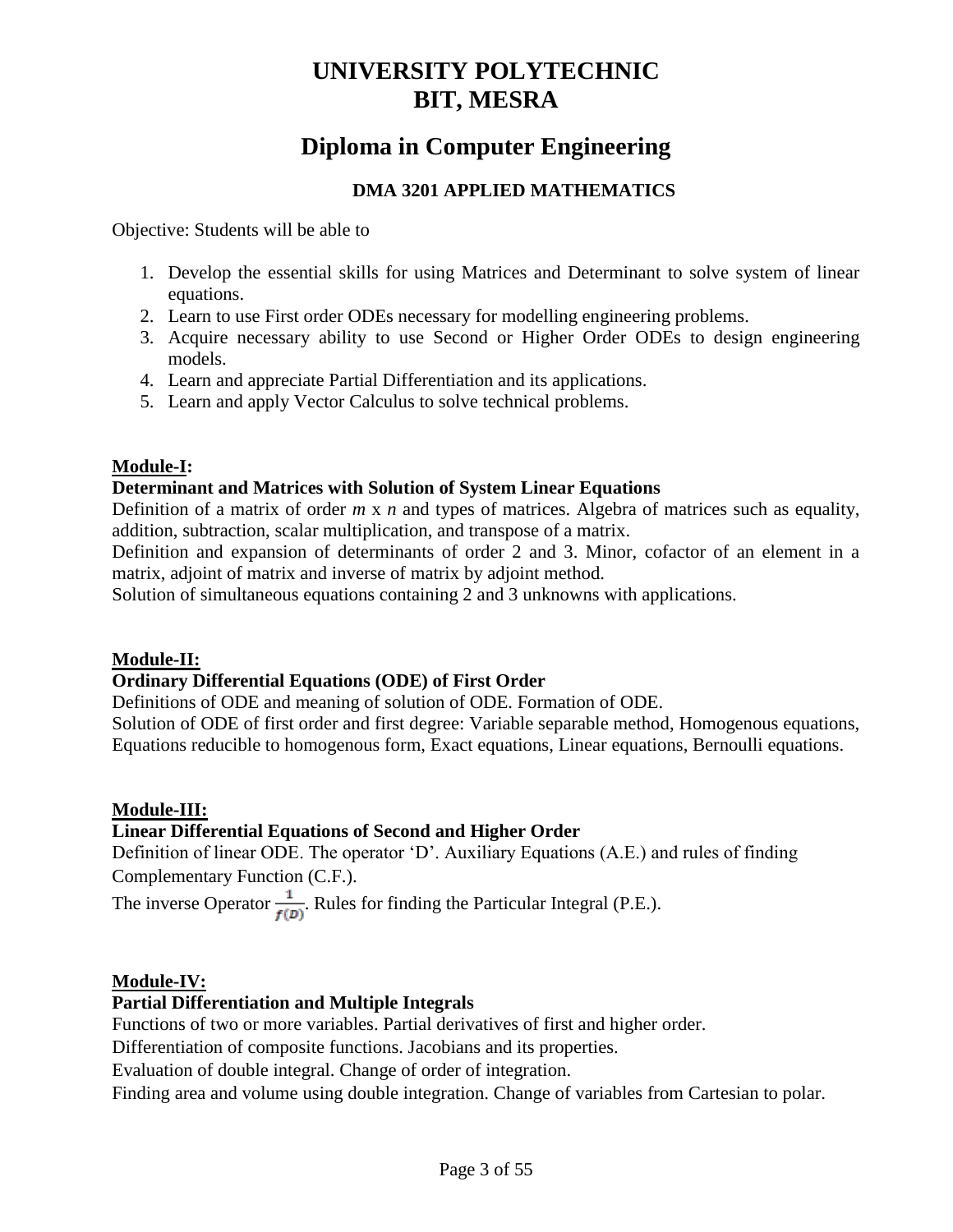# UNIVERSITY POLYTECHNIC
# BIT, MESRA

## Diploma in Computer Engineering

### DMA 3201 APPLIED MATHEMATICS

Objective: Students will be able to

1. Develop the essential skills for using Matrices and Determinant to solve system of linear equations.
2. Learn to use First order ODEs necessary for modelling engineering problems.
3. Acquire necessary ability to use Second or Higher Order ODEs to design engineering models.
4. Learn and appreciate Partial Differentiation and its applications.
5. Learn and apply Vector Calculus to solve technical problems.

**Module-I:**

**Determinant and Matrices with Solution of System Linear Equations**

Definition of a matrix of order $m$ x $n$ and types of matrices. Algebra of matrices such as equality, addition, subtraction, scalar multiplication, and transpose of a matrix.

Definition and expansion of determinants of order 2 and 3. Minor, cofactor of an element in a matrix, adjoint of matrix and inverse of matrix by adjoint method.

Solution of simultaneous equations containing 2 and 3 unknowns with applications.

**Module-II:**

**Ordinary Differential Equations (ODE) of First Order**

Definitions of ODE and meaning of solution of ODE. Formation of ODE.

Solution of ODE of first order and first degree: Variable separable method, Homogenous equations, Equations reducible to homogenous form, Exact equations, Linear equations, Bernoulli equations.

**Module-III:**

**Linear Differential Equations of Second and Higher Order**

Definition of linear ODE. The operator 'D'. Auxiliary Equations (A.E.) and rules of finding Complementary Function (C.F.).

The inverse Operator $\frac{1}{f(D)}$. Rules for finding the Particular Integral (P.E.).

**Module-IV:**

**Partial Differentiation and Multiple Integrals**

Functions of two or more variables. Partial derivatives of first and higher order.

Differentiation of composite functions. Jacobians and its properties.

Evaluation of double integral. Change of order of integration.

Finding area and volume using double integration. Change of variables from Cartesian to polar.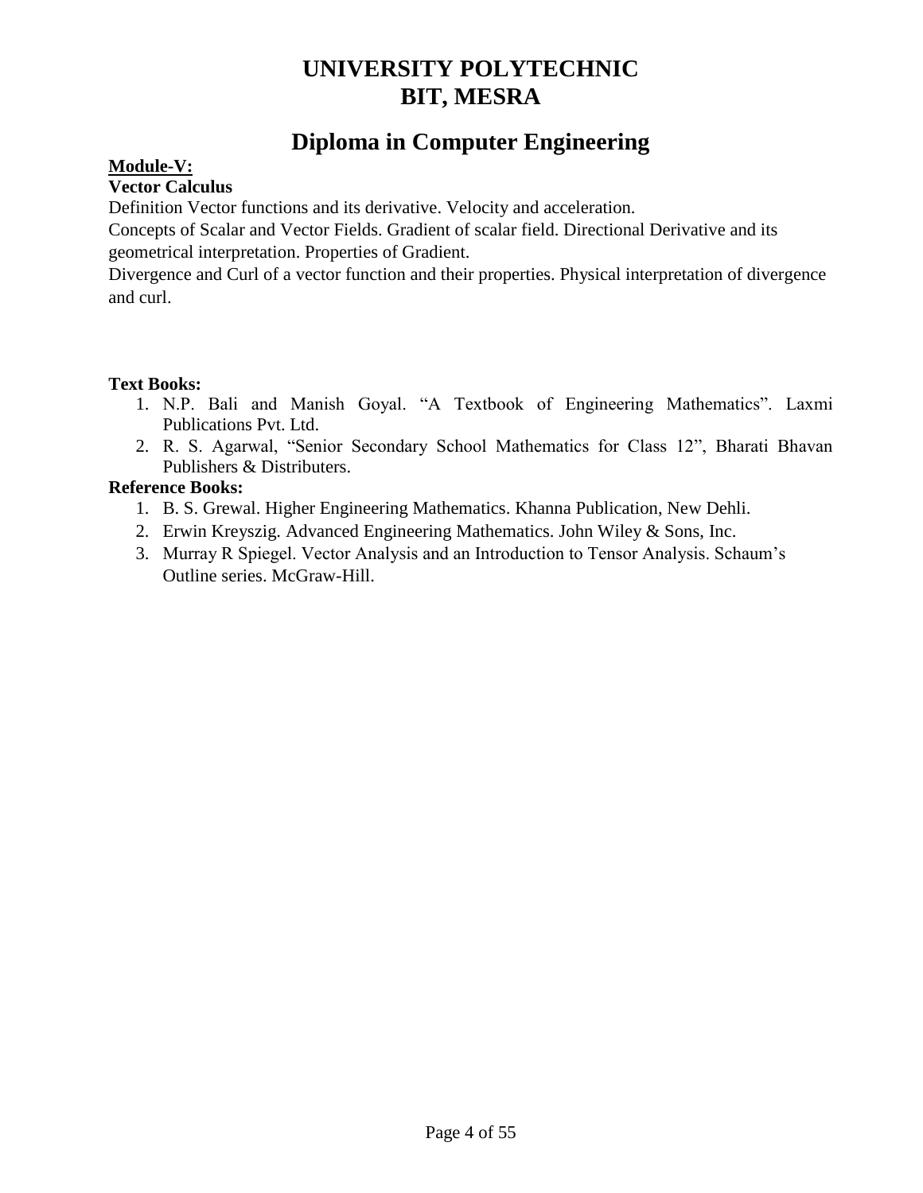# UNIVERSITY POLYTECHNIC
# BIT, MESRA

## Diploma in Computer Engineering

**Module-V:**

**Vector Calculus**

Definition Vector functions and its derivative. Velocity and acceleration.

Concepts of Scalar and Vector Fields. Gradient of scalar field. Directional Derivative and its geometrical interpretation. Properties of Gradient.

Divergence and Curl of a vector function and their properties. Physical interpretation of divergence and curl.

**Text Books:**

1. N.P. Bali and Manish Goyal. "A Textbook of Engineering Mathematics". Laxmi Publications Pvt. Ltd.
2. R. S. Agarwal, "Senior Secondary School Mathematics for Class 12", Bharati Bhavan Publishers & Distributers.

**Reference Books:**

1. B. S. Grewal. Higher Engineering Mathematics. Khanna Publication, New Dehli.
2. Erwin Kreyszig. Advanced Engineering Mathematics. John Wiley & Sons, Inc.
3. Murray R Spiegel. Vector Analysis and an Introduction to Tensor Analysis. Schaum's Outline series. McGraw-Hill.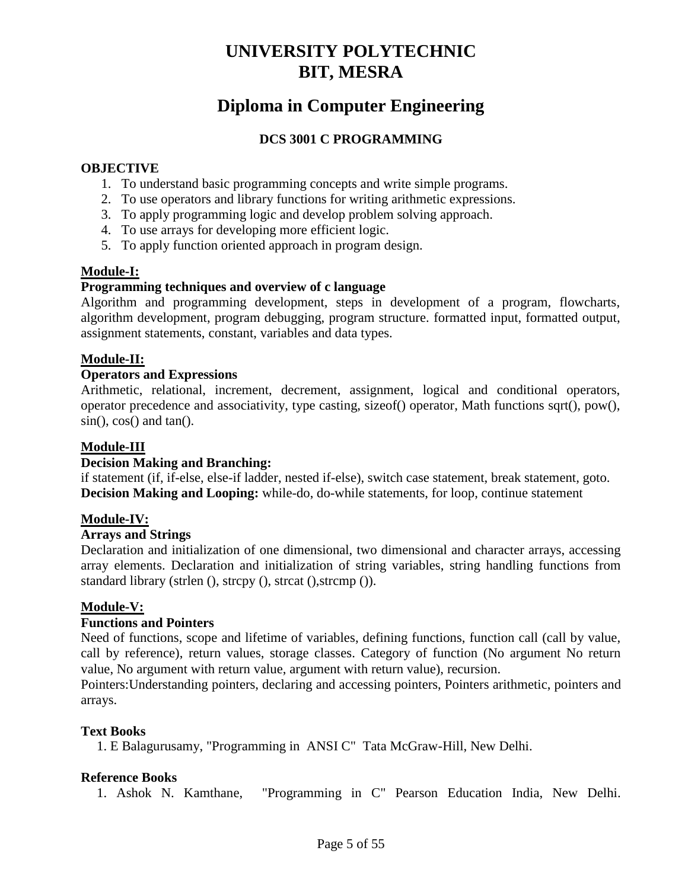# UNIVERSITY POLYTECHNIC
# BIT, MESRA

## Diploma in Computer Engineering

### DCS 3001 C PROGRAMMING

**OBJECTIVE**

1. To understand basic programming concepts and write simple programs.
2. To use operators and library functions for writing arithmetic expressions.
3. To apply programming logic and develop problem solving approach.
4. To use arrays for developing more efficient logic.
5. To apply function oriented approach in program design.

**Module-I:**

**Programming techniques and overview of c language**

Algorithm and programming development, steps in development of a program, flowcharts, algorithm development, program debugging, program structure. formatted input, formatted output, assignment statements, constant, variables and data types.

**Module-II:**

**Operators and Expressions**

Arithmetic, relational, increment, decrement, assignment, logical and conditional operators, operator precedence and associativity, type casting, sizeof() operator, Math functions sqrt(), pow(), sin(), cos() and tan().

**Module-III**

**Decision Making and Branching:**

if statement (if, if-else, else-if ladder, nested if-else), switch case statement, break statement, goto.
**Decision Making and Looping:** while-do, do-while statements, for loop, continue statement

**Module-IV:**

**Arrays and Strings**

Declaration and initialization of one dimensional, two dimensional and character arrays, accessing array elements. Declaration and initialization of string variables, string handling functions from standard library (strlen (), strcpy (), strcat (),strcmp ()).

**Module-V:**

**Functions and Pointers**

Need of functions, scope and lifetime of variables, defining functions, function call (call by value, call by reference), return values, storage classes. Category of function (No argument No return value, No argument with return value, argument with return value), recursion.

Pointers:Understanding pointers, declaring and accessing pointers, Pointers arithmetic, pointers and arrays.

**Text Books**

1. E Balagurusamy, "Programming in ANSI C" Tata McGraw-Hill, New Delhi.

**Reference Books**

1. Ashok N. Kamthane, "Programming in C" Pearson Education India, New Delhi.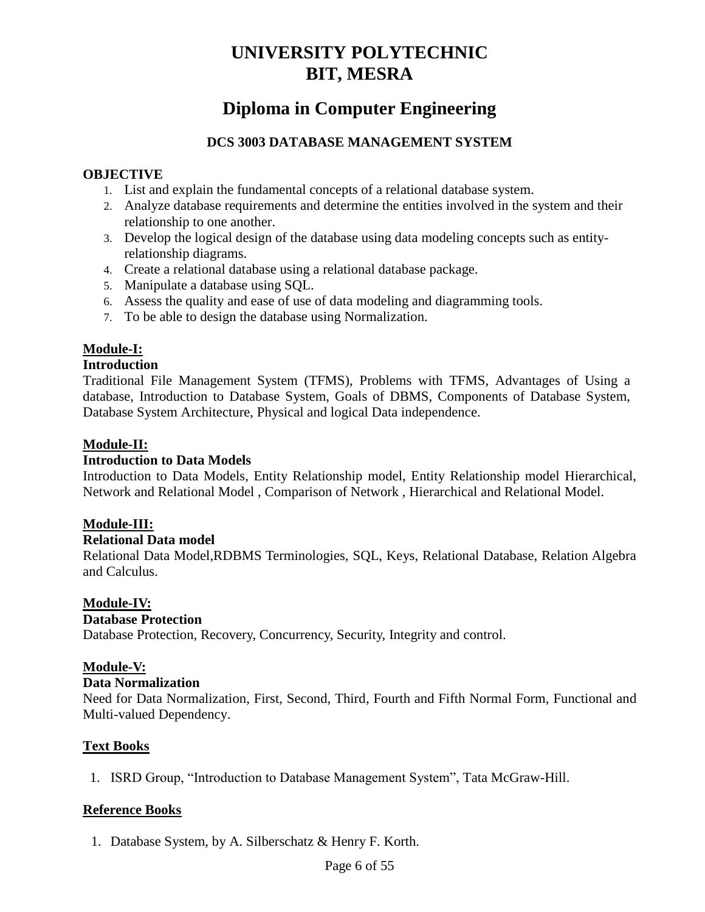# UNIVERSITY POLYTECHNIC
# BIT, MESRA

## Diploma in Computer Engineering

### DCS 3003 DATABASE MANAGEMENT SYSTEM

**OBJECTIVE**

1. List and explain the fundamental concepts of a relational database system.
2. Analyze database requirements and determine the entities involved in the system and their relationship to one another.
3. Develop the logical design of the database using data modeling concepts such as entity-relationship diagrams.
4. Create a relational database using a relational database package.
5. Manipulate a database using SQL.
6. Assess the quality and ease of use of data modeling and diagramming tools.
7. To be able to design the database using Normalization.

**Module-I:**

**Introduction**

Traditional File Management System (TFMS), Problems with TFMS, Advantages of Using a database, Introduction to Database System, Goals of DBMS, Components of Database System, Database System Architecture, Physical and logical Data independence.

**Module-II:**

**Introduction to Data Models**

Introduction to Data Models, Entity Relationship model, Entity Relationship model Hierarchical, Network and Relational Model , Comparison of Network , Hierarchical and Relational Model.

**Module-III:**

**Relational Data model**

Relational Data Model,RDBMS Terminologies, SQL, Keys, Relational Database, Relation Algebra and Calculus.

**Module-IV:**

**Database Protection**

Database Protection, Recovery, Concurrency, Security, Integrity and control.

**Module-V:**

**Data Normalization**

Need for Data Normalization, First, Second, Third, Fourth and Fifth Normal Form, Functional and Multi-valued Dependency.

**Text Books**

1. ISRD Group, "Introduction to Database Management System", Tata McGraw-Hill.

**Reference Books**

1. Database System, by A. Silberschatz & Henry F. Korth.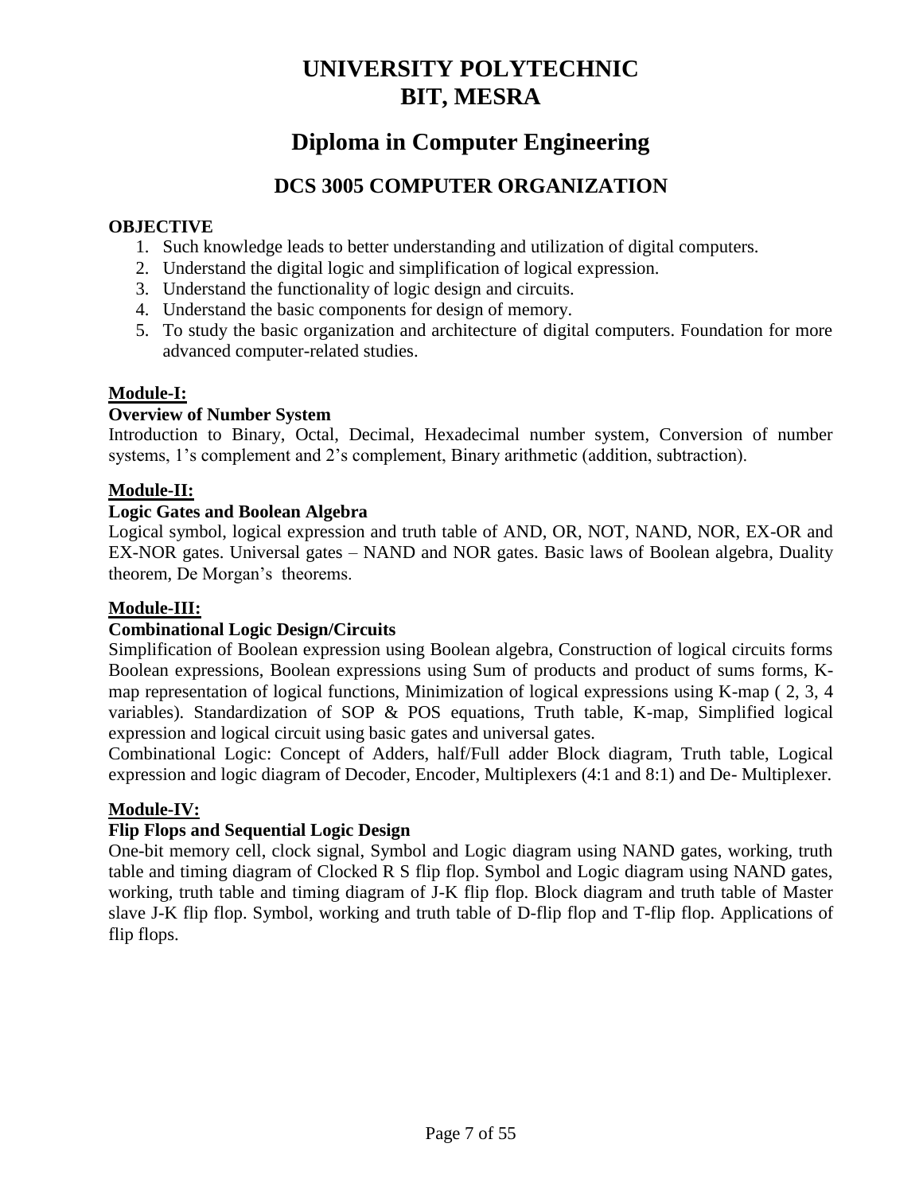# UNIVERSITY POLYTECHNIC
# BIT, MESRA

## Diploma in Computer Engineering

### DCS 3005 COMPUTER ORGANIZATION

**OBJECTIVE**

1. Such knowledge leads to better understanding and utilization of digital computers.
2. Understand the digital logic and simplification of logical expression.
3. Understand the functionality of logic design and circuits.
4. Understand the basic components for design of memory.
5. To study the basic organization and architecture of digital computers. Foundation for more advanced computer-related studies.

**Module-I:**

**Overview of Number System**

Introduction to Binary, Octal, Decimal, Hexadecimal number system, Conversion of number systems, 1's complement and 2's complement, Binary arithmetic (addition, subtraction).

**Module-II:**

**Logic Gates and Boolean Algebra**

Logical symbol, logical expression and truth table of AND, OR, NOT, NAND, NOR, EX-OR and EX-NOR gates. Universal gates – NAND and NOR gates. Basic laws of Boolean algebra, Duality theorem, De Morgan's theorems.

**Module-III:**

**Combinational Logic Design/Circuits**

Simplification of Boolean expression using Boolean algebra, Construction of logical circuits forms Boolean expressions, Boolean expressions using Sum of products and product of sums forms, K-map representation of logical functions, Minimization of logical expressions using K-map ( 2, 3, 4 variables). Standardization of SOP & POS equations, Truth table, K-map, Simplified logical expression and logical circuit using basic gates and universal gates.

Combinational Logic: Concept of Adders, half/Full adder Block diagram, Truth table, Logical expression and logic diagram of Decoder, Encoder, Multiplexers (4:1 and 8:1) and De- Multiplexer.

**Module-IV:**

**Flip Flops and Sequential Logic Design**

One-bit memory cell, clock signal, Symbol and Logic diagram using NAND gates, working, truth table and timing diagram of Clocked R S flip flop. Symbol and Logic diagram using NAND gates, working, truth table and timing diagram of J-K flip flop. Block diagram and truth table of Master slave J-K flip flop. Symbol, working and truth table of D-flip flop and T-flip flop. Applications of flip flops.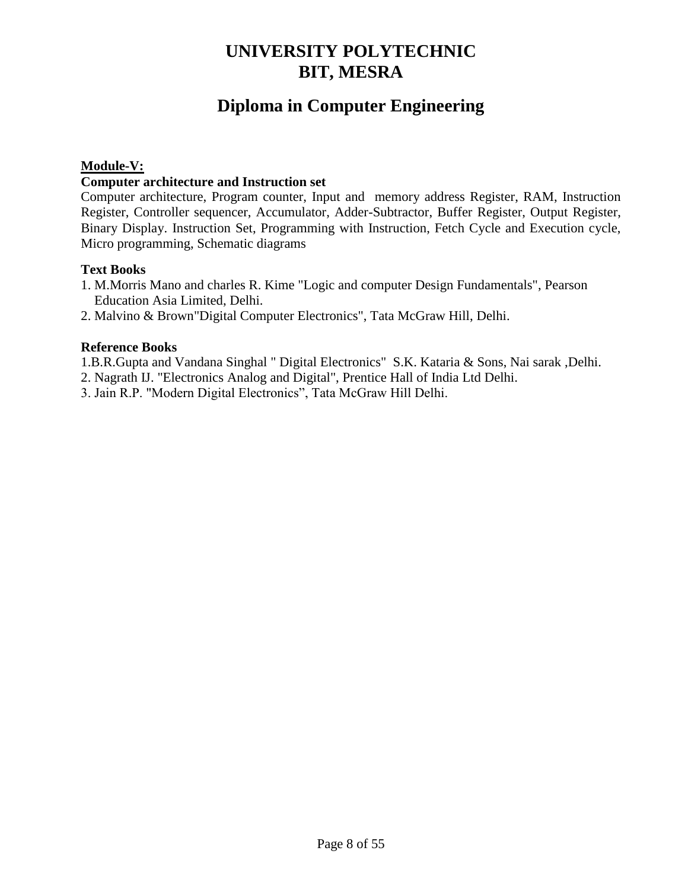# UNIVERSITY POLYTECHNIC
# BIT, MESRA

## Diploma in Computer Engineering

**Module-V:**

**Computer architecture and Instruction set**

Computer architecture, Program counter, Input and memory address Register, RAM, Instruction Register, Controller sequencer, Accumulator, Adder-Subtractor, Buffer Register, Output Register, Binary Display. Instruction Set, Programming with Instruction, Fetch Cycle and Execution cycle, Micro programming, Schematic diagrams

**Text Books**

1. M.Morris Mano and charles R. Kime "Logic and computer Design Fundamentals", Pearson Education Asia Limited, Delhi.
2. Malvino & Brown"Digital Computer Electronics", Tata McGraw Hill, Delhi.

**Reference Books**

1. B.R.Gupta and Vandana Singhal " Digital Electronics" S.K. Kataria & Sons, Nai sarak ,Delhi.
2. Nagrath IJ. "Electronics Analog and Digital", Prentice Hall of India Ltd Delhi.
3. Jain R.P. "Modern Digital Electronics", Tata McGraw Hill Delhi.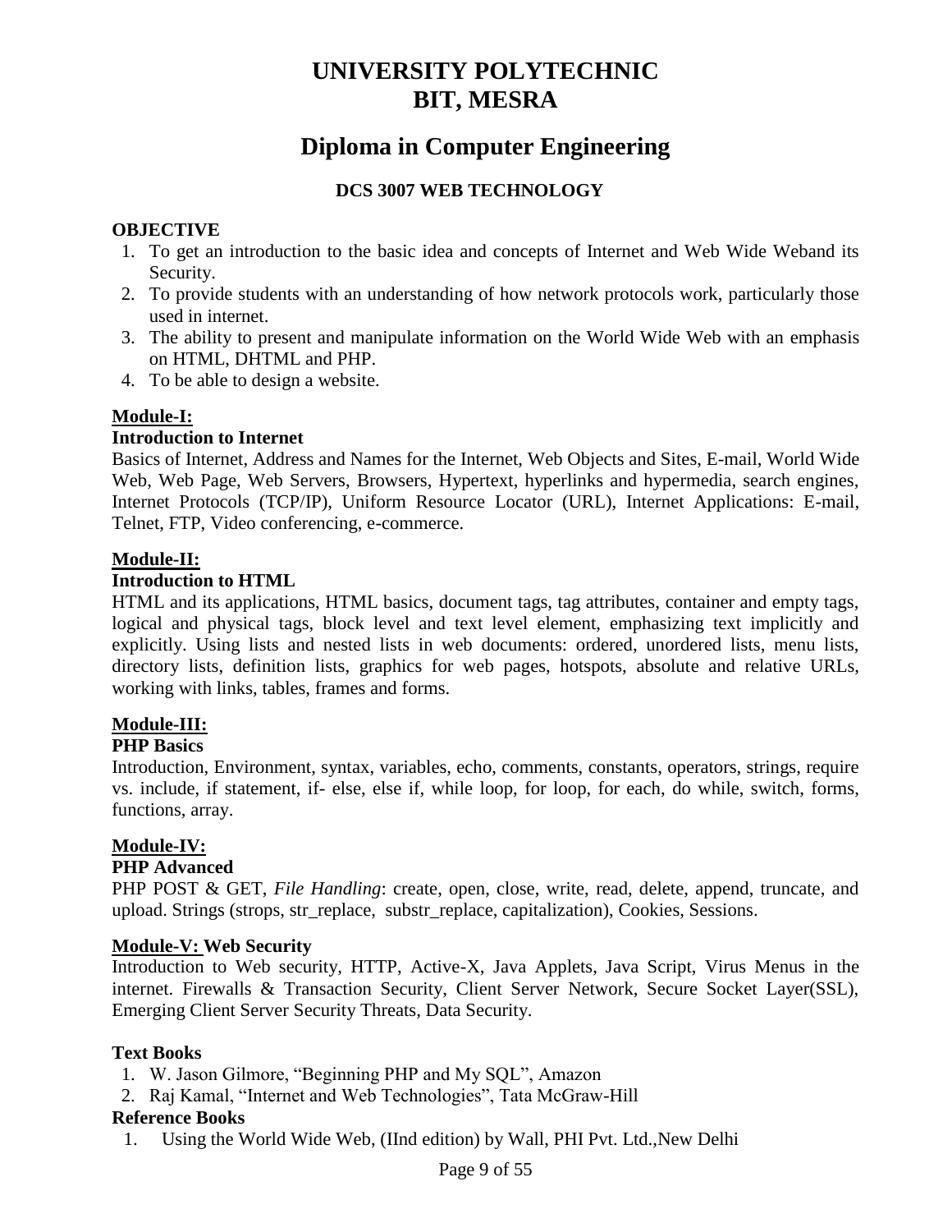# UNIVERSITY POLYTECHNIC
# BIT, MESRA

## Diploma in Computer Engineering

### DCS 3007 WEB TECHNOLOGY

**OBJECTIVE**

1. To get an introduction to the basic idea and concepts of Internet and Web Wide Weband its Security.
2. To provide students with an understanding of how network protocols work, particularly those used in internet.
3. The ability to present and manipulate information on the World Wide Web with an emphasis on HTML, DHTML and PHP.
4. To be able to design a website.

**Module-I:**

**Introduction to Internet**

Basics of Internet, Address and Names for the Internet, Web Objects and Sites, E-mail, World Wide Web, Web Page, Web Servers, Browsers, Hypertext, hyperlinks and hypermedia, search engines, Internet Protocols (TCP/IP), Uniform Resource Locator (URL), Internet Applications: E-mail, Telnet, FTP, Video conferencing, e-commerce.

**Module-II:**

**Introduction to HTML**

HTML and its applications, HTML basics, document tags, tag attributes, container and empty tags, logical and physical tags, block level and text level element, emphasizing text implicitly and explicitly. Using lists and nested lists in web documents: ordered, unordered lists, menu lists, directory lists, definition lists, graphics for web pages, hotspots, absolute and relative URLs, working with links, tables, frames and forms.

**Module-III:**

**PHP Basics**

Introduction, Environment, syntax, variables, echo, comments, constants, operators, strings, require vs. include, if statement, if- else, else if, while loop, for loop, for each, do while, switch, forms, functions, array.

**Module-IV:**

**PHP Advanced**

PHP POST & GET, *File Handling*: create, open, close, write, read, delete, append, truncate, and upload. Strings (strops, str_replace, substr_replace, capitalization), Cookies, Sessions.

**Module-V: Web Security**

Introduction to Web security, HTTP, Active-X, Java Applets, Java Script, Virus Menus in the internet. Firewalls & Transaction Security, Client Server Network, Secure Socket Layer(SSL), Emerging Client Server Security Threats, Data Security.

**Text Books**

1. W. Jason Gilmore, "Beginning PHP and My SQL", Amazon
2. Raj Kamal, "Internet and Web Technologies", Tata McGraw-Hill

**Reference Books**

1. Using the World Wide Web, (IInd edition) by Wall, PHI Pvt. Ltd.,New Delhi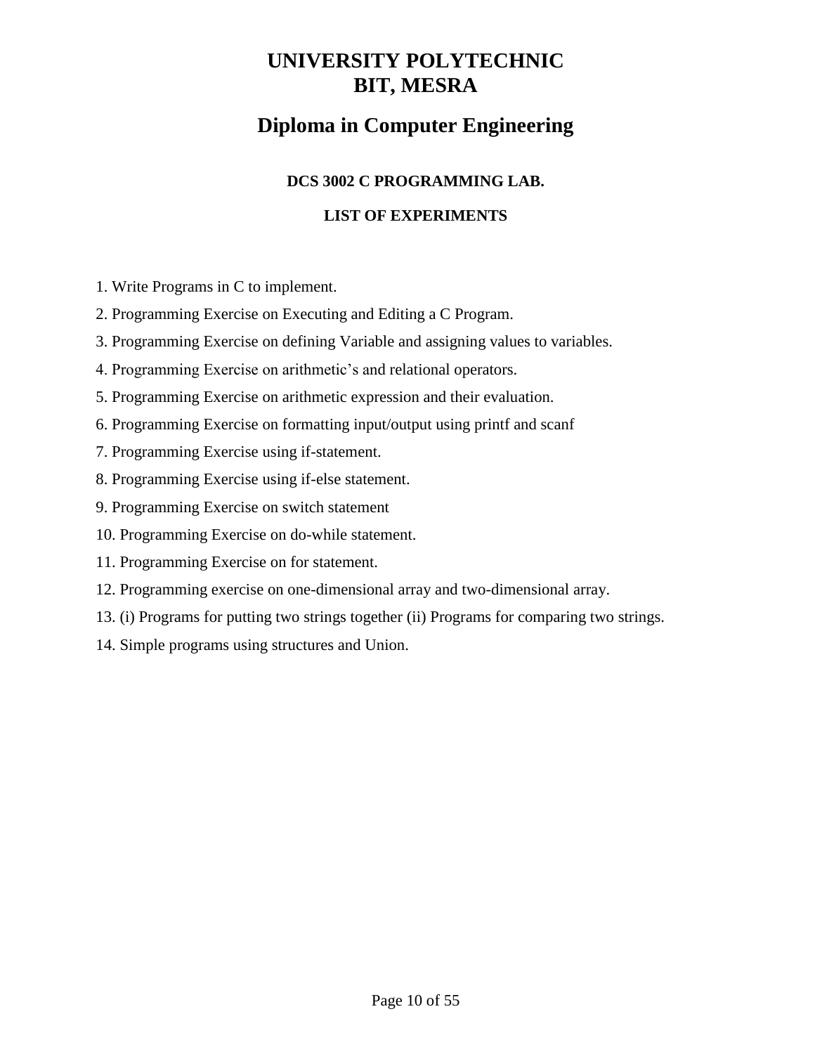# UNIVERSITY POLYTECHNIC
# BIT, MESRA

## Diploma in Computer Engineering

### DCS 3002 C PROGRAMMING LAB.

### LIST OF EXPERIMENTS

1. Write Programs in C to implement.
2. Programming Exercise on Executing and Editing a C Program.
3. Programming Exercise on defining Variable and assigning values to variables.
4. Programming Exercise on arithmetic's and relational operators.
5. Programming Exercise on arithmetic expression and their evaluation.
6. Programming Exercise on formatting input/output using printf and scanf
7. Programming Exercise using if-statement.
8. Programming Exercise using if-else statement.
9. Programming Exercise on switch statement
10. Programming Exercise on do-while statement.
11. Programming Exercise on for statement.
12. Programming exercise on one-dimensional array and two-dimensional array.
13. (i) Programs for putting two strings together (ii) Programs for comparing two strings.
14. Simple programs using structures and Union.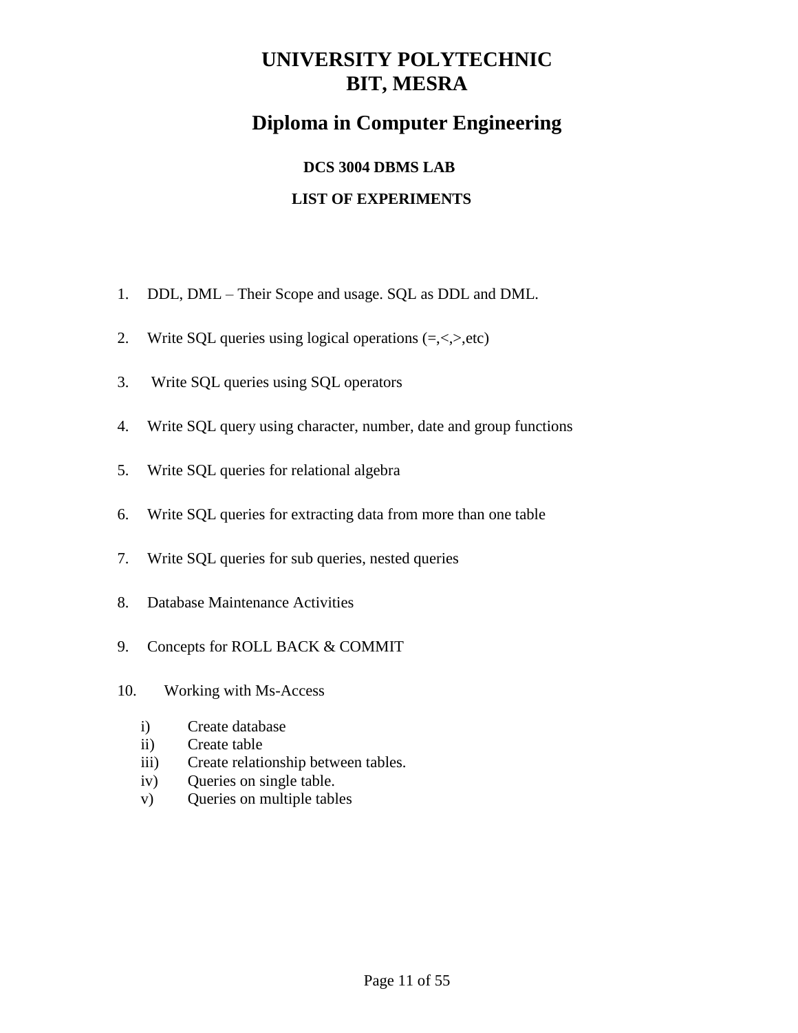# UNIVERSITY POLYTECHNIC
# BIT, MESRA

## Diploma in Computer Engineering

### DCS 3004 DBMS LAB

### LIST OF EXPERIMENTS

1. DDL, DML – Their Scope and usage. SQL as DDL and DML.
2. Write SQL queries using logical operations (=,<,>,etc)
3. Write SQL queries using SQL operators
4. Write SQL query using character, number, date and group functions
5. Write SQL queries for relational algebra
6. Write SQL queries for extracting data from more than one table
7. Write SQL queries for sub queries, nested queries
8. Database Maintenance Activities
9. Concepts for ROLL BACK & COMMIT
10. Working with Ms-Access
    i) Create database
    ii) Create table
    iii) Create relationship between tables.
    iv) Queries on single table.
    v) Queries on multiple tables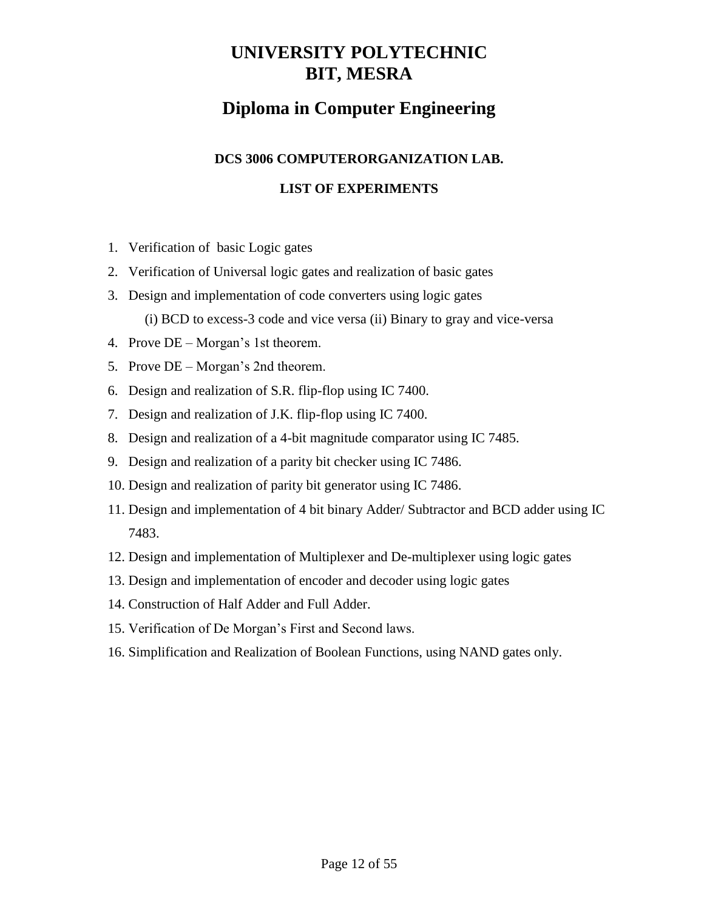# UNIVERSITY POLYTECHNIC
# BIT, MESRA

## Diploma in Computer Engineering

**DCS 3006 COMPUTERORGANIZATION LAB.**

**LIST OF EXPERIMENTS**

1. Verification of basic Logic gates
2. Verification of Universal logic gates and realization of basic gates
3. Design and implementation of code converters using logic gates
   (i) BCD to excess-3 code and vice versa (ii) Binary to gray and vice-versa
4. Prove DE – Morgan's 1st theorem.
5. Prove DE – Morgan's 2nd theorem.
6. Design and realization of S.R. flip-flop using IC 7400.
7. Design and realization of J.K. flip-flop using IC 7400.
8. Design and realization of a 4-bit magnitude comparator using IC 7485.
9. Design and realization of a parity bit checker using IC 7486.
10. Design and realization of parity bit generator using IC 7486.
11. Design and implementation of 4 bit binary Adder/ Subtractor and BCD adder using IC 7483.
12. Design and implementation of Multiplexer and De-multiplexer using logic gates
13. Design and implementation of encoder and decoder using logic gates
14. Construction of Half Adder and Full Adder.
15. Verification of De Morgan's First and Second laws.
16. Simplification and Realization of Boolean Functions, using NAND gates only.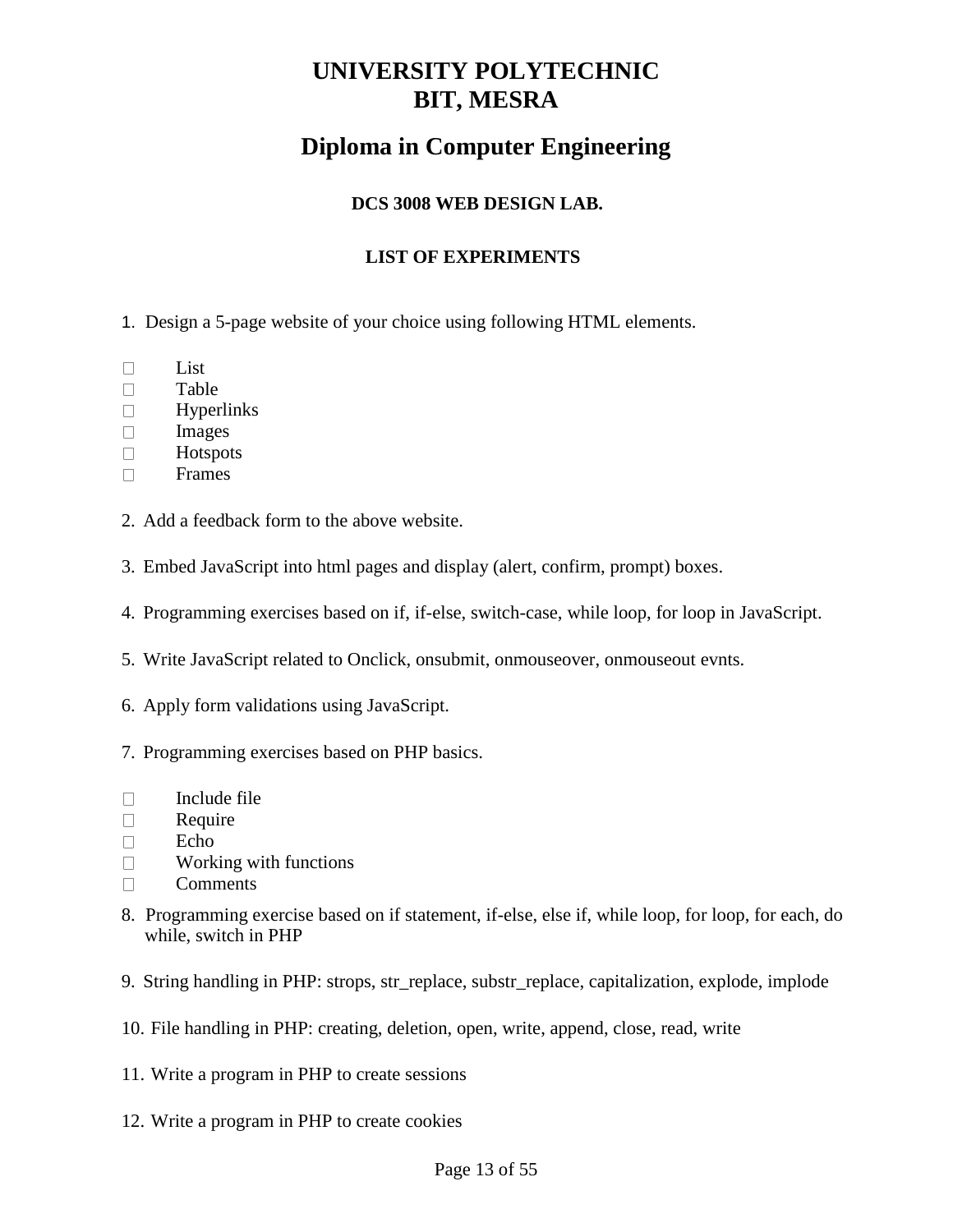# UNIVERSITY POLYTECHNIC
# BIT, MESRA

## Diploma in Computer Engineering

### DCS 3008 WEB DESIGN LAB.

### LIST OF EXPERIMENTS

1. Design a 5-page website of your choice using following HTML elements.

- List
- Table
- Hyperlinks
- Images
- Hotspots
- Frames

2. Add a feedback form to the above website.

3. Embed JavaScript into html pages and display (alert, confirm, prompt) boxes.

4. Programming exercises based on if, if-else, switch-case, while loop, for loop in JavaScript.

5. Write JavaScript related to Onclick, onsubmit, onmouseover, onmouseout evnts.

6. Apply form validations using JavaScript.

7. Programming exercises based on PHP basics.

- Include file
- Require
- Echo
- Working with functions
- Comments

8. Programming exercise based on if statement, if-else, else if, while loop, for loop, for each, do while, switch in PHP

9. String handling in PHP: strops, str_replace, substr_replace, capitalization, explode, implode

10. File handling in PHP: creating, deletion, open, write, append, close, read, write

11. Write a program in PHP to create sessions

12. Write a program in PHP to create cookies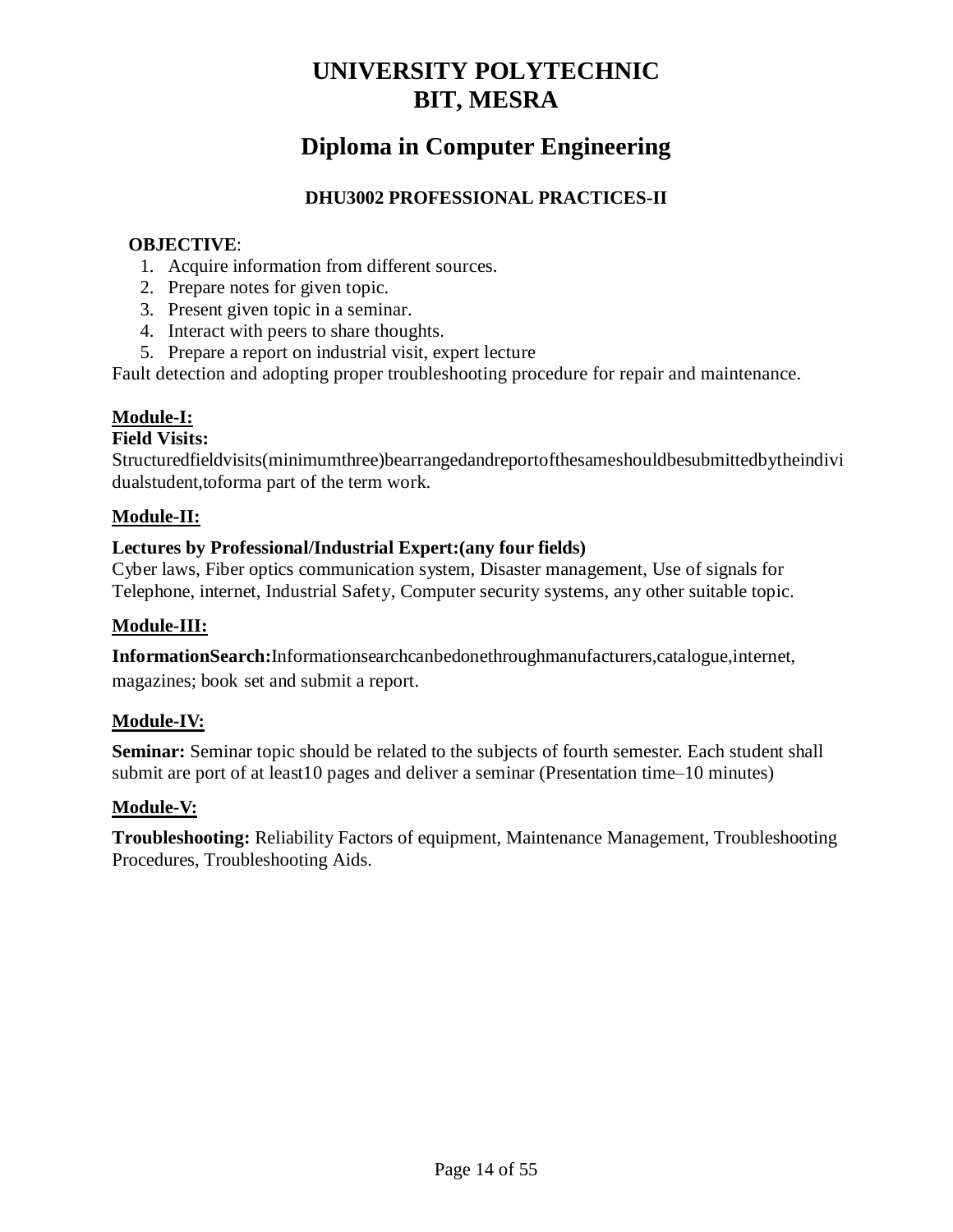# UNIVERSITY POLYTECHNIC
# BIT, MESRA

## Diploma in Computer Engineering

### DHU3002 PROFESSIONAL PRACTICES-II

**OBJECTIVE**:

1. Acquire information from different sources.
2. Prepare notes for given topic.
3. Present given topic in a seminar.
4. Interact with peers to share thoughts.
5. Prepare a report on industrial visit, expert lecture

Fault detection and adopting proper troubleshooting procedure for repair and maintenance.

**Module-I:**

**Field Visits:**

Structuredfieldvisits(minimumthree)bearrangedandreportofthesameshouldbesubmittedbytheindividualstudent,toforma part of the term work.

**Module-II:**

**Lectures by Professional/Industrial Expert:(any four fields)**

Cyber laws, Fiber optics communication system, Disaster management, Use of signals for Telephone, internet, Industrial Safety, Computer security systems, any other suitable topic.

**Module-III:**

**InformationSearch:**Informationsearchcanbedonethroughmanufacturers,catalogue,internet, magazines; book set and submit a report.

**Module-IV:**

**Seminar:** Seminar topic should be related to the subjects of fourth semester. Each student shall submit are port of at least10 pages and deliver a seminar (Presentation time–10 minutes)

**Module-V:**

**Troubleshooting:** Reliability Factors of equipment, Maintenance Management, Troubleshooting Procedures, Troubleshooting Aids.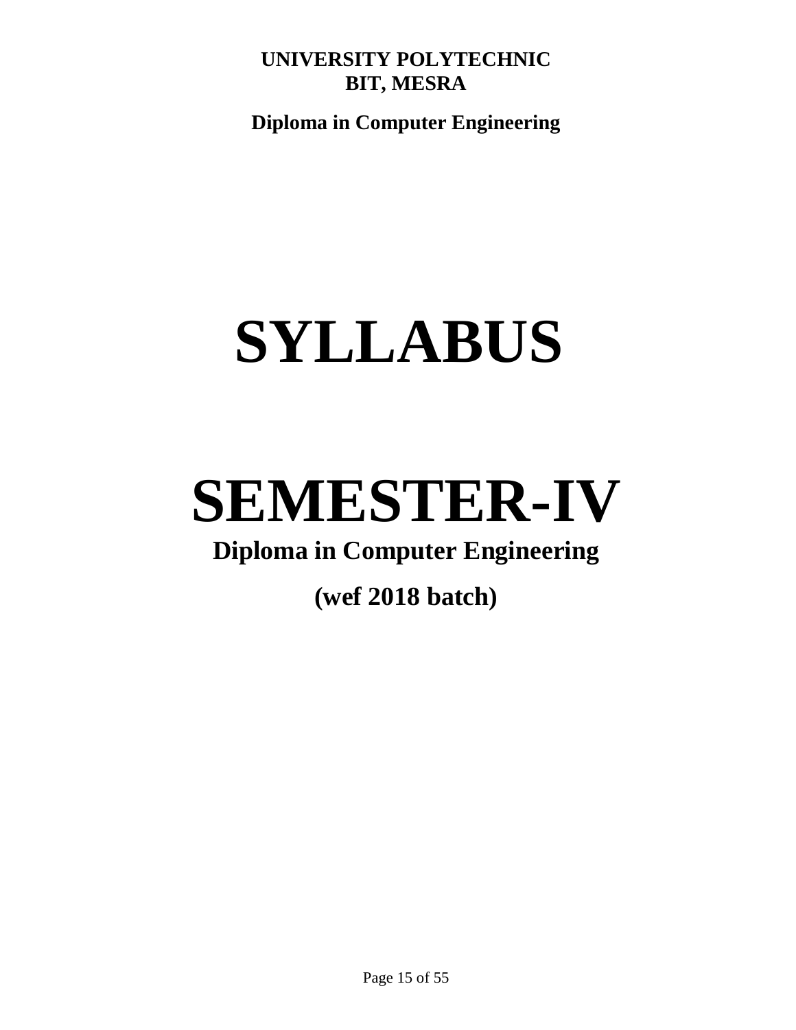**UNIVERSITY POLYTECHNIC**
**BIT, MESRA**

**Diploma in Computer Engineering**

# SYLLABUS

# SEMESTER-IV

## Diploma in Computer Engineering

## (wef 2018 batch)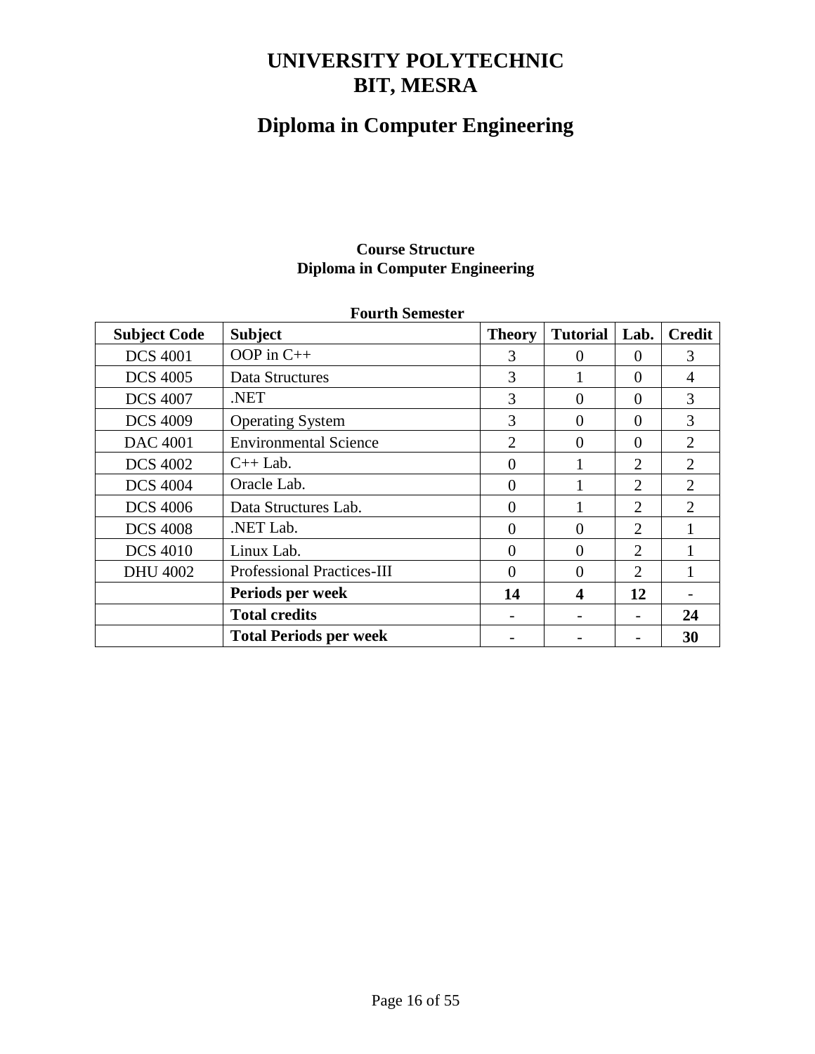# UNIVERSITY POLYTECHNIC
# BIT, MESRA

## Diploma in Computer Engineering

**Course Structure**
**Diploma in Computer Engineering**

**Fourth Semester**

| Subject Code | Subject | Theory | Tutorial | Lab. | Credit |
|---|---|---|---|---|---|
| DCS 4001 | OOP in C++ | 3 | 0 | 0 | 3 |
| DCS 4005 | Data Structures | 3 | 1 | 0 | 4 |
| DCS 4007 | .NET | 3 | 0 | 0 | 3 |
| DCS 4009 | Operating System | 3 | 0 | 0 | 3 |
| DAC 4001 | Environmental Science | 2 | 0 | 0 | 2 |
| DCS 4002 | C++ Lab. | 0 | 1 | 2 | 2 |
| DCS 4004 | Oracle Lab. | 0 | 1 | 2 | 2 |
| DCS 4006 | Data Structures Lab. | 0 | 1 | 2 | 2 |
| DCS 4008 | .NET Lab. | 0 | 0 | 2 | 1 |
| DCS 4010 | Linux Lab. | 0 | 0 | 2 | 1 |
| DHU 4002 | Professional Practices-III | 0 | 0 | 2 | 1 |
| | **Periods per week** | **14** | **4** | **12** | - |
| | **Total credits** | **-** | **-** | **-** | **24** |
| | **Total Periods per week** | **-** | **-** | **-** | **30** |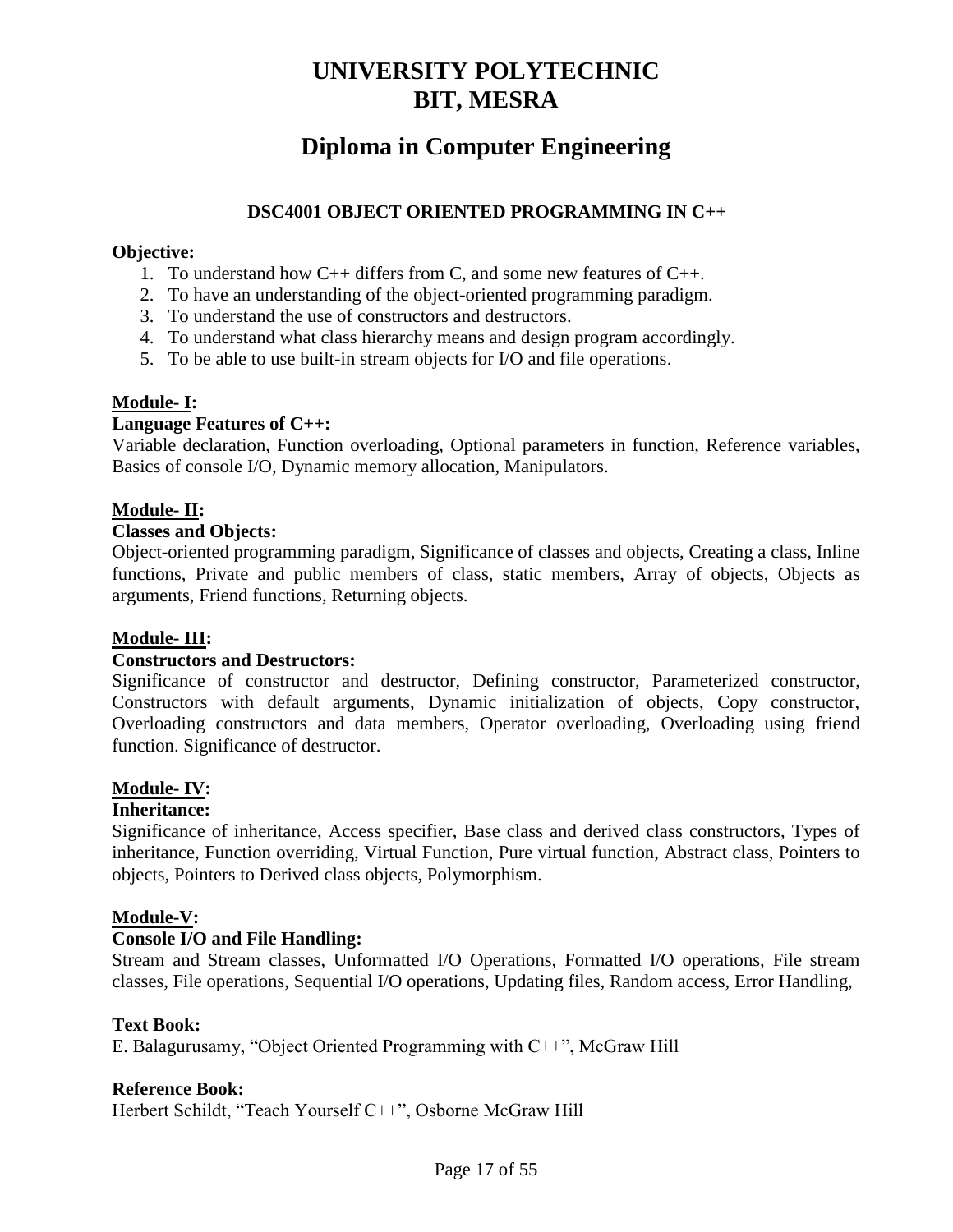# UNIVERSITY POLYTECHNIC
# BIT, MESRA

## Diploma in Computer Engineering

### DSC4001 OBJECT ORIENTED PROGRAMMING IN C++

**Objective:**

1. To understand how C++ differs from C, and some new features of C++.
2. To have an understanding of the object-oriented programming paradigm.
3. To understand the use of constructors and destructors.
4. To understand what class hierarchy means and design program accordingly.
5. To be able to use built-in stream objects for I/O and file operations.

**Module- I:**

**Language Features of C++:**

Variable declaration, Function overloading, Optional parameters in function, Reference variables, Basics of console I/O, Dynamic memory allocation, Manipulators.

**Module- II:**

**Classes and Objects:**

Object-oriented programming paradigm, Significance of classes and objects, Creating a class, Inline functions, Private and public members of class, static members, Array of objects, Objects as arguments, Friend functions, Returning objects.

**Module- III:**

**Constructors and Destructors:**

Significance of constructor and destructor, Defining constructor, Parameterized constructor, Constructors with default arguments, Dynamic initialization of objects, Copy constructor, Overloading constructors and data members, Operator overloading, Overloading using friend function. Significance of destructor.

**Module- IV:**

**Inheritance:**

Significance of inheritance, Access specifier, Base class and derived class constructors, Types of inheritance, Function overriding, Virtual Function, Pure virtual function, Abstract class, Pointers to objects, Pointers to Derived class objects, Polymorphism.

**Module-V:**

**Console I/O and File Handling:**

Stream and Stream classes, Unformatted I/O Operations, Formatted I/O operations, File stream classes, File operations, Sequential I/O operations, Updating files, Random access, Error Handling,

**Text Book:**

E. Balagurusamy, "Object Oriented Programming with C++", McGraw Hill

**Reference Book:**

Herbert Schildt, "Teach Yourself C++", Osborne McGraw Hill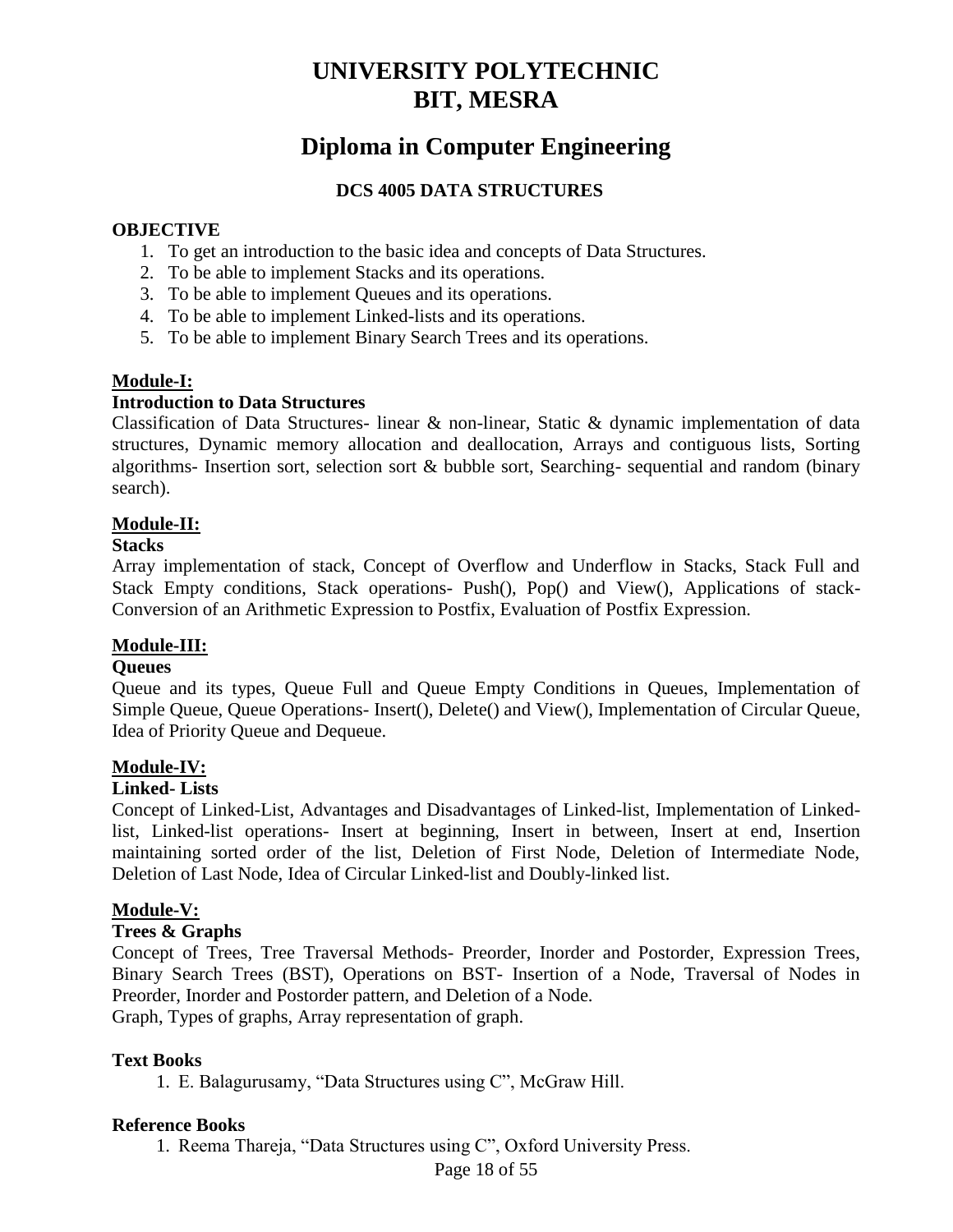# UNIVERSITY POLYTECHNIC
# BIT, MESRA

## Diploma in Computer Engineering

### DCS 4005 DATA STRUCTURES

**OBJECTIVE**

1. To get an introduction to the basic idea and concepts of Data Structures.
2. To be able to implement Stacks and its operations.
3. To be able to implement Queues and its operations.
4. To be able to implement Linked-lists and its operations.
5. To be able to implement Binary Search Trees and its operations.

**Module-I:**

**Introduction to Data Structures**

Classification of Data Structures- linear & non-linear, Static & dynamic implementation of data structures, Dynamic memory allocation and deallocation, Arrays and contiguous lists, Sorting algorithms- Insertion sort, selection sort & bubble sort, Searching- sequential and random (binary search).

**Module-II:**

**Stacks**

Array implementation of stack, Concept of Overflow and Underflow in Stacks, Stack Full and Stack Empty conditions, Stack operations- Push(), Pop() and View(), Applications of stack- Conversion of an Arithmetic Expression to Postfix, Evaluation of Postfix Expression.

**Module-III:**

**Queues**

Queue and its types, Queue Full and Queue Empty Conditions in Queues, Implementation of Simple Queue, Queue Operations- Insert(), Delete() and View(), Implementation of Circular Queue, Idea of Priority Queue and Dequeue.

**Module-IV:**

**Linked- Lists**

Concept of Linked-List, Advantages and Disadvantages of Linked-list, Implementation of Linked-list, Linked-list operations- Insert at beginning, Insert in between, Insert at end, Insertion maintaining sorted order of the list, Deletion of First Node, Deletion of Intermediate Node, Deletion of Last Node, Idea of Circular Linked-list and Doubly-linked list.

**Module-V:**

**Trees & Graphs**

Concept of Trees, Tree Traversal Methods- Preorder, Inorder and Postorder, Expression Trees, Binary Search Trees (BST), Operations on BST- Insertion of a Node, Traversal of Nodes in Preorder, Inorder and Postorder pattern, and Deletion of a Node.
Graph, Types of graphs, Array representation of graph.

**Text Books**

1. E. Balagurusamy, "Data Structures using C", McGraw Hill.

**Reference Books**

1. Reema Thareja, "Data Structures using C", Oxford University Press.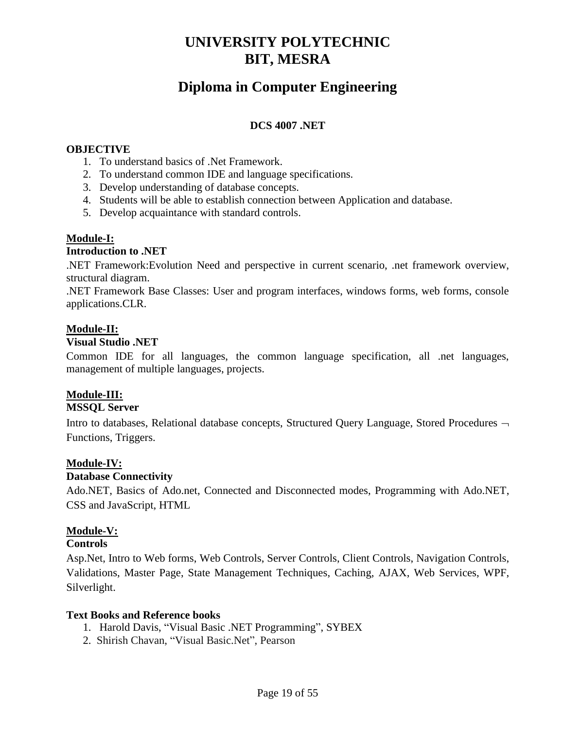# UNIVERSITY POLYTECHNIC
# BIT, MESRA

## Diploma in Computer Engineering

### DCS 4007 .NET

**OBJECTIVE**

1. To understand basics of .Net Framework.
2. To understand common IDE and language specifications.
3. Develop understanding of database concepts.
4. Students will be able to establish connection between Application and database.
5. Develop acquaintance with standard controls.

**Module-I:**

**Introduction to .NET**

.NET Framework:Evolution Need and perspective in current scenario, .net framework overview, structural diagram.

.NET Framework Base Classes: User and program interfaces, windows forms, web forms, console applications.CLR.

**Module-II:**

**Visual Studio .NET**

Common IDE for all languages, the common language specification, all .net languages, management of multiple languages, projects.

**Module-III:**

**MSSQL Server**

Intro to databases, Relational database concepts, Structured Query Language, Stored Procedures ¬ Functions, Triggers.

**Module-IV:**

**Database Connectivity**

Ado.NET, Basics of Ado.net, Connected and Disconnected modes, Programming with Ado.NET, CSS and JavaScript, HTML

**Module-V:**

**Controls**

Asp.Net, Intro to Web forms, Web Controls, Server Controls, Client Controls, Navigation Controls, Validations, Master Page, State Management Techniques, Caching, AJAX, Web Services, WPF, Silverlight.

**Text Books and Reference books**

1. Harold Davis, “Visual Basic .NET Programming”, SYBEX
2. Shirish Chavan, “Visual Basic.Net”, Pearson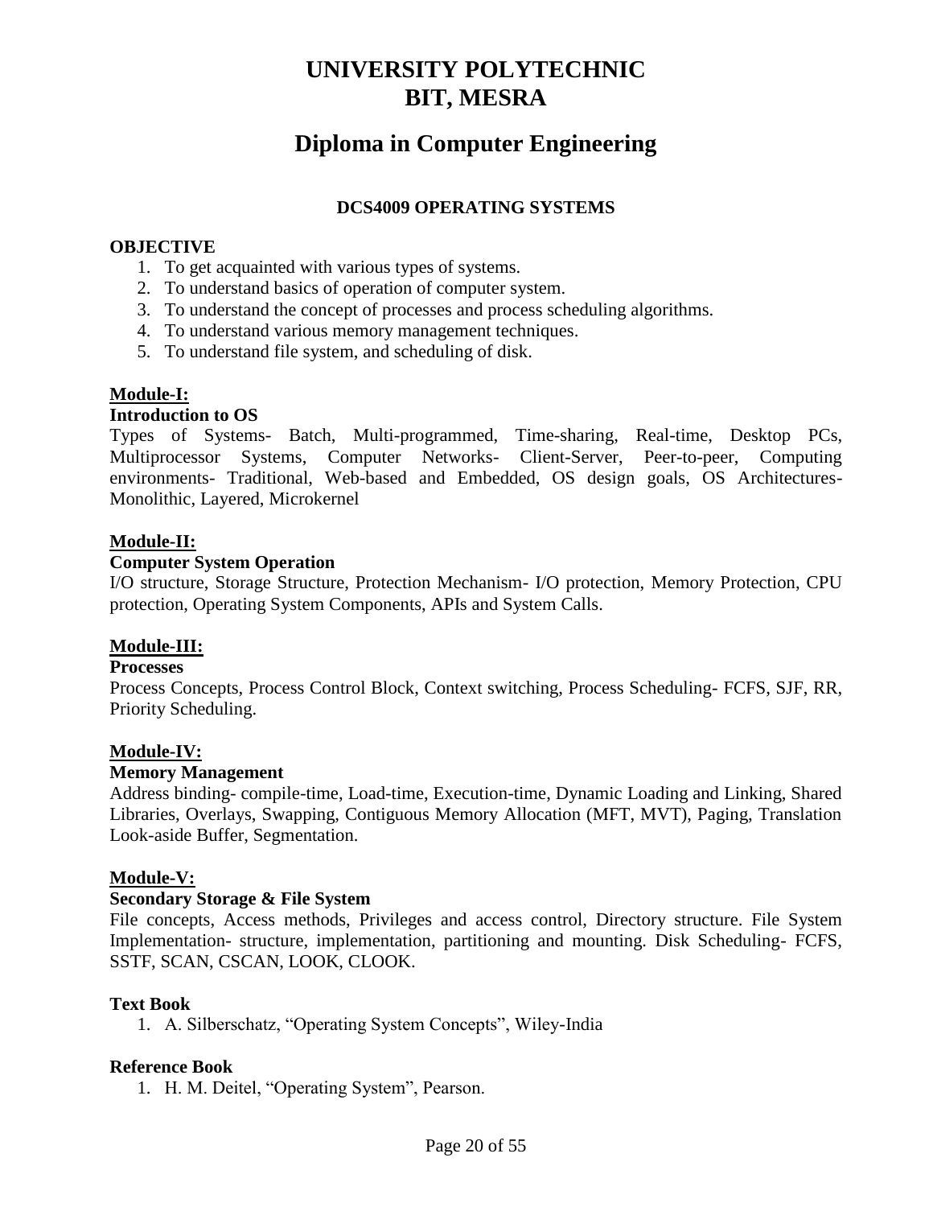# UNIVERSITY POLYTECHNIC
# BIT, MESRA

## Diploma in Computer Engineering

### DCS4009 OPERATING SYSTEMS

**OBJECTIVE**

1. To get acquainted with various types of systems.
2. To understand basics of operation of computer system.
3. To understand the concept of processes and process scheduling algorithms.
4. To understand various memory management techniques.
5. To understand file system, and scheduling of disk.

**Module-I:**

**Introduction to OS**

Types of Systems- Batch, Multi-programmed, Time-sharing, Real-time, Desktop PCs, Multiprocessor Systems, Computer Networks- Client-Server, Peer-to-peer, Computing environments- Traditional, Web-based and Embedded, OS design goals, OS Architectures- Monolithic, Layered, Microkernel

**Module-II:**

**Computer System Operation**

I/O structure, Storage Structure, Protection Mechanism- I/O protection, Memory Protection, CPU protection, Operating System Components, APIs and System Calls.

**Module-III:**

**Processes**

Process Concepts, Process Control Block, Context switching, Process Scheduling- FCFS, SJF, RR, Priority Scheduling.

**Module-IV:**

**Memory Management**

Address binding- compile-time, Load-time, Execution-time, Dynamic Loading and Linking, Shared Libraries, Overlays, Swapping, Contiguous Memory Allocation (MFT, MVT), Paging, Translation Look-aside Buffer, Segmentation.

**Module-V:**

**Secondary Storage & File System**

File concepts, Access methods, Privileges and access control, Directory structure. File System Implementation- structure, implementation, partitioning and mounting. Disk Scheduling- FCFS, SSTF, SCAN, CSCAN, LOOK, CLOOK.

**Text Book**

1. A. Silberschatz, "Operating System Concepts", Wiley-India

**Reference Book**

1. H. M. Deitel, "Operating System", Pearson.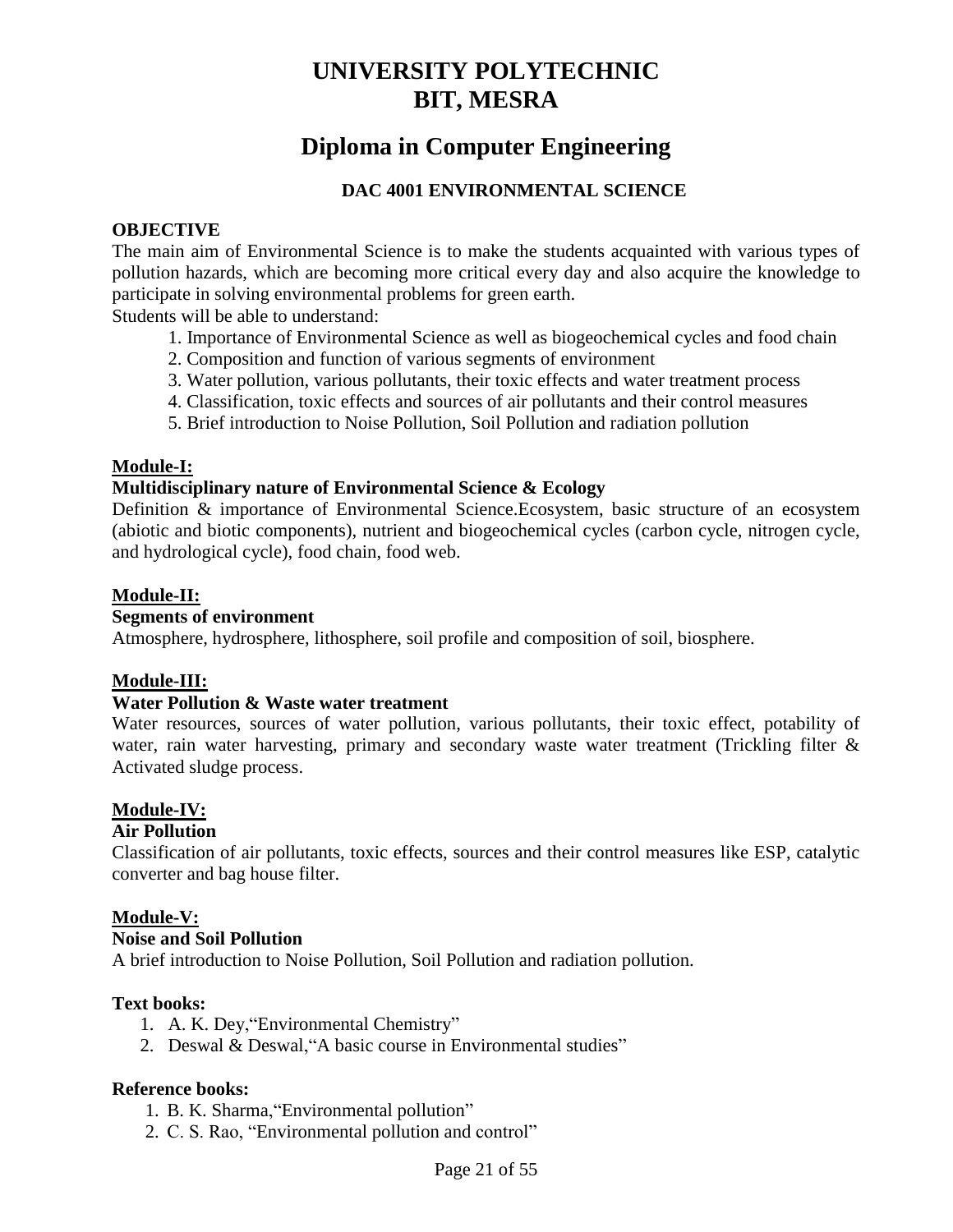# UNIVERSITY POLYTECHNIC
# BIT, MESRA

## Diploma in Computer Engineering

### DAC 4001 ENVIRONMENTAL SCIENCE

**OBJECTIVE**

The main aim of Environmental Science is to make the students acquainted with various types of pollution hazards, which are becoming more critical every day and also acquire the knowledge to participate in solving environmental problems for green earth.

Students will be able to understand:

1. Importance of Environmental Science as well as biogeochemical cycles and food chain
2. Composition and function of various segments of environment
3. Water pollution, various pollutants, their toxic effects and water treatment process
4. Classification, toxic effects and sources of air pollutants and their control measures
5. Brief introduction to Noise Pollution, Soil Pollution and radiation pollution

**Module-I:**

**Multidisciplinary nature of Environmental Science & Ecology**

Definition & importance of Environmental Science.Ecosystem, basic structure of an ecosystem (abiotic and biotic components), nutrient and biogeochemical cycles (carbon cycle, nitrogen cycle, and hydrological cycle), food chain, food web.

**Module-II:**

**Segments of environment**

Atmosphere, hydrosphere, lithosphere, soil profile and composition of soil, biosphere.

**Module-III:**

**Water Pollution & Waste water treatment**

Water resources, sources of water pollution, various pollutants, their toxic effect, potability of water, rain water harvesting, primary and secondary waste water treatment (Trickling filter & Activated sludge process.

**Module-IV:**

**Air Pollution**

Classification of air pollutants, toxic effects, sources and their control measures like ESP, catalytic converter and bag house filter.

**Module-V:**

**Noise and Soil Pollution**

A brief introduction to Noise Pollution, Soil Pollution and radiation pollution.

**Text books:**

1. A. K. Dey,"Environmental Chemistry"
2. Deswal & Deswal,"A basic course in Environmental studies"

**Reference books:**

1. B. K. Sharma,"Environmental pollution"
2. C. S. Rao, "Environmental pollution and control"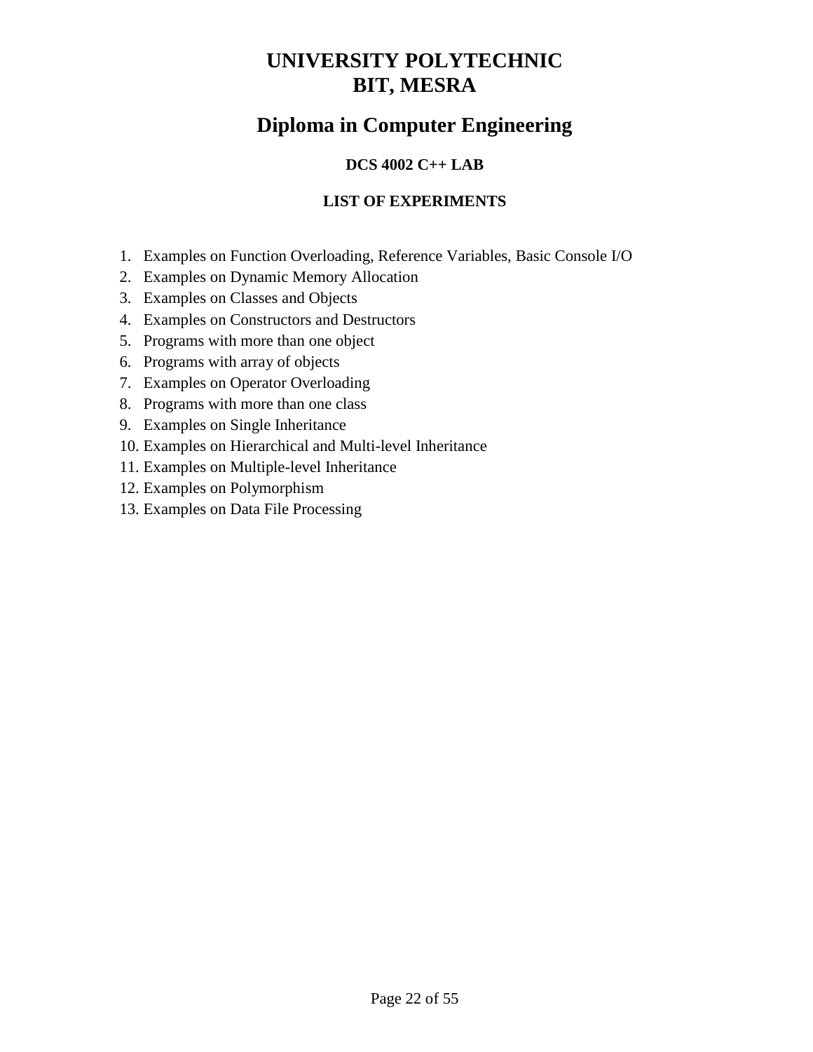# UNIVERSITY POLYTECHNIC
# BIT, MESRA

## Diploma in Computer Engineering

### DCS 4002 C++ LAB

### LIST OF EXPERIMENTS

1. Examples on Function Overloading, Reference Variables, Basic Console I/O
2. Examples on Dynamic Memory Allocation
3. Examples on Classes and Objects
4. Examples on Constructors and Destructors
5. Programs with more than one object
6. Programs with array of objects
7. Examples on Operator Overloading
8. Programs with more than one class
9. Examples on Single Inheritance
10. Examples on Hierarchical and Multi-level Inheritance
11. Examples on Multiple-level Inheritance
12. Examples on Polymorphism
13. Examples on Data File Processing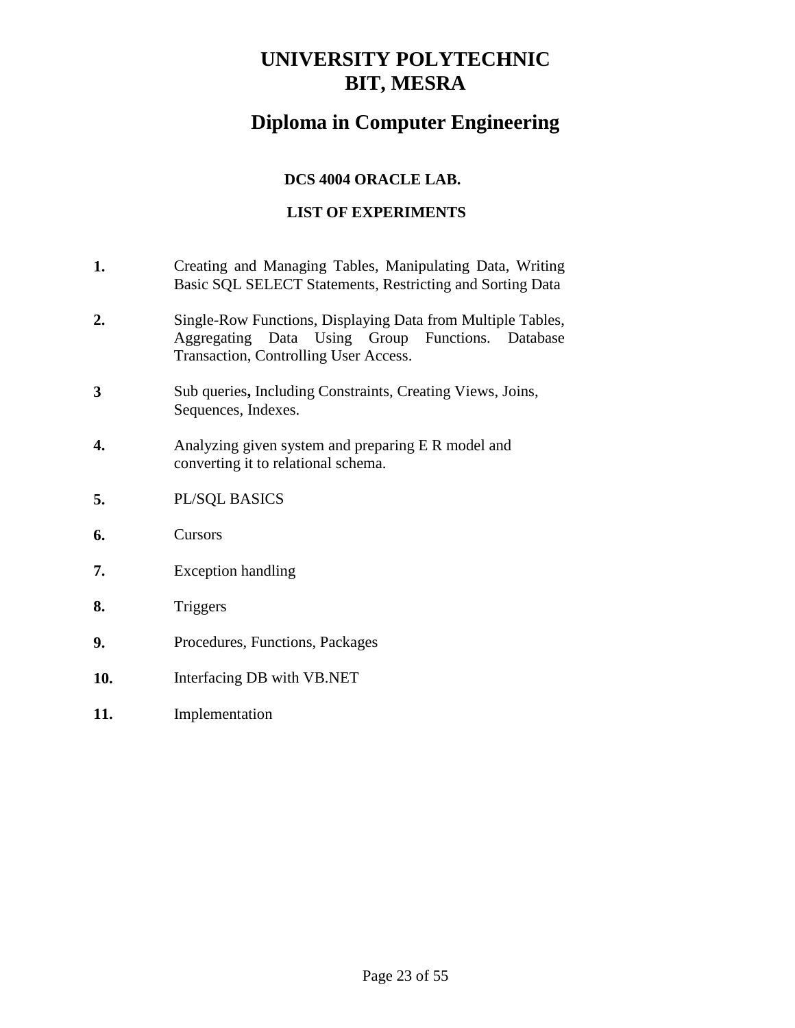# UNIVERSITY POLYTECHNIC
# BIT, MESRA

## Diploma in Computer Engineering

### DCS 4004 ORACLE LAB.

### LIST OF EXPERIMENTS

| | |
|---|---|
| **1.** | Creating and Managing Tables, Manipulating Data, Writing Basic SQL SELECT Statements, Restricting and Sorting Data |
| **2.** | Single-Row Functions, Displaying Data from Multiple Tables, Aggregating Data Using Group Functions. Database Transaction, Controlling User Access. |
| **3** | Sub queries**,** Including Constraints, Creating Views, Joins, Sequences, Indexes. |
| **4.** | Analyzing given system and preparing E R model and converting it to relational schema. |
| **5.** | PL/SQL BASICS |
| **6.** | Cursors |
| **7.** | Exception handling |
| **8.** | Triggers |
| **9.** | Procedures, Functions, Packages |
| **10.** | Interfacing DB with VB.NET |
| **11.** | Implementation |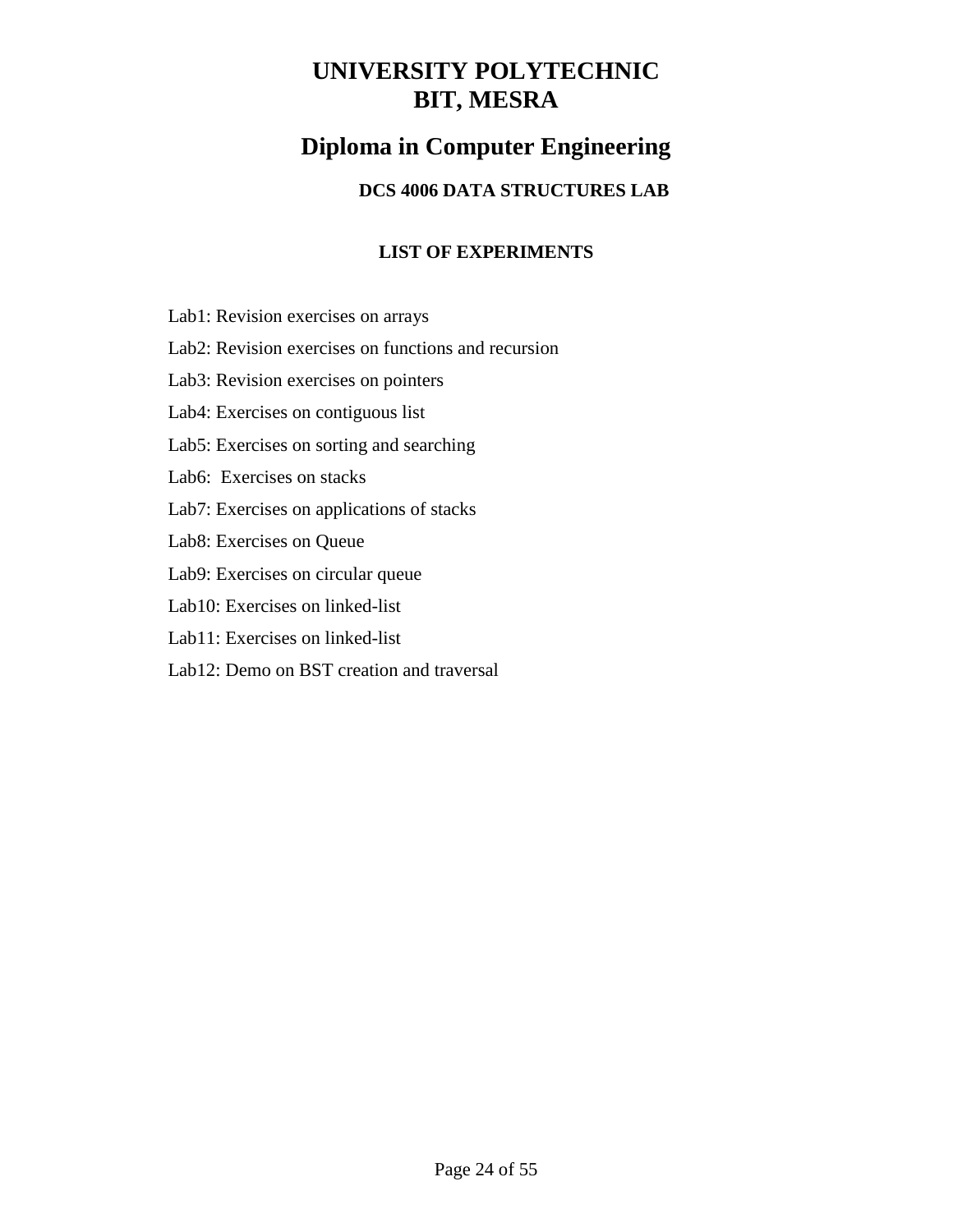# UNIVERSITY POLYTECHNIC
# BIT, MESRA

## Diploma in Computer Engineering

### DCS 4006 DATA STRUCTURES LAB

**LIST OF EXPERIMENTS**

Lab1: Revision exercises on arrays

Lab2: Revision exercises on functions and recursion

Lab3: Revision exercises on pointers

Lab4: Exercises on contiguous list

Lab5: Exercises on sorting and searching

Lab6: Exercises on stacks

Lab7: Exercises on applications of stacks

Lab8: Exercises on Queue

Lab9: Exercises on circular queue

Lab10: Exercises on linked-list

Lab11: Exercises on linked-list

Lab12: Demo on BST creation and traversal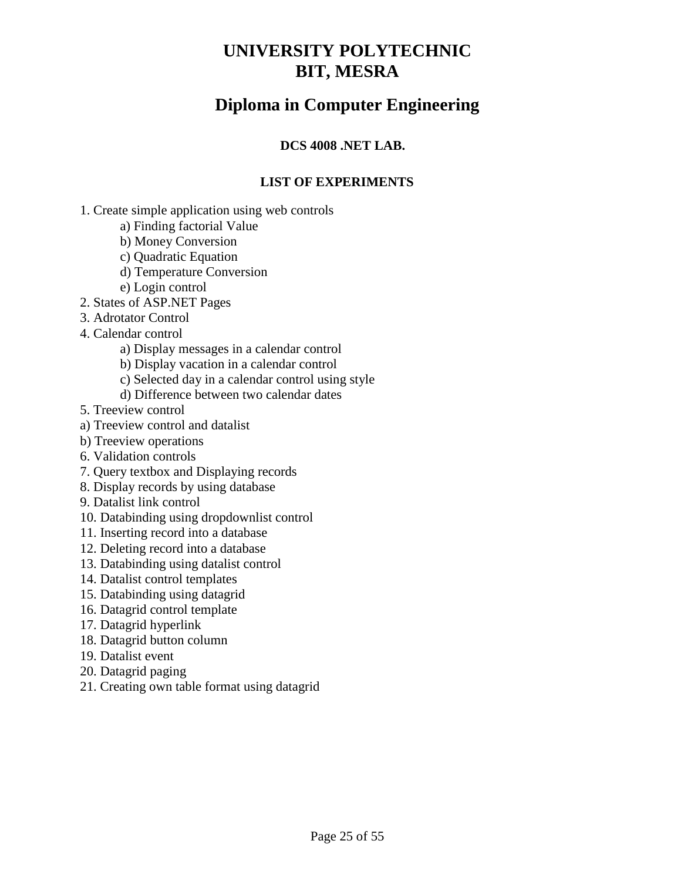# UNIVERSITY POLYTECHNIC
# BIT, MESRA

## Diploma in Computer Engineering

**DCS 4008 .NET LAB.**

**LIST OF EXPERIMENTS**

1. Create simple application using web controls
    - a) Finding factorial Value
    - b) Money Conversion
    - c) Quadratic Equation
    - d) Temperature Conversion
    - e) Login control
2. States of ASP.NET Pages
3. Adrotator Control
4. Calendar control
    - a) Display messages in a calendar control
    - b) Display vacation in a calendar control
    - c) Selected day in a calendar control using style
    - d) Difference between two calendar dates
5. Treeview control

a) Treeview control and datalist

b) Treeview operations

6. Validation controls
7. Query textbox and Displaying records
8. Display records by using database
9. Datalist link control
10. Databinding using dropdownlist control
11. Inserting record into a database
12. Deleting record into a database
13. Databinding using datalist control
14. Datalist control templates
15. Databinding using datagrid
16. Datagrid control template
17. Datagrid hyperlink
18. Datagrid button column
19. Datalist event
20. Datagrid paging
21. Creating own table format using datagrid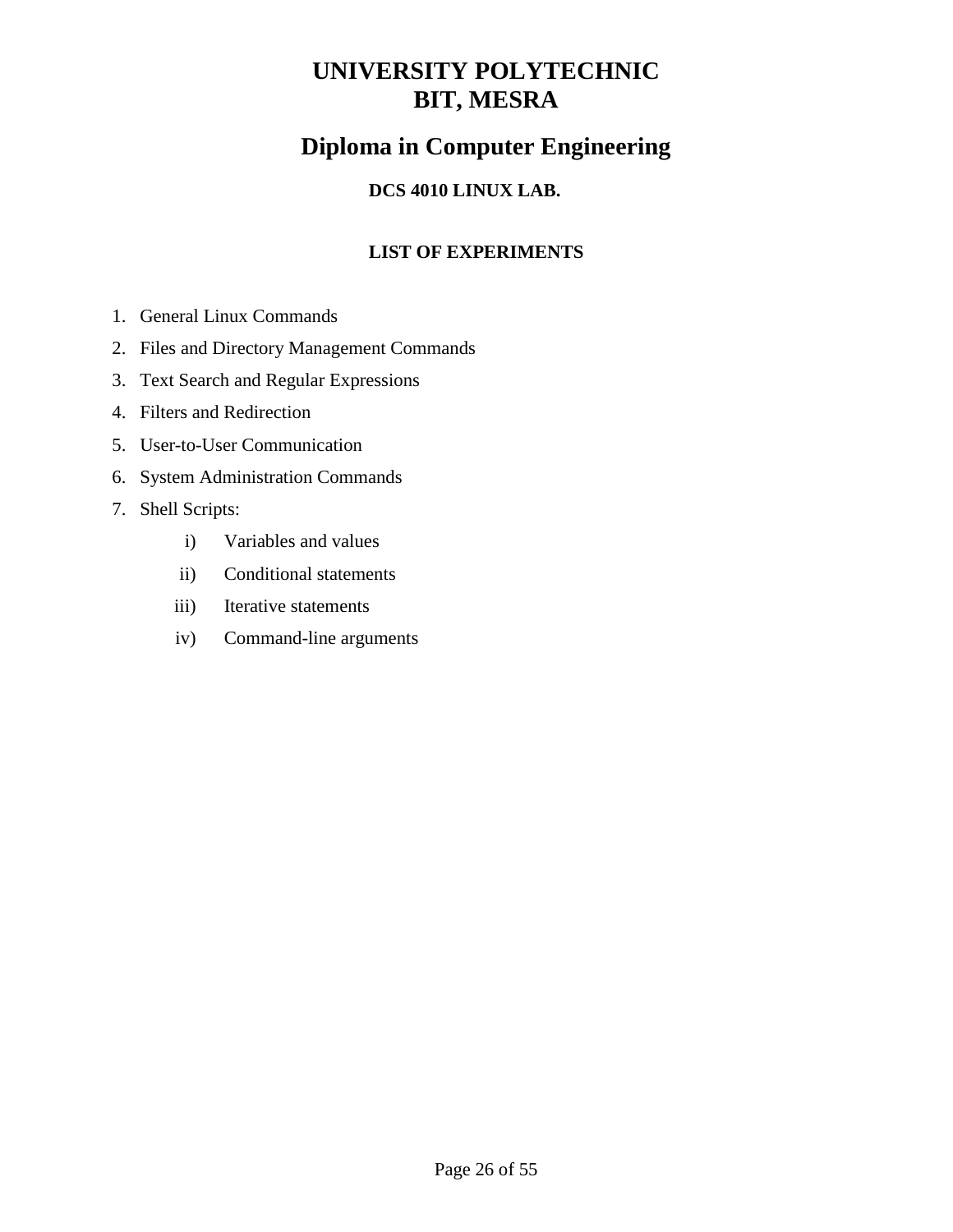# UNIVERSITY POLYTECHNIC
# BIT, MESRA

## Diploma in Computer Engineering

### DCS 4010 LINUX LAB.

### LIST OF EXPERIMENTS

1. General Linux Commands
2. Files and Directory Management Commands
3. Text Search and Regular Expressions
4. Filters and Redirection
5. User-to-User Communication
6. System Administration Commands
7. Shell Scripts:
   i) Variables and values
   ii) Conditional statements
   iii) Iterative statements
   iv) Command-line arguments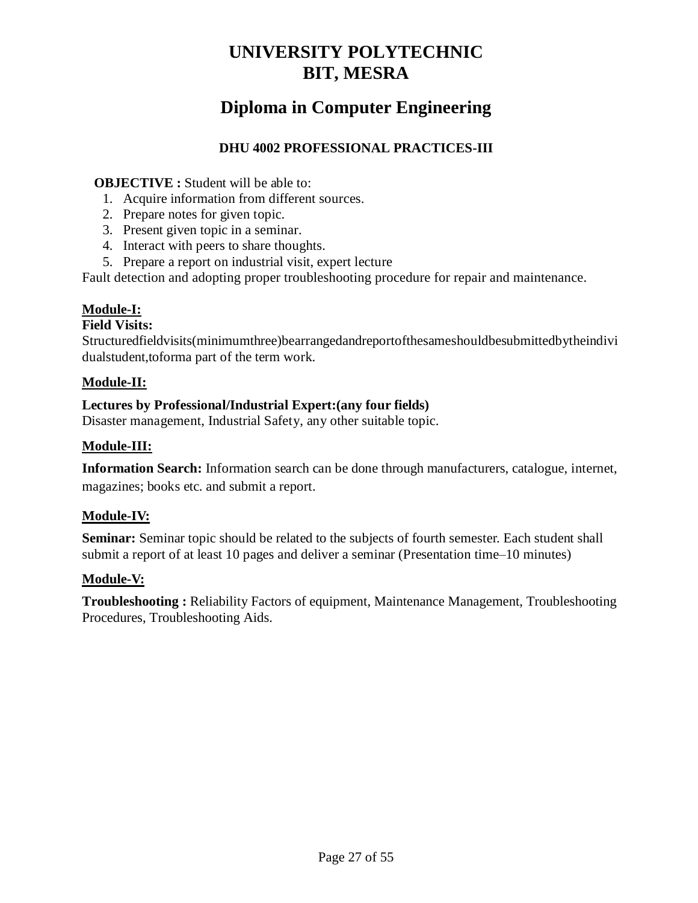# UNIVERSITY POLYTECHNIC
# BIT, MESRA

## Diploma in Computer Engineering

### DHU 4002 PROFESSIONAL PRACTICES-III

**OBJECTIVE :** Student will be able to:

1. Acquire information from different sources.
2. Prepare notes for given topic.
3. Present given topic in a seminar.
4. Interact with peers to share thoughts.
5. Prepare a report on industrial visit, expert lecture

Fault detection and adopting proper troubleshooting procedure for repair and maintenance.

**Module-I:**

**Field Visits:**

Structuredfieldvisits(minimumthree)bearrangedandreportofthesameshouldbesubmittedbytheindividualstudent,toforma part of the term work.

**Module-II:**

**Lectures by Professional/Industrial Expert:(any four fields)**

Disaster management, Industrial Safety, any other suitable topic.

**Module-III:**

**Information Search:** Information search can be done through manufacturers, catalogue, internet, magazines; books etc. and submit a report.

**Module-IV:**

**Seminar:** Seminar topic should be related to the subjects of fourth semester. Each student shall submit a report of at least 10 pages and deliver a seminar (Presentation time–10 minutes)

**Module-V:**

**Troubleshooting :** Reliability Factors of equipment, Maintenance Management, Troubleshooting Procedures, Troubleshooting Aids.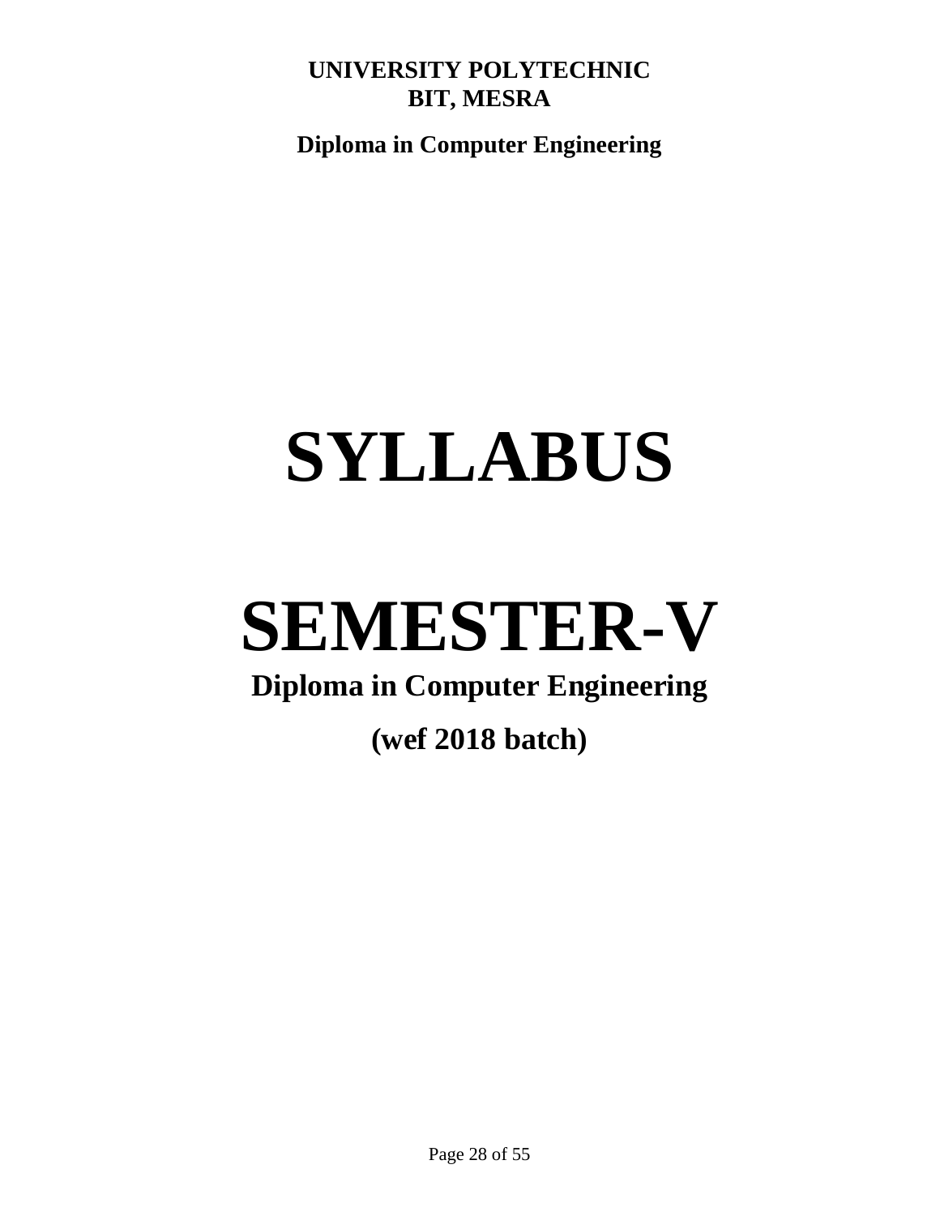**UNIVERSITY POLYTECHNIC**
**BIT, MESRA**

**Diploma in Computer Engineering**

# SYLLABUS

# SEMESTER-V

## Diploma in Computer Engineering

## (wef 2018 batch)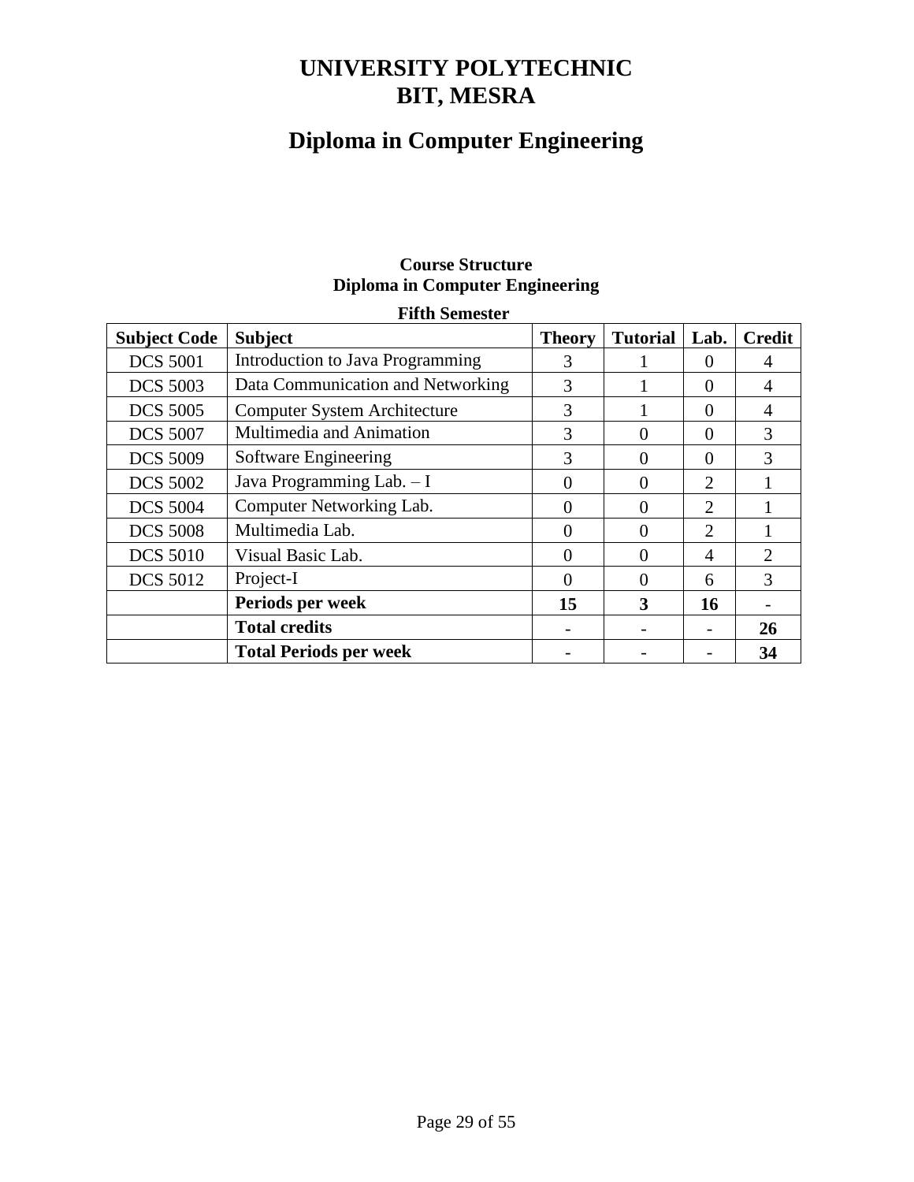# UNIVERSITY POLYTECHNIC
# BIT, MESRA

## Diploma in Computer Engineering

**Course Structure**
**Diploma in Computer Engineering**

**Fifth Semester**

| Subject Code | Subject | Theory | Tutorial | Lab. | Credit |
|---|---|---|---|---|---|
| DCS 5001 | Introduction to Java Programming | 3 | 1 | 0 | 4 |
| DCS 5003 | Data Communication and Networking | 3 | 1 | 0 | 4 |
| DCS 5005 | Computer System Architecture | 3 | 1 | 0 | 4 |
| DCS 5007 | Multimedia and Animation | 3 | 0 | 0 | 3 |
| DCS 5009 | Software Engineering | 3 | 0 | 0 | 3 |
| DCS 5002 | Java Programming Lab. – I | 0 | 0 | 2 | 1 |
| DCS 5004 | Computer Networking Lab. | 0 | 0 | 2 | 1 |
| DCS 5008 | Multimedia Lab. | 0 | 0 | 2 | 1 |
| DCS 5010 | Visual Basic Lab. | 0 | 0 | 4 | 2 |
| DCS 5012 | Project-I | 0 | 0 | 6 | 3 |
| | **Periods per week** | **15** | **3** | **16** | - |
| | **Total credits** | - | - | - | **26** |
| | **Total Periods per week** | - | - | - | **34** |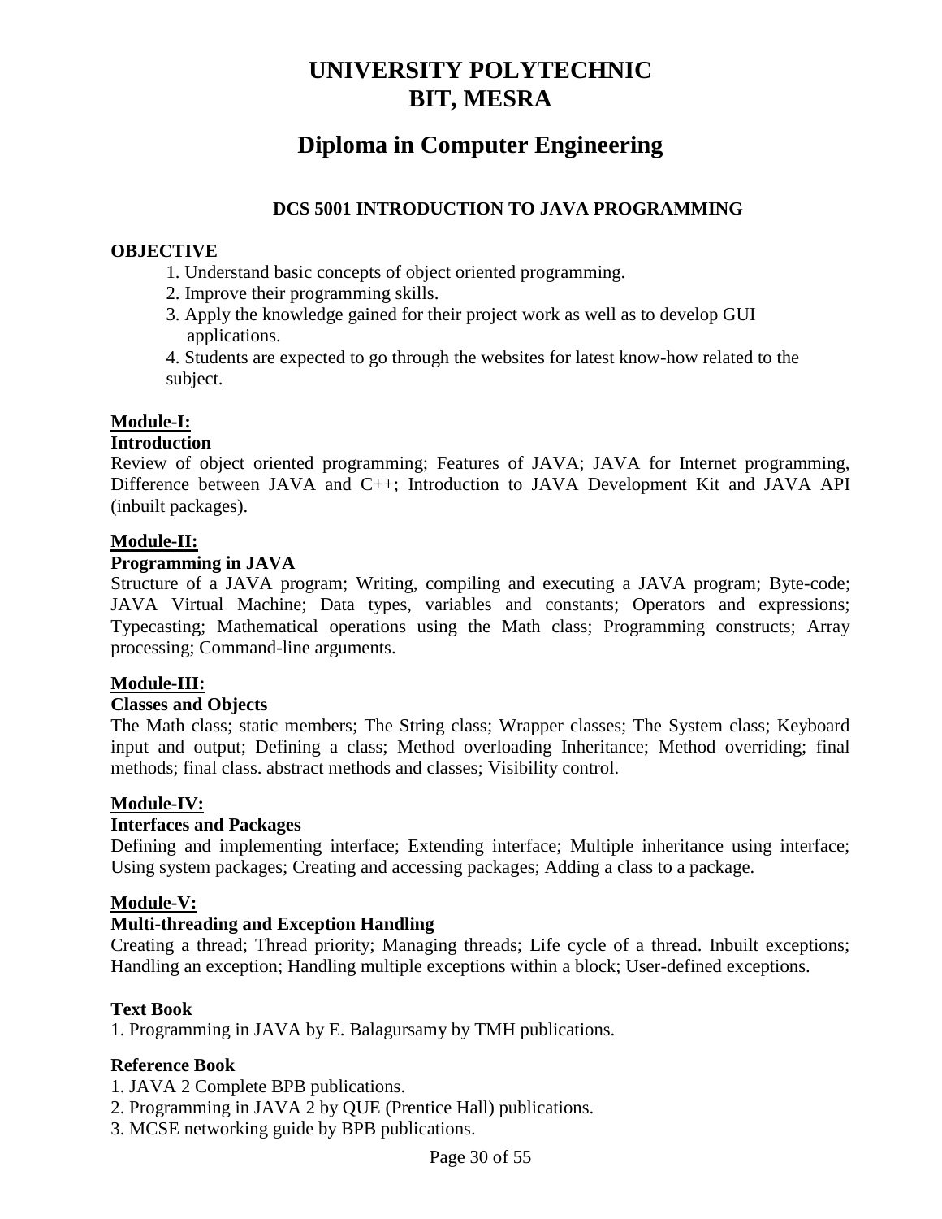# UNIVERSITY POLYTECHNIC
# BIT, MESRA

## Diploma in Computer Engineering

### DCS 5001 INTRODUCTION TO JAVA PROGRAMMING

**OBJECTIVE**

1. Understand basic concepts of object oriented programming.
2. Improve their programming skills.
3. Apply the knowledge gained for their project work as well as to develop GUI applications.
4. Students are expected to go through the websites for latest know-how related to the subject.

**Module-I:**

**Introduction**

Review of object oriented programming; Features of JAVA; JAVA for Internet programming, Difference between JAVA and C++; Introduction to JAVA Development Kit and JAVA API (inbuilt packages).

**Module-II:**

**Programming in JAVA**

Structure of a JAVA program; Writing, compiling and executing a JAVA program; Byte-code; JAVA Virtual Machine; Data types, variables and constants; Operators and expressions; Typecasting; Mathematical operations using the Math class; Programming constructs; Array processing; Command-line arguments.

**Module-III:**

**Classes and Objects**

The Math class; static members; The String class; Wrapper classes; The System class; Keyboard input and output; Defining a class; Method overloading Inheritance; Method overriding; final methods; final class. abstract methods and classes; Visibility control.

**Module-IV:**

**Interfaces and Packages**

Defining and implementing interface; Extending interface; Multiple inheritance using interface; Using system packages; Creating and accessing packages; Adding a class to a package.

**Module-V:**

**Multi-threading and Exception Handling**

Creating a thread; Thread priority; Managing threads; Life cycle of a thread. Inbuilt exceptions; Handling an exception; Handling multiple exceptions within a block; User-defined exceptions.

**Text Book**

1. Programming in JAVA by E. Balagursamy by TMH publications.

**Reference Book**

1. JAVA 2 Complete BPB publications.
2. Programming in JAVA 2 by QUE (Prentice Hall) publications.
3. MCSE networking guide by BPB publications.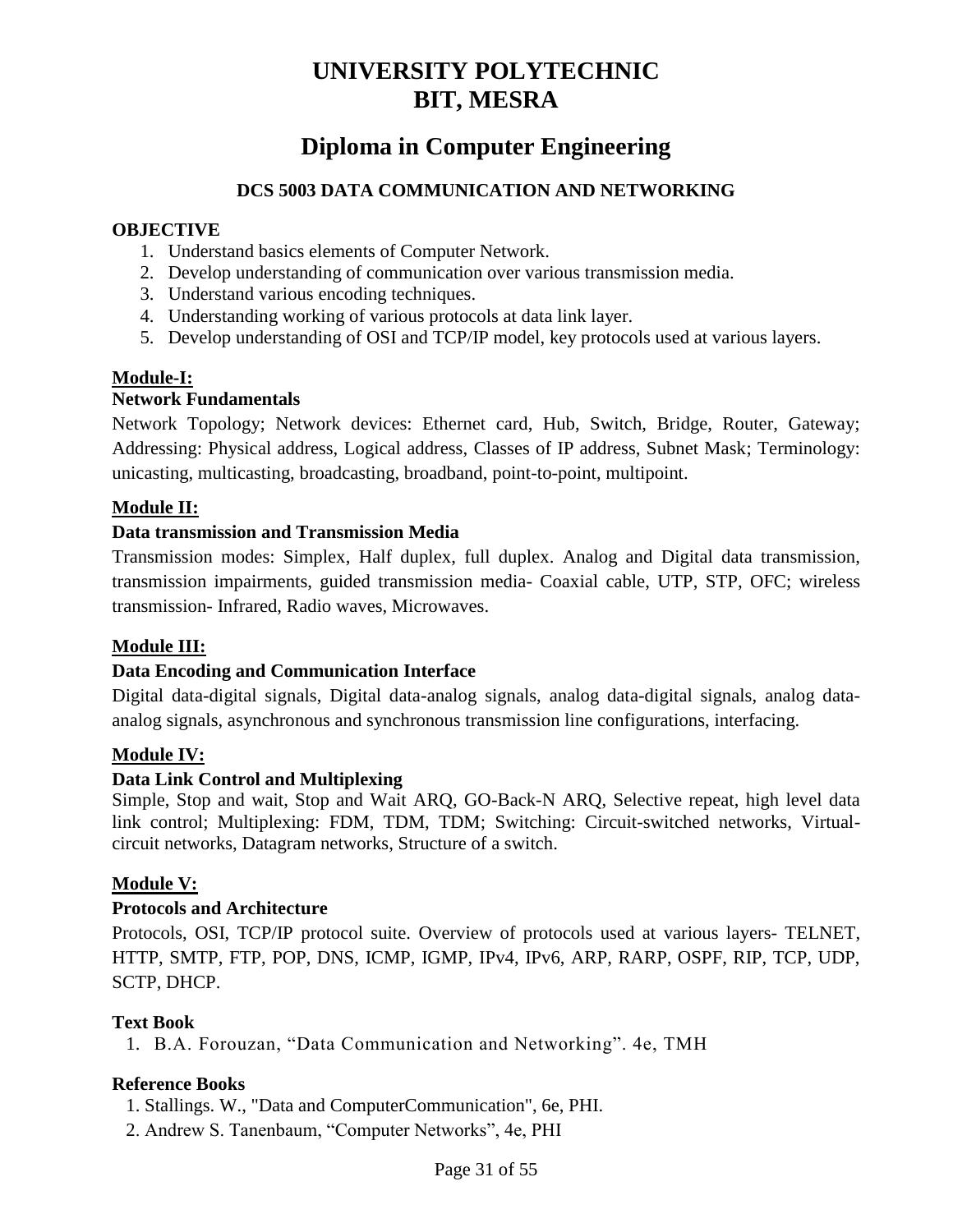# UNIVERSITY POLYTECHNIC
# BIT, MESRA

## Diploma in Computer Engineering

### DCS 5003 DATA COMMUNICATION AND NETWORKING

**OBJECTIVE**

1. Understand basics elements of Computer Network.
2. Develop understanding of communication over various transmission media.
3. Understand various encoding techniques.
4. Understanding working of various protocols at data link layer.
5. Develop understanding of OSI and TCP/IP model, key protocols used at various layers.

**Module-I:**

**Network Fundamentals**

Network Topology; Network devices: Ethernet card, Hub, Switch, Bridge, Router, Gateway; Addressing: Physical address, Logical address, Classes of IP address, Subnet Mask; Terminology: unicasting, multicasting, broadcasting, broadband, point-to-point, multipoint.

**Module II:**

**Data transmission and Transmission Media**

Transmission modes: Simplex, Half duplex, full duplex. Analog and Digital data transmission, transmission impairments, guided transmission media- Coaxial cable, UTP, STP, OFC; wireless transmission- Infrared, Radio waves, Microwaves.

**Module III:**

**Data Encoding and Communication Interface**

Digital data-digital signals, Digital data-analog signals, analog data-digital signals, analog data-analog signals, asynchronous and synchronous transmission line configurations, interfacing.

**Module IV:**

**Data Link Control and Multiplexing**

Simple, Stop and wait, Stop and Wait ARQ, GO-Back-N ARQ, Selective repeat, high level data link control; Multiplexing: FDM, TDM, TDM; Switching: Circuit-switched networks, Virtual-circuit networks, Datagram networks, Structure of a switch.

**Module V:**

**Protocols and Architecture**

Protocols, OSI, TCP/IP protocol suite. Overview of protocols used at various layers- TELNET, HTTP, SMTP, FTP, POP, DNS, ICMP, IGMP, IPv4, IPv6, ARP, RARP, OSPF, RIP, TCP, UDP, SCTP, DHCP.

**Text Book**

1. B.A. Forouzan, “Data Communication and Networking”. 4e, TMH

**Reference Books**

1. Stallings. W., "Data and ComputerCommunication", 6e, PHI.
2. Andrew S. Tanenbaum, “Computer Networks”, 4e, PHI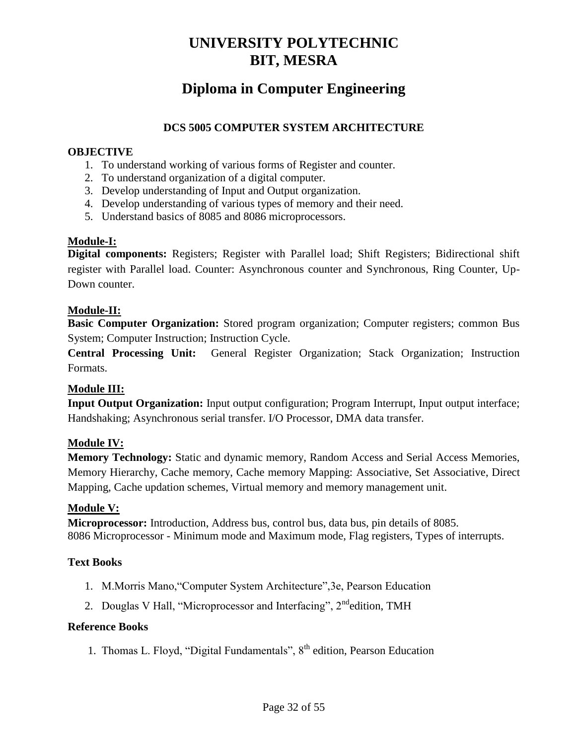# UNIVERSITY POLYTECHNIC
# BIT, MESRA

## Diploma in Computer Engineering

### DCS 5005 COMPUTER SYSTEM ARCHITECTURE

**OBJECTIVE**

1. To understand working of various forms of Register and counter.
2. To understand organization of a digital computer.
3. Develop understanding of Input and Output organization.
4. Develop understanding of various types of memory and their need.
5. Understand basics of 8085 and 8086 microprocessors.

**Module-I:**

**Digital components:** Registers; Register with Parallel load; Shift Registers; Bidirectional shift register with Parallel load. Counter: Asynchronous counter and Synchronous, Ring Counter, Up-Down counter.

**Module-II:**

**Basic Computer Organization:** Stored program organization; Computer registers; common Bus System; Computer Instruction; Instruction Cycle.

**Central Processing Unit:** General Register Organization; Stack Organization; Instruction Formats.

**Module III:**

**Input Output Organization:** Input output configuration; Program Interrupt, Input output interface; Handshaking; Asynchronous serial transfer. I/O Processor, DMA data transfer.

**Module IV:**

**Memory Technology:** Static and dynamic memory, Random Access and Serial Access Memories, Memory Hierarchy, Cache memory, Cache memory Mapping: Associative, Set Associative, Direct Mapping, Cache updation schemes, Virtual memory and memory management unit.

**Module V:**

**Microprocessor:** Introduction, Address bus, control bus, data bus, pin details of 8085.
8086 Microprocessor - Minimum mode and Maximum mode, Flag registers, Types of interrupts.

**Text Books**

1. M.Morris Mano,"Computer System Architecture",3e, Pearson Education
2. Douglas V Hall, "Microprocessor and Interfacing", 2nd edition, TMH

**Reference Books**

1. Thomas L. Floyd, "Digital Fundamentals", 8th edition, Pearson Education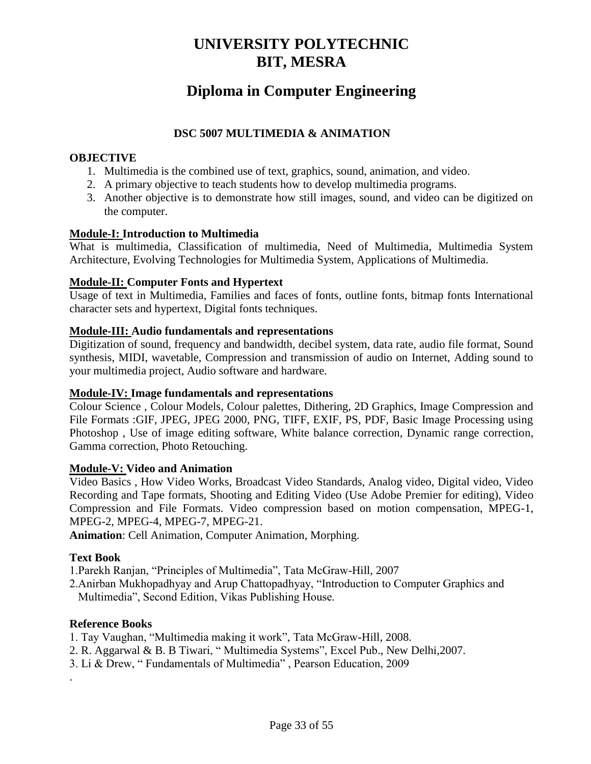# UNIVERSITY POLYTECHNIC
# BIT, MESRA

## Diploma in Computer Engineering

### DSC 5007 MULTIMEDIA & ANIMATION

**OBJECTIVE**

1. Multimedia is the combined use of text, graphics, sound, animation, and video.
2. A primary objective to teach students how to develop multimedia programs.
3. Another objective is to demonstrate how still images, sound, and video can be digitized on the computer.

**Module-I: Introduction to Multimedia**

What is multimedia, Classification of multimedia, Need of Multimedia, Multimedia System Architecture, Evolving Technologies for Multimedia System, Applications of Multimedia.

**Module-II: Computer Fonts and Hypertext**

Usage of text in Multimedia, Families and faces of fonts, outline fonts, bitmap fonts International character sets and hypertext, Digital fonts techniques.

**Module-III: Audio fundamentals and representations**

Digitization of sound, frequency and bandwidth, decibel system, data rate, audio file format, Sound synthesis, MIDI, wavetable, Compression and transmission of audio on Internet, Adding sound to your multimedia project, Audio software and hardware.

**Module-IV: Image fundamentals and representations**

Colour Science , Colour Models, Colour palettes, Dithering, 2D Graphics, Image Compression and File Formats :GIF, JPEG, JPEG 2000, PNG, TIFF, EXIF, PS, PDF, Basic Image Processing using Photoshop , Use of image editing software, White balance correction, Dynamic range correction, Gamma correction, Photo Retouching.

**Module-V: Video and Animation**

Video Basics , How Video Works, Broadcast Video Standards, Analog video, Digital video, Video Recording and Tape formats, Shooting and Editing Video (Use Adobe Premier for editing), Video Compression and File Formats. Video compression based on motion compensation, MPEG-1, MPEG-2, MPEG-4, MPEG-7, MPEG-21.

**Animation**: Cell Animation, Computer Animation, Morphing.

**Text Book**

1. Parekh Ranjan, "Principles of Multimedia", Tata McGraw-Hill, 2007
2. Anirban Mukhopadhyay and Arup Chattopadhyay, "Introduction to Computer Graphics and Multimedia", Second Edition, Vikas Publishing House.

**Reference Books**

1. Tay Vaughan, "Multimedia making it work", Tata McGraw-Hill, 2008.
2. R. Aggarwal & B. B Tiwari, " Multimedia Systems", Excel Pub., New Delhi,2007.
3. Li & Drew, " Fundamentals of Multimedia" , Pearson Education, 2009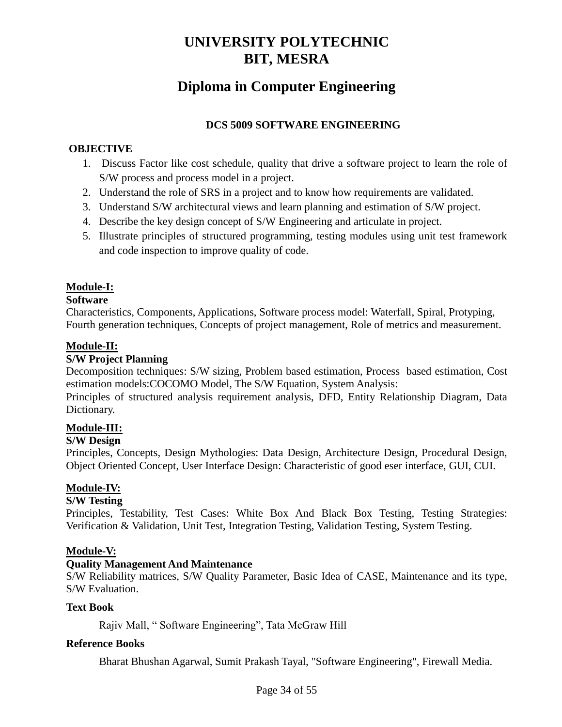# UNIVERSITY POLYTECHNIC
# BIT, MESRA

## Diploma in Computer Engineering

### DCS 5009 SOFTWARE ENGINEERING

**OBJECTIVE**

1. Discuss Factor like cost schedule, quality that drive a software project to learn the role of S/W process and process model in a project.
2. Understand the role of SRS in a project and to know how requirements are validated.
3. Understand S/W architectural views and learn planning and estimation of S/W project.
4. Describe the key design concept of S/W Engineering and articulate in project.
5. Illustrate principles of structured programming, testing modules using unit test framework and code inspection to improve quality of code.

**Module-I:**

**Software**

Characteristics, Components, Applications, Software process model: Waterfall, Spiral, Protyping, Fourth generation techniques, Concepts of project management, Role of metrics and measurement.

**Module-II:**

**S/W Project Planning**

Decomposition techniques: S/W sizing, Problem based estimation, Process based estimation, Cost estimation models:COCOMO Model, The S/W Equation, System Analysis:

Principles of structured analysis requirement analysis, DFD, Entity Relationship Diagram, Data Dictionary.

**Module-III:**

**S/W Design**

Principles, Concepts, Design Mythologies: Data Design, Architecture Design, Procedural Design, Object Oriented Concept, User Interface Design: Characteristic of good eser interface, GUI, CUI.

**Module-IV:**

**S/W Testing**

Principles, Testability, Test Cases: White Box And Black Box Testing, Testing Strategies: Verification & Validation, Unit Test, Integration Testing, Validation Testing, System Testing.

**Module-V:**

**Quality Management And Maintenance**

S/W Reliability matrices, S/W Quality Parameter, Basic Idea of CASE, Maintenance and its type, S/W Evaluation.

**Text Book**

Rajiv Mall, " Software Engineering", Tata McGraw Hill

**Reference Books**

Bharat Bhushan Agarwal, Sumit Prakash Tayal, "Software Engineering", Firewall Media.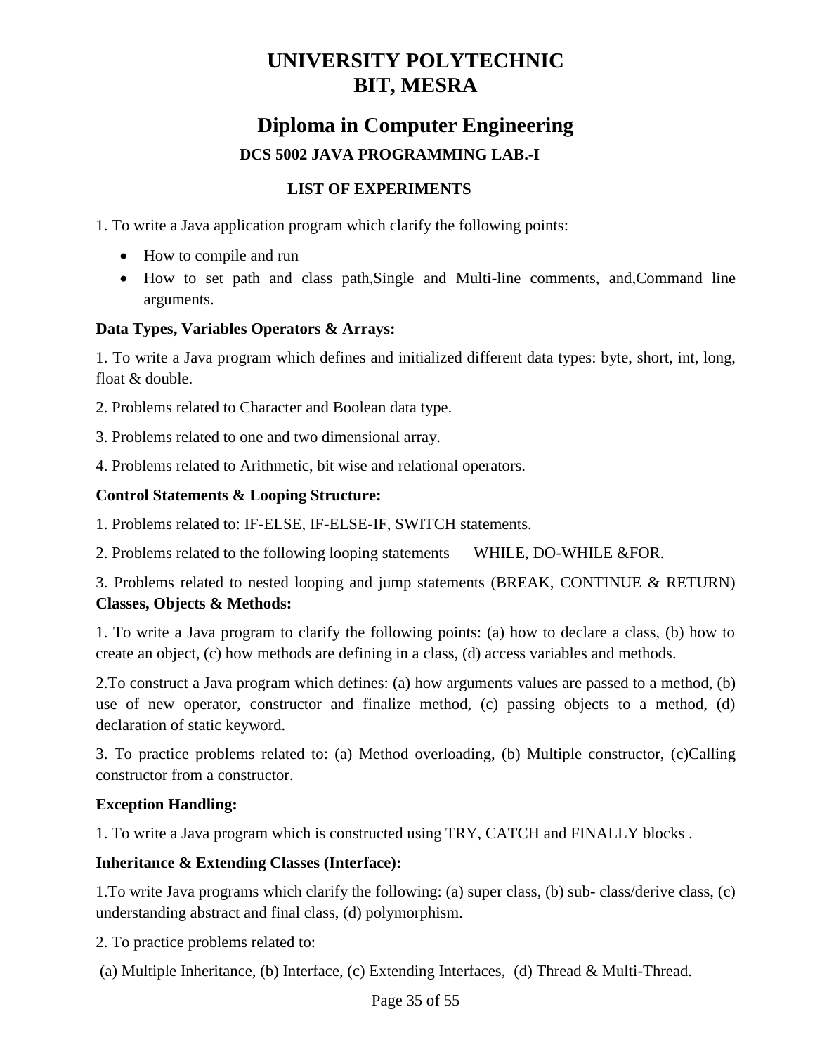# UNIVERSITY POLYTECHNIC
# BIT, MESRA

## Diploma in Computer Engineering

### DCS 5002 JAVA PROGRAMMING LAB.-I

#### LIST OF EXPERIMENTS

1. To write a Java application program which clarify the following points:

- How to compile and run
- How to set path and class path,Single and Multi-line comments, and,Command line arguments.

**Data Types, Variables Operators & Arrays:**

1. To write a Java program which defines and initialized different data types: byte, short, int, long, float & double.

2. Problems related to Character and Boolean data type.

3. Problems related to one and two dimensional array.

4. Problems related to Arithmetic, bit wise and relational operators.

**Control Statements & Looping Structure:**

1. Problems related to: IF-ELSE, IF-ELSE-IF, SWITCH statements.

2. Problems related to the following looping statements — WHILE, DO-WHILE &FOR.

3. Problems related to nested looping and jump statements (BREAK, CONTINUE & RETURN)

**Classes, Objects & Methods:**

1. To write a Java program to clarify the following points: (a) how to declare a class, (b) how to create an object, (c) how methods are defining in a class, (d) access variables and methods.

2.To construct a Java program which defines: (a) how arguments values are passed to a method, (b) use of new operator, constructor and finalize method, (c) passing objects to a method, (d) declaration of static keyword.

3. To practice problems related to: (a) Method overloading, (b) Multiple constructor, (c)Calling constructor from a constructor.

**Exception Handling:**

1. To write a Java program which is constructed using TRY, CATCH and FINALLY blocks .

**Inheritance & Extending Classes (Interface):**

1.To write Java programs which clarify the following: (a) super class, (b) sub- class/derive class, (c) understanding abstract and final class, (d) polymorphism.

2. To practice problems related to:

(a) Multiple Inheritance, (b) Interface, (c) Extending Interfaces, (d) Thread & Multi-Thread.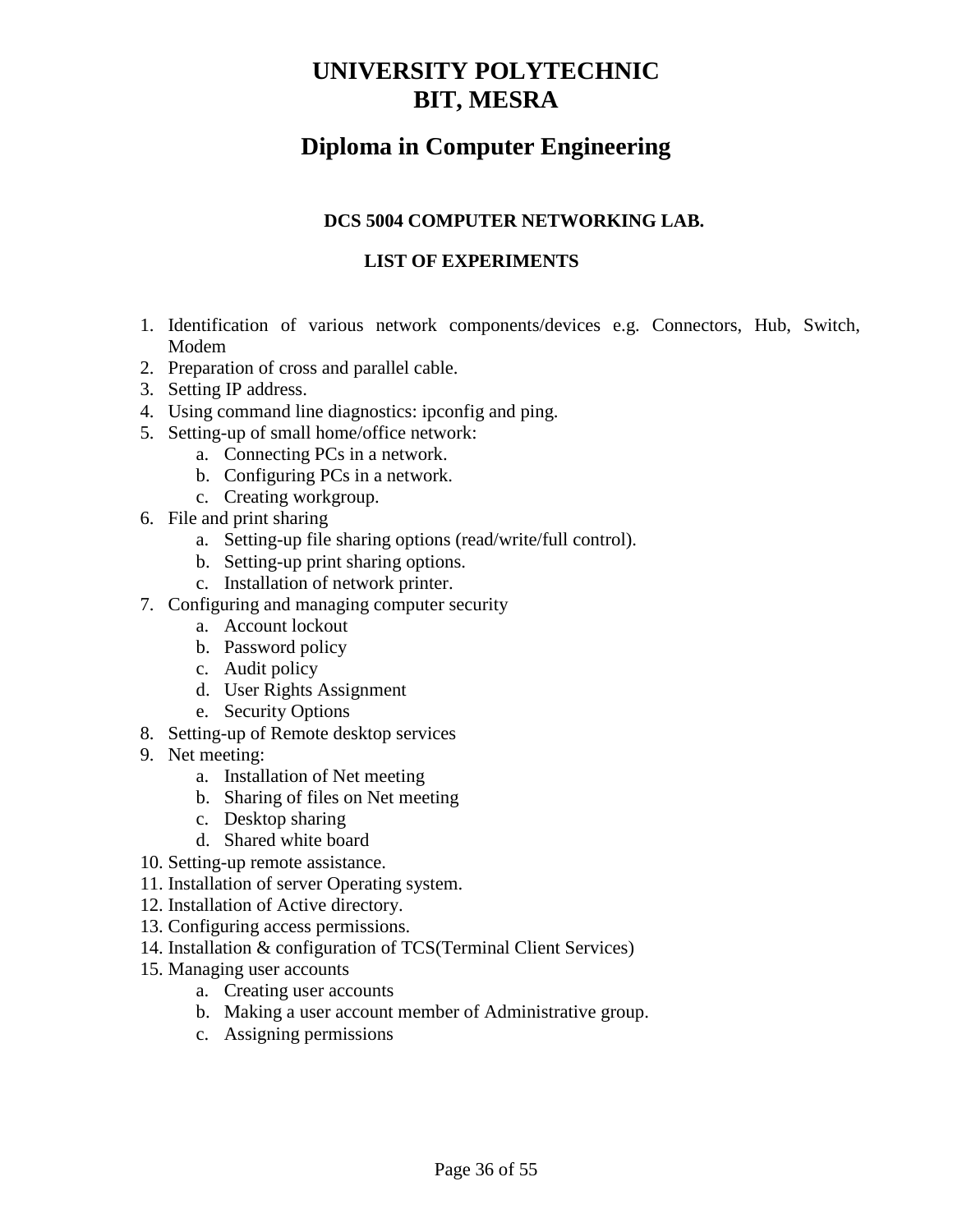# UNIVERSITY POLYTECHNIC
# BIT, MESRA

## Diploma in Computer Engineering

### DCS 5004 COMPUTER NETWORKING LAB.

### LIST OF EXPERIMENTS

1. Identification of various network components/devices e.g. Connectors, Hub, Switch, Modem
2. Preparation of cross and parallel cable.
3. Setting IP address.
4. Using command line diagnostics: ipconfig and ping.
5. Setting-up of small home/office network:
    a. Connecting PCs in a network.
    b. Configuring PCs in a network.
    c. Creating workgroup.
6. File and print sharing
    a. Setting-up file sharing options (read/write/full control).
    b. Setting-up print sharing options.
    c. Installation of network printer.
7. Configuring and managing computer security
    a. Account lockout
    b. Password policy
    c. Audit policy
    d. User Rights Assignment
    e. Security Options
8. Setting-up of Remote desktop services
9. Net meeting:
    a. Installation of Net meeting
    b. Sharing of files on Net meeting
    c. Desktop sharing
    d. Shared white board
10. Setting-up remote assistance.
11. Installation of server Operating system.
12. Installation of Active directory.
13. Configuring access permissions.
14. Installation & configuration of TCS(Terminal Client Services)
15. Managing user accounts
    a. Creating user accounts
    b. Making a user account member of Administrative group.
    c. Assigning permissions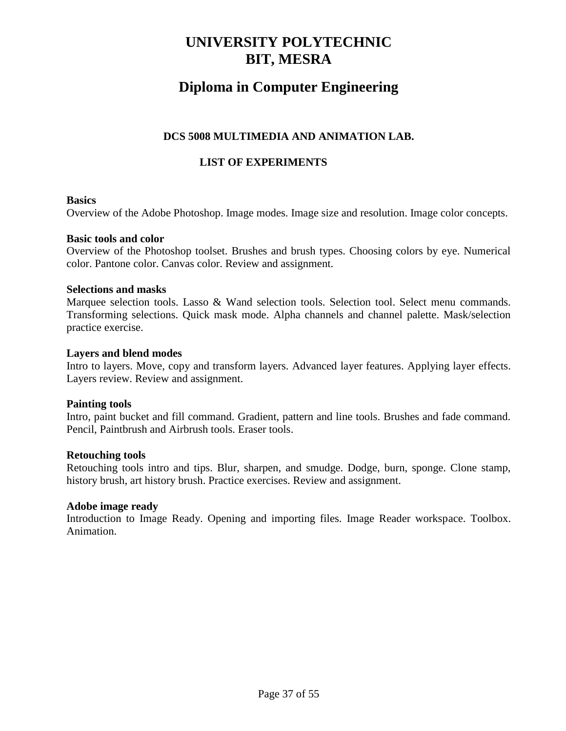# UNIVERSITY POLYTECHNIC
# BIT, MESRA

## Diploma in Computer Engineering

### DCS 5008 MULTIMEDIA AND ANIMATION LAB.

### LIST OF EXPERIMENTS

**Basics**
Overview of the Adobe Photoshop. Image modes. Image size and resolution. Image color concepts.

**Basic tools and color**
Overview of the Photoshop toolset. Brushes and brush types. Choosing colors by eye. Numerical color. Pantone color. Canvas color. Review and assignment.

**Selections and masks**
Marquee selection tools. Lasso & Wand selection tools. Selection tool. Select menu commands. Transforming selections. Quick mask mode. Alpha channels and channel palette. Mask/selection practice exercise.

**Layers and blend modes**
Intro to layers. Move, copy and transform layers. Advanced layer features. Applying layer effects. Layers review. Review and assignment.

**Painting tools**
Intro, paint bucket and fill command. Gradient, pattern and line tools. Brushes and fade command. Pencil, Paintbrush and Airbrush tools. Eraser tools.

**Retouching tools**
Retouching tools intro and tips. Blur, sharpen, and smudge. Dodge, burn, sponge. Clone stamp, history brush, art history brush. Practice exercises. Review and assignment.

**Adobe image ready**
Introduction to Image Ready. Opening and importing files. Image Reader workspace. Toolbox. Animation.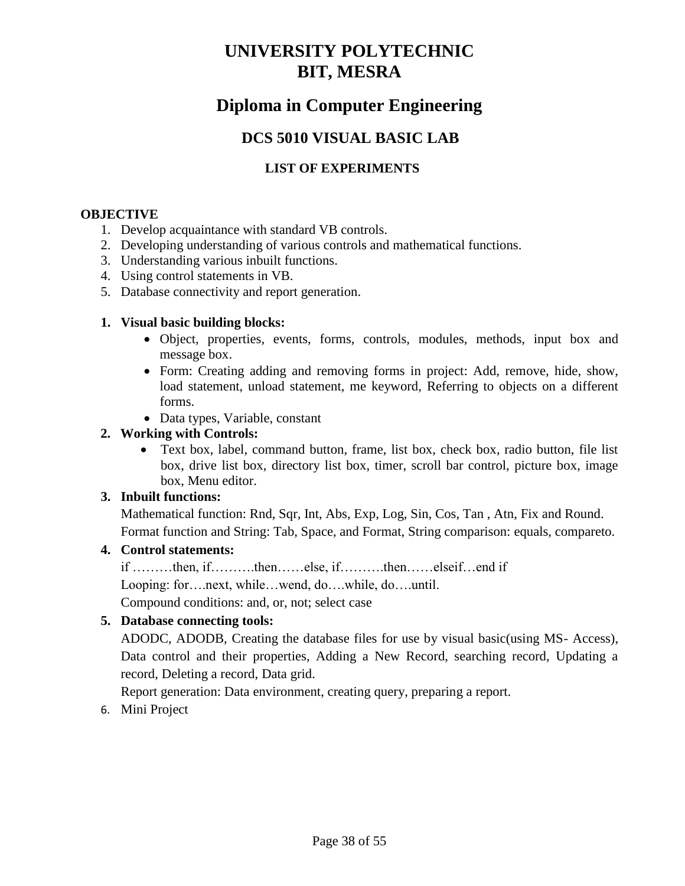# UNIVERSITY POLYTECHNIC
# BIT, MESRA

## Diploma in Computer Engineering

### DCS 5010 VISUAL BASIC LAB

#### LIST OF EXPERIMENTS

**OBJECTIVE**

1. Develop acquaintance with standard VB controls.
2. Developing understanding of various controls and mathematical functions.
3. Understanding various inbuilt functions.
4. Using control statements in VB.
5. Database connectivity and report generation.

1. **Visual basic building blocks:**
   - Object, properties, events, forms, controls, modules, methods, input box and message box.
   - Form: Creating adding and removing forms in project: Add, remove, hide, show, load statement, unload statement, me keyword, Referring to objects on a different forms.
   - Data types, Variable, constant
2. **Working with Controls:**
   - Text box, label, command button, frame, list box, check box, radio button, file list box, drive list box, directory list box, timer, scroll bar control, picture box, image box, Menu editor.
3. **Inbuilt functions:**

   Mathematical function: Rnd, Sqr, Int, Abs, Exp, Log, Sin, Cos, Tan , Atn, Fix and Round.

   Format function and String: Tab, Space, and Format, String comparison: equals, compareto.
4. **Control statements:**

   if ………then, if……….then……else, if……….then……elseif…end if

   Looping: for….next, while…wend, do….while, do….until.

   Compound conditions: and, or, not; select case
5. **Database connecting tools:**

   ADODC, ADODB, Creating the database files for use by visual basic(using MS- Access), Data control and their properties, Adding a New Record, searching record, Updating a record, Deleting a record, Data grid.

   Report generation: Data environment, creating query, preparing a report.
6. Mini Project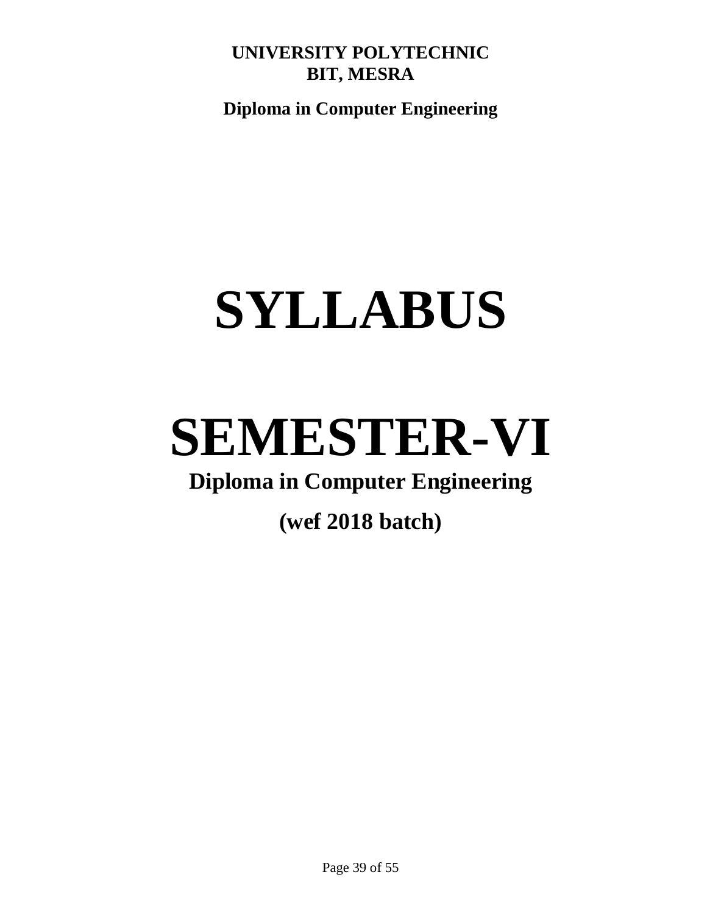**UNIVERSITY POLYTECHNIC**
**BIT, MESRA**

**Diploma in Computer Engineering**

# SYLLABUS

# SEMESTER-VI

## Diploma in Computer Engineering

## (wef 2018 batch)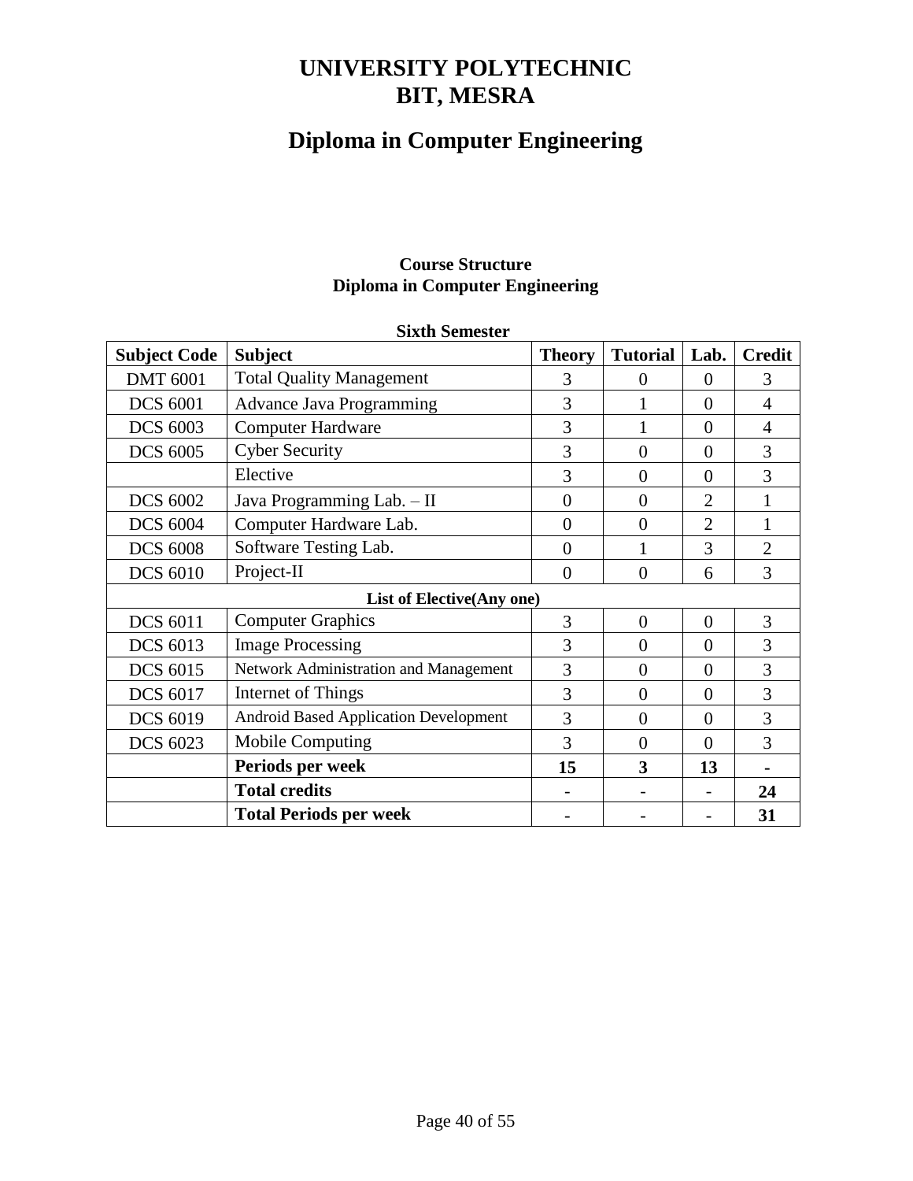# UNIVERSITY POLYTECHNIC
# BIT, MESRA

## Diploma in Computer Engineering

**Course Structure**
**Diploma in Computer Engineering**

**Sixth Semester**

| Subject Code | Subject | Theory | Tutorial | Lab. | Credit |
|---|---|---|---|---|---|
| DMT 6001 | Total Quality Management | 3 | 0 | 0 | 3 |
| DCS 6001 | Advance Java Programming | 3 | 1 | 0 | 4 |
| DCS 6003 | Computer Hardware | 3 | 1 | 0 | 4 |
| DCS 6005 | Cyber Security | 3 | 0 | 0 | 3 |
| | Elective | 3 | 0 | 0 | 3 |
| DCS 6002 | Java Programming Lab. – II | 0 | 0 | 2 | 1 |
| DCS 6004 | Computer Hardware Lab. | 0 | 0 | 2 | 1 |
| DCS 6008 | Software Testing Lab. | 0 | 1 | 3 | 2 |
| DCS 6010 | Project-II | 0 | 0 | 6 | 3 |
| **List of Elective(Any one)** | | | | | |
| DCS 6011 | Computer Graphics | 3 | 0 | 0 | 3 |
| DCS 6013 | Image Processing | 3 | 0 | 0 | 3 |
| DCS 6015 | Network Administration and Management | 3 | 0 | 0 | 3 |
| DCS 6017 | Internet of Things | 3 | 0 | 0 | 3 |
| DCS 6019 | Android Based Application Development | 3 | 0 | 0 | 3 |
| DCS 6023 | Mobile Computing | 3 | 0 | 0 | 3 |
| | **Periods per week** | **15** | **3** | **13** | **-** |
| | **Total credits** | - | - | - | **24** |
| | **Total Periods per week** | - | - | - | **31** |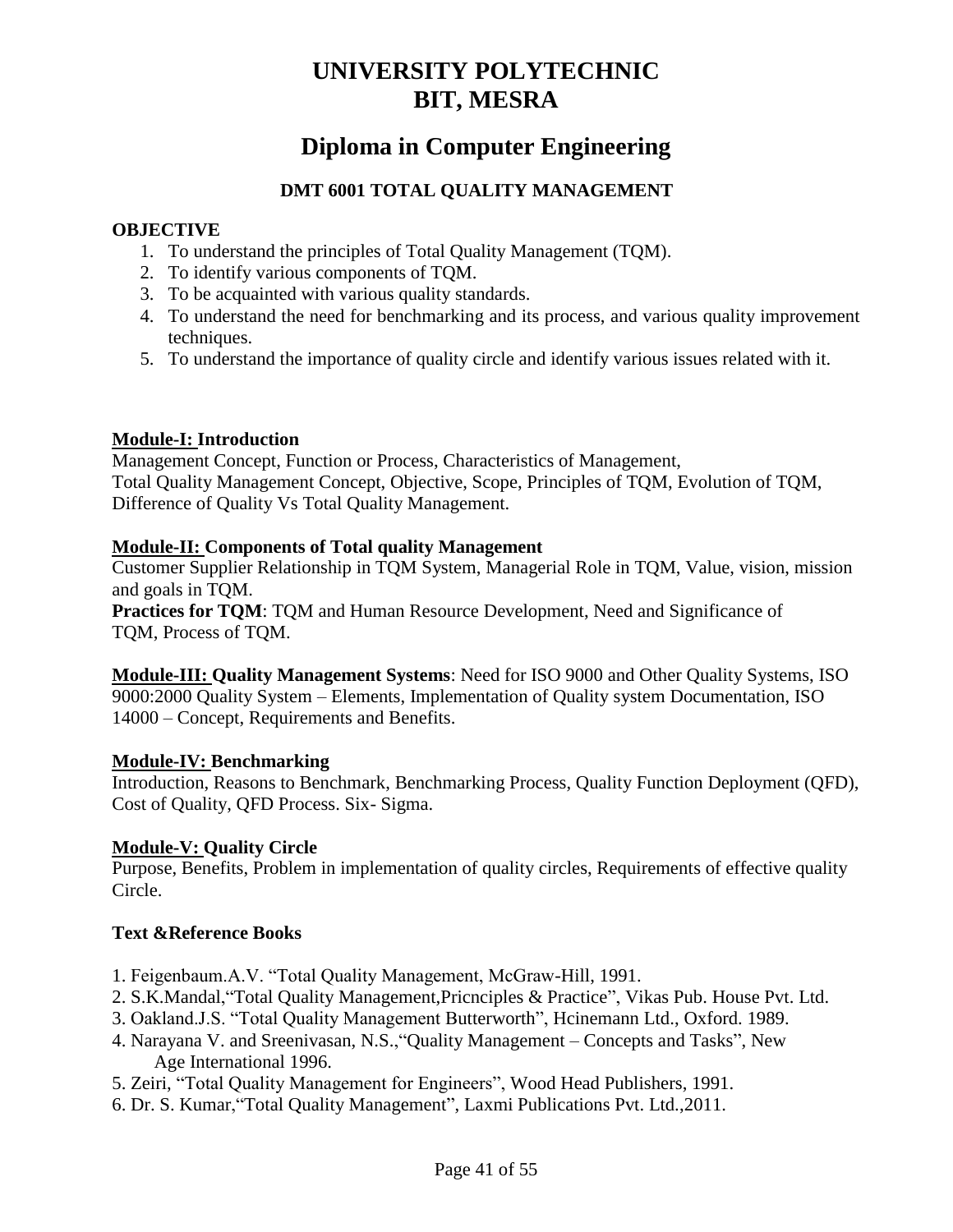# UNIVERSITY POLYTECHNIC
# BIT, MESRA

## Diploma in Computer Engineering

### DMT 6001 TOTAL QUALITY MANAGEMENT

**OBJECTIVE**

1. To understand the principles of Total Quality Management (TQM).
2. To identify various components of TQM.
3. To be acquainted with various quality standards.
4. To understand the need for benchmarking and its process, and various quality improvement techniques.
5. To understand the importance of quality circle and identify various issues related with it.

**Module-I: Introduction**

Management Concept, Function or Process, Characteristics of Management,
Total Quality Management Concept, Objective, Scope, Principles of TQM, Evolution of TQM, Difference of Quality Vs Total Quality Management.

**Module-II: Components of Total quality Management**

Customer Supplier Relationship in TQM System, Managerial Role in TQM, Value, vision, mission and goals in TQM.

**Practices for TQM**: TQM and Human Resource Development, Need and Significance of TQM, Process of TQM.

**Module-III: Quality Management Systems**: Need for ISO 9000 and Other Quality Systems, ISO 9000:2000 Quality System – Elements, Implementation of Quality system Documentation, ISO 14000 – Concept, Requirements and Benefits.

**Module-IV: Benchmarking**

Introduction, Reasons to Benchmark, Benchmarking Process, Quality Function Deployment (QFD), Cost of Quality, QFD Process. Six- Sigma.

**Module-V: Quality Circle**

Purpose, Benefits, Problem in implementation of quality circles, Requirements of effective quality Circle.

**Text &Reference Books**

1. Feigenbaum.A.V. "Total Quality Management, McGraw-Hill, 1991.
2. S.K.Mandal,"Total Quality Management,Pricnciples & Practice", Vikas Pub. House Pvt. Ltd.
3. Oakland.J.S. "Total Quality Management Butterworth", Hcinemann Ltd., Oxford. 1989.
4. Narayana V. and Sreenivasan, N.S.,"Quality Management – Concepts and Tasks", New Age International 1996.
5. Zeiri, "Total Quality Management for Engineers", Wood Head Publishers, 1991.
6. Dr. S. Kumar,"Total Quality Management", Laxmi Publications Pvt. Ltd.,2011.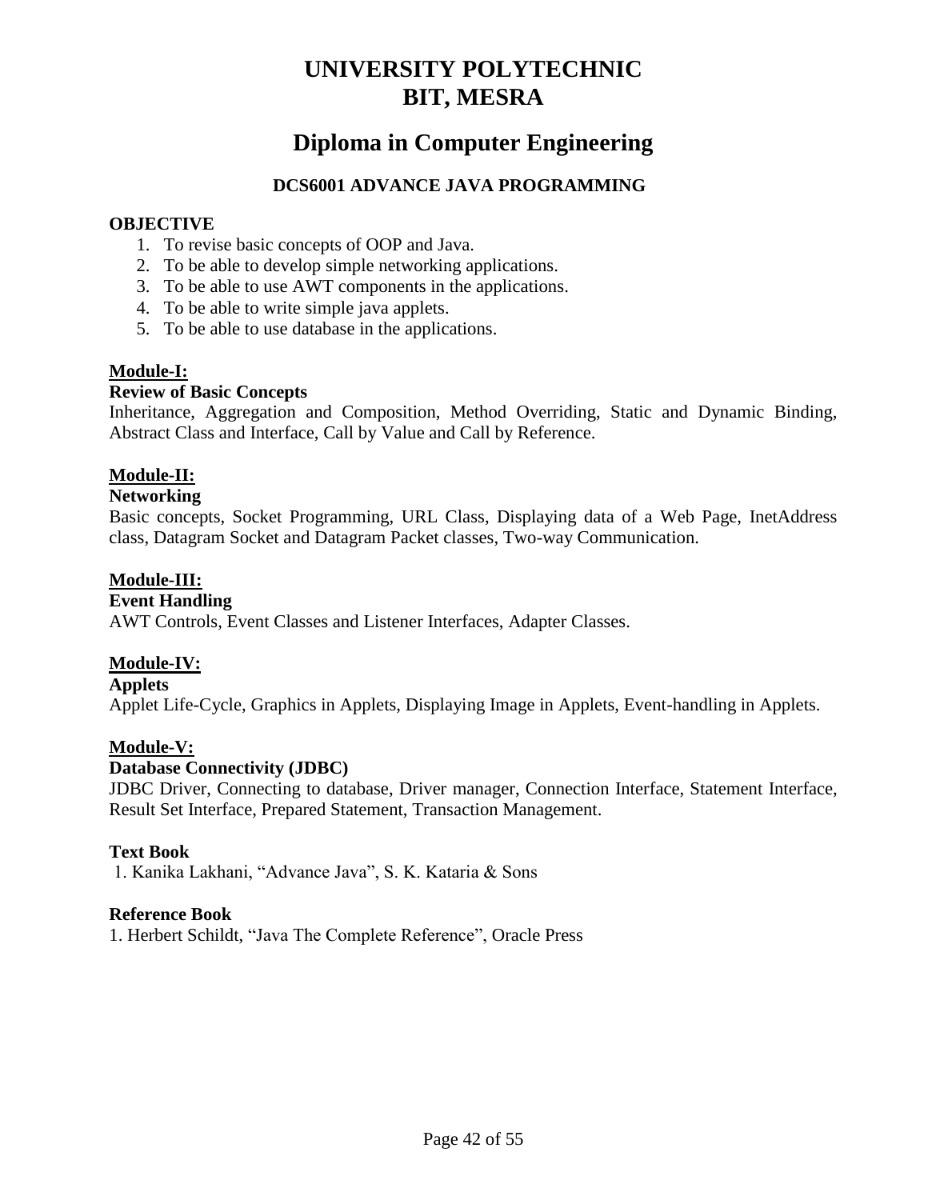# UNIVERSITY POLYTECHNIC
# BIT, MESRA

## Diploma in Computer Engineering

### DCS6001 ADVANCE JAVA PROGRAMMING

**OBJECTIVE**

1. To revise basic concepts of OOP and Java.
2. To be able to develop simple networking applications.
3. To be able to use AWT components in the applications.
4. To be able to write simple java applets.
5. To be able to use database in the applications.

**Module-I:**

**Review of Basic Concepts**

Inheritance, Aggregation and Composition, Method Overriding, Static and Dynamic Binding, Abstract Class and Interface, Call by Value and Call by Reference.

**Module-II:**

**Networking**

Basic concepts, Socket Programming, URL Class, Displaying data of a Web Page, InetAddress class, Datagram Socket and Datagram Packet classes, Two-way Communication.

**Module-III:**

**Event Handling**

AWT Controls, Event Classes and Listener Interfaces, Adapter Classes.

**Module-IV:**

**Applets**

Applet Life-Cycle, Graphics in Applets, Displaying Image in Applets, Event-handling in Applets.

**Module-V:**

**Database Connectivity (JDBC)**

JDBC Driver, Connecting to database, Driver manager, Connection Interface, Statement Interface, Result Set Interface, Prepared Statement, Transaction Management.

**Text Book**

1. Kanika Lakhani, "Advance Java", S. K. Kataria & Sons

**Reference Book**

1. Herbert Schildt, "Java The Complete Reference", Oracle Press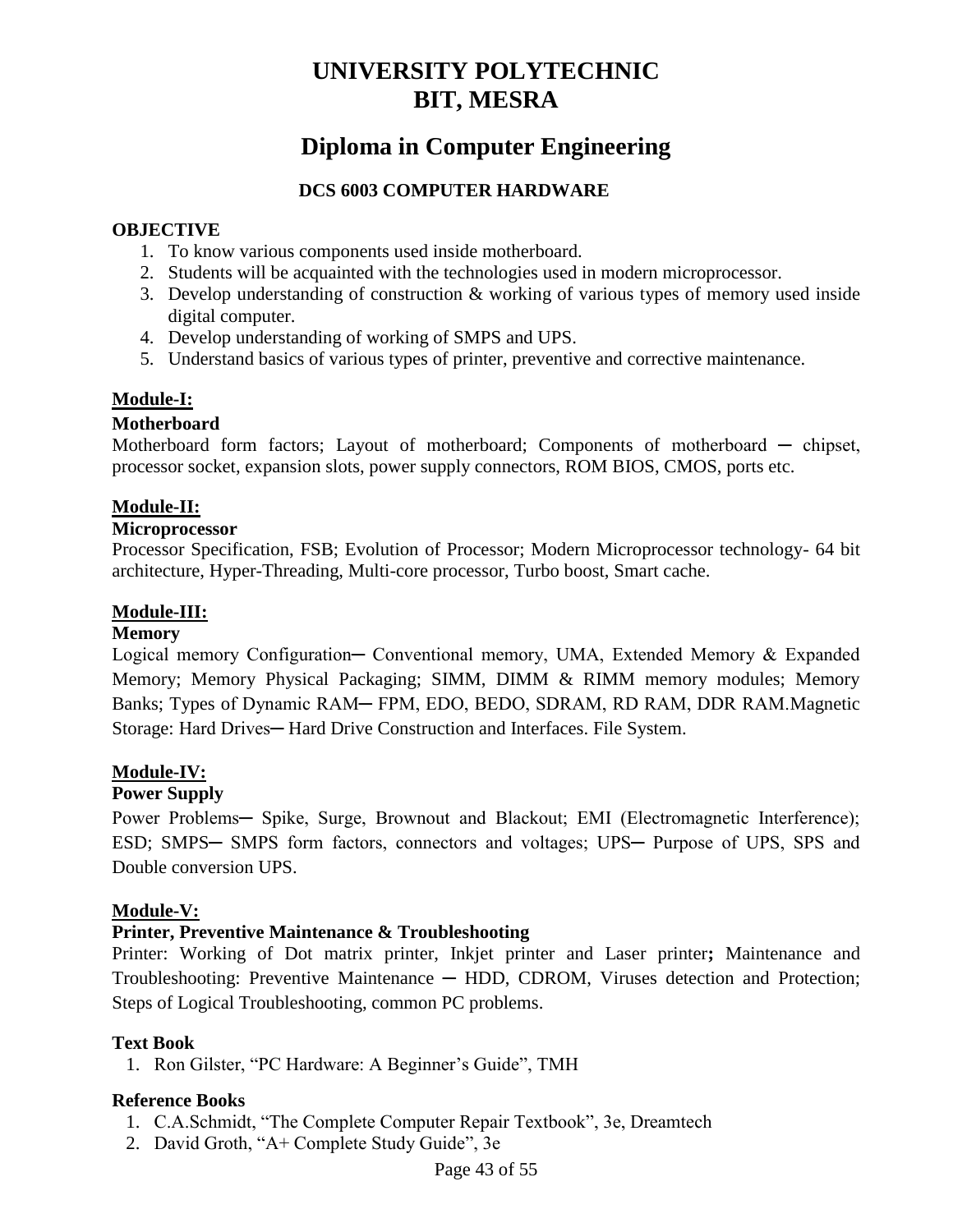# UNIVERSITY POLYTECHNIC
# BIT, MESRA

## Diploma in Computer Engineering

### DCS 6003 COMPUTER HARDWARE

**OBJECTIVE**

1. To know various components used inside motherboard.
2. Students will be acquainted with the technologies used in modern microprocessor.
3. Develop understanding of construction & working of various types of memory used inside digital computer.
4. Develop understanding of working of SMPS and UPS.
5. Understand basics of various types of printer, preventive and corrective maintenance.

**Module-I:**

**Motherboard**

Motherboard form factors; Layout of motherboard; Components of motherboard ─ chipset, processor socket, expansion slots, power supply connectors, ROM BIOS, CMOS, ports etc.

**Module-II:**

**Microprocessor**

Processor Specification, FSB; Evolution of Processor; Modern Microprocessor technology- 64 bit architecture, Hyper-Threading, Multi-core processor, Turbo boost, Smart cache.

**Module-III:**

**Memory**

Logical memory Configuration─ Conventional memory, UMA, Extended Memory & Expanded Memory; Memory Physical Packaging; SIMM, DIMM & RIMM memory modules; Memory Banks; Types of Dynamic RAM─ FPM, EDO, BEDO, SDRAM, RD RAM, DDR RAM.Magnetic Storage: Hard Drives─ Hard Drive Construction and Interfaces. File System.

**Module-IV:**

**Power Supply**

Power Problems─ Spike, Surge, Brownout and Blackout; EMI (Electromagnetic Interference); ESD; SMPS─ SMPS form factors, connectors and voltages; UPS─ Purpose of UPS, SPS and Double conversion UPS.

**Module-V:**

**Printer, Preventive Maintenance & Troubleshooting**

Printer: Working of Dot matrix printer, Inkjet printer and Laser printer**;** Maintenance and Troubleshooting: Preventive Maintenance ─ HDD, CDROM, Viruses detection and Protection; Steps of Logical Troubleshooting, common PC problems.

**Text Book**

1. Ron Gilster, "PC Hardware: A Beginner's Guide", TMH

**Reference Books**

1. C.A.Schmidt, "The Complete Computer Repair Textbook", 3e, Dreamtech
2. David Groth, "A+ Complete Study Guide", 3e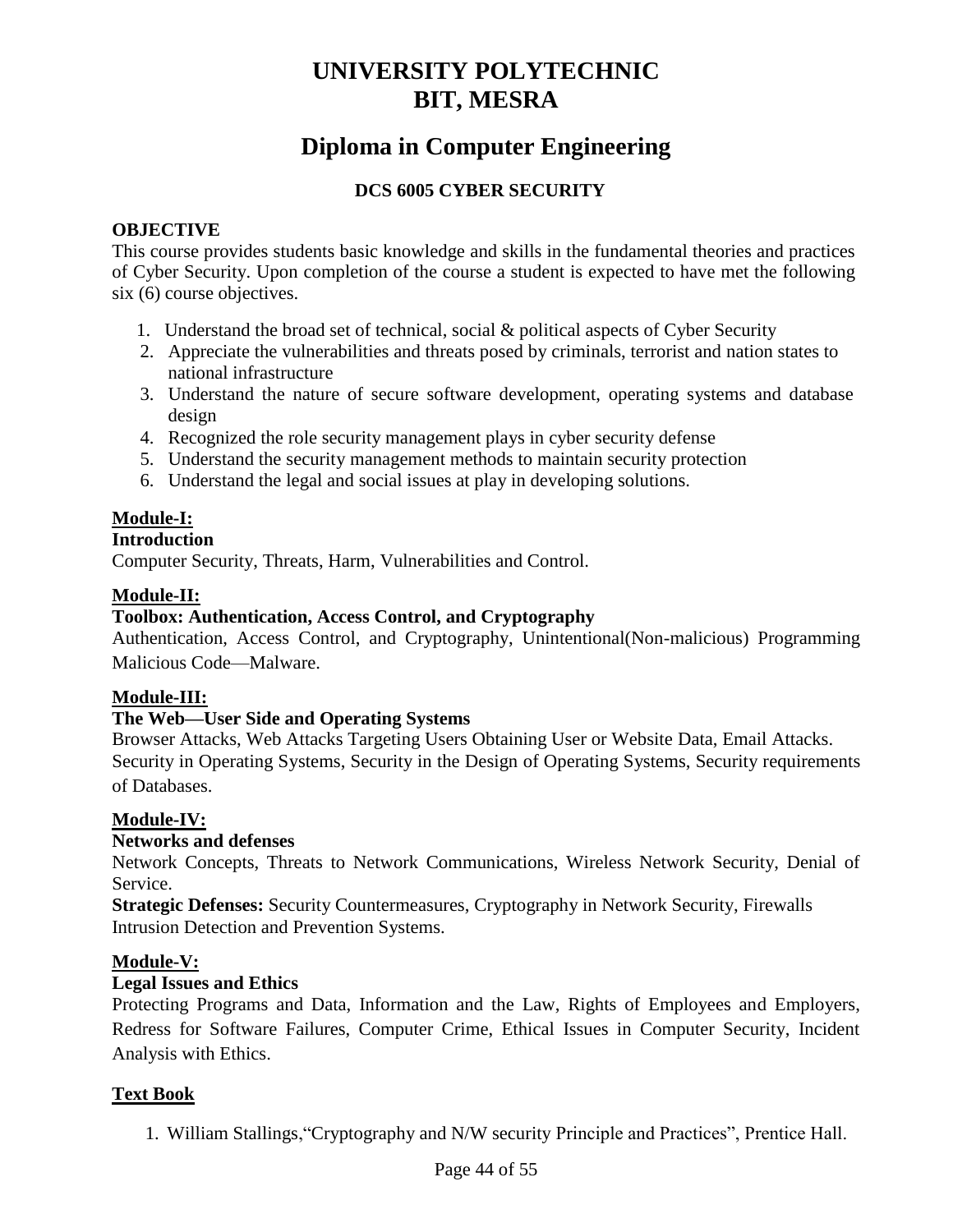# UNIVERSITY POLYTECHNIC
# BIT, MESRA

## Diploma in Computer Engineering

### DCS 6005 CYBER SECURITY

**OBJECTIVE**

This course provides students basic knowledge and skills in the fundamental theories and practices of Cyber Security. Upon completion of the course a student is expected to have met the following six (6) course objectives.

1. Understand the broad set of technical, social & political aspects of Cyber Security
2. Appreciate the vulnerabilities and threats posed by criminals, terrorist and nation states to national infrastructure
3. Understand the nature of secure software development, operating systems and database design
4. Recognized the role security management plays in cyber security defense
5. Understand the security management methods to maintain security protection
6. Understand the legal and social issues at play in developing solutions.

**Module-I:**

**Introduction**

Computer Security, Threats, Harm, Vulnerabilities and Control.

**Module-II:**

**Toolbox: Authentication, Access Control, and Cryptography**

Authentication, Access Control, and Cryptography, Unintentional(Non-malicious) Programming Malicious Code—Malware.

**Module-III:**

**The Web—User Side and Operating Systems**

Browser Attacks, Web Attacks Targeting Users Obtaining User or Website Data, Email Attacks. Security in Operating Systems, Security in the Design of Operating Systems, Security requirements of Databases.

**Module-IV:**

**Networks and defenses**

Network Concepts, Threats to Network Communications, Wireless Network Security, Denial of Service.

**Strategic Defenses:** Security Countermeasures, Cryptography in Network Security, Firewalls Intrusion Detection and Prevention Systems.

**Module-V:**

**Legal Issues and Ethics**

Protecting Programs and Data, Information and the Law, Rights of Employees and Employers, Redress for Software Failures, Computer Crime, Ethical Issues in Computer Security, Incident Analysis with Ethics.

**Text Book**

1. William Stallings,"Cryptography and N/W security Principle and Practices", Prentice Hall.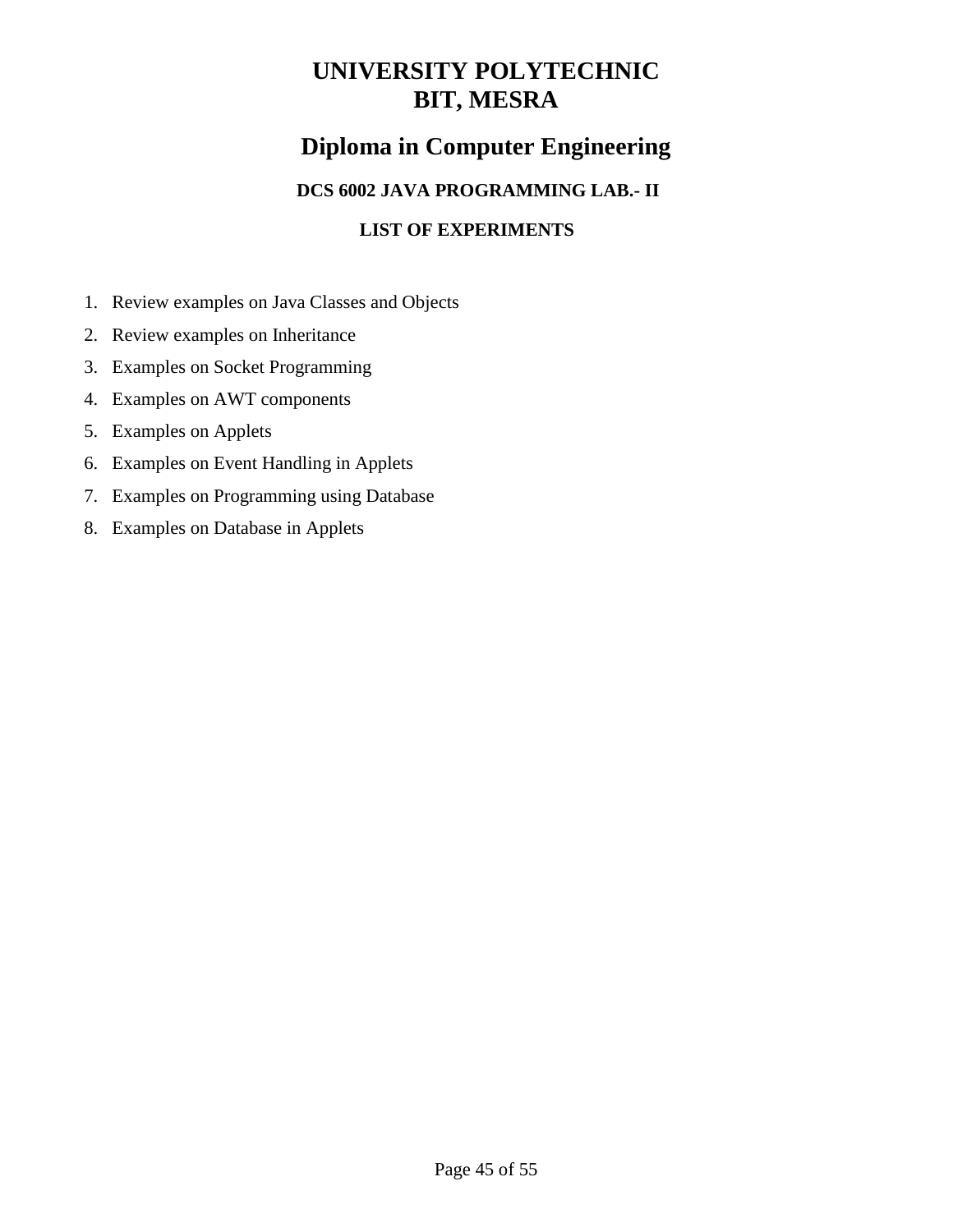# UNIVERSITY POLYTECHNIC
# BIT, MESRA

## Diploma in Computer Engineering

### DCS 6002 JAVA PROGRAMMING LAB.- II

### LIST OF EXPERIMENTS

1. Review examples on Java Classes and Objects
2. Review examples on Inheritance
3. Examples on Socket Programming
4. Examples on AWT components
5. Examples on Applets
6. Examples on Event Handling in Applets
7. Examples on Programming using Database
8. Examples on Database in Applets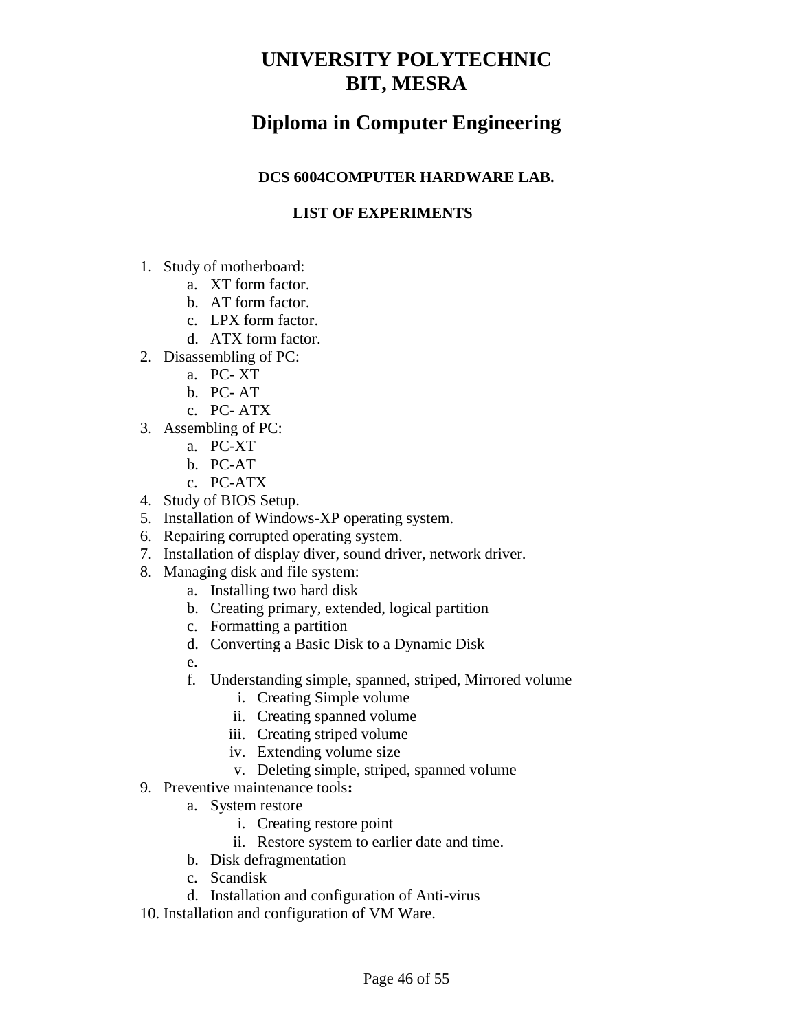# UNIVERSITY POLYTECHNIC
# BIT, MESRA

## Diploma in Computer Engineering

### DCS 6004COMPUTER HARDWARE LAB.

### LIST OF EXPERIMENTS

1. Study of motherboard:
   a. XT form factor.
   b. AT form factor.
   c. LPX form factor.
   d. ATX form factor.
2. Disassembling of PC:
   a. PC- XT
   b. PC- AT
   c. PC- ATX
3. Assembling of PC:
   a. PC-XT
   b. PC-AT
   c. PC-ATX
4. Study of BIOS Setup.
5. Installation of Windows-XP operating system.
6. Repairing corrupted operating system.
7. Installation of display diver, sound driver, network driver.
8. Managing disk and file system:
   a. Installing two hard disk
   b. Creating primary, extended, logical partition
   c. Formatting a partition
   d. Converting a Basic Disk to a Dynamic Disk
   e.
   f. Understanding simple, spanned, striped, Mirrored volume
      i. Creating Simple volume
      ii. Creating spanned volume
      iii. Creating striped volume
      iv. Extending volume size
      v. Deleting simple, striped, spanned volume
9. Preventive maintenance tools**:**
   a. System restore
      i. Creating restore point
      ii. Restore system to earlier date and time.
   b. Disk defragmentation
   c. Scandisk
   d. Installation and configuration of Anti-virus
10. Installation and configuration of VM Ware.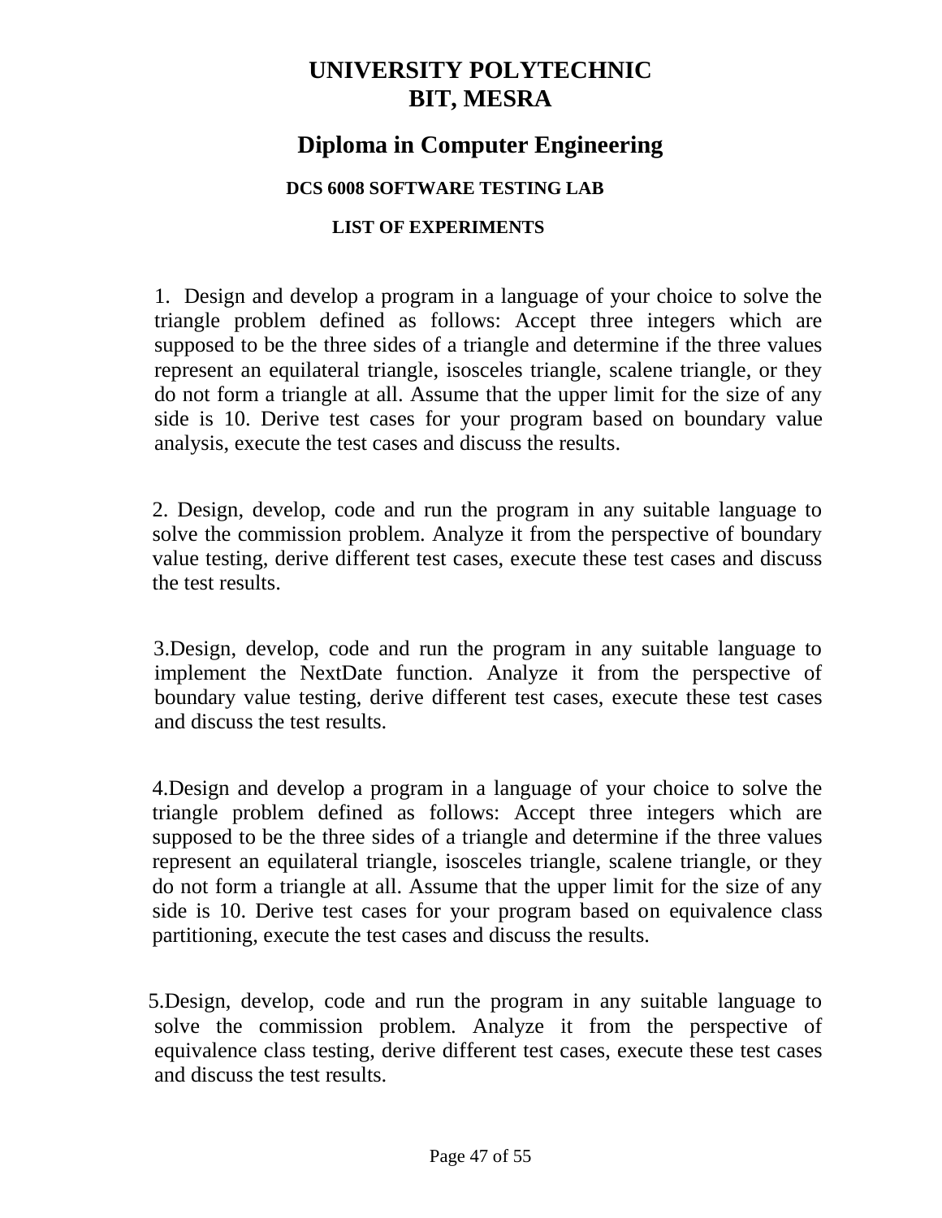# UNIVERSITY POLYTECHNIC
# BIT, MESRA

## Diploma in Computer Engineering

### DCS 6008 SOFTWARE TESTING LAB

### LIST OF EXPERIMENTS

1. Design and develop a program in a language of your choice to solve the triangle problem defined as follows: Accept three integers which are supposed to be the three sides of a triangle and determine if the three values represent an equilateral triangle, isosceles triangle, scalene triangle, or they do not form a triangle at all. Assume that the upper limit for the size of any side is 10. Derive test cases for your program based on boundary value analysis, execute the test cases and discuss the results.

2. Design, develop, code and run the program in any suitable language to solve the commission problem. Analyze it from the perspective of boundary value testing, derive different test cases, execute these test cases and discuss the test results.

3. Design, develop, code and run the program in any suitable language to implement the NextDate function. Analyze it from the perspective of boundary value testing, derive different test cases, execute these test cases and discuss the test results.

4. Design and develop a program in a language of your choice to solve the triangle problem defined as follows: Accept three integers which are supposed to be the three sides of a triangle and determine if the three values represent an equilateral triangle, isosceles triangle, scalene triangle, or they do not form a triangle at all. Assume that the upper limit for the size of any side is 10. Derive test cases for your program based on equivalence class partitioning, execute the test cases and discuss the results.

5. Design, develop, code and run the program in any suitable language to solve the commission problem. Analyze it from the perspective of equivalence class testing, derive different test cases, execute these test cases and discuss the test results.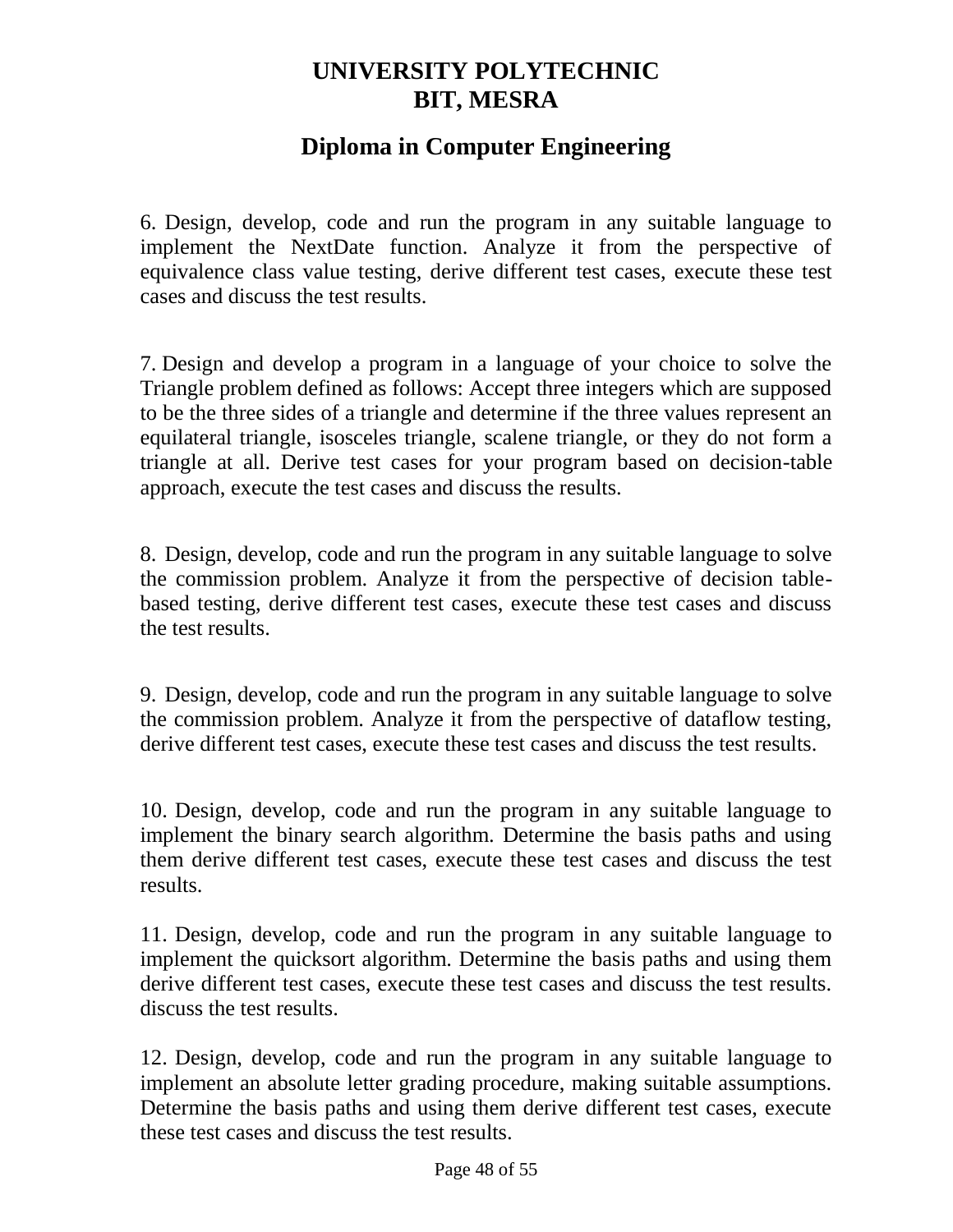# UNIVERSITY POLYTECHNIC
# BIT, MESRA

## Diploma in Computer Engineering

6. Design, develop, code and run the program in any suitable language to implement the NextDate function. Analyze it from the perspective of equivalence class value testing, derive different test cases, execute these test cases and discuss the test results.

7. Design and develop a program in a language of your choice to solve the Triangle problem defined as follows: Accept three integers which are supposed to be the three sides of a triangle and determine if the three values represent an equilateral triangle, isosceles triangle, scalene triangle, or they do not form a triangle at all. Derive test cases for your program based on decision-table approach, execute the test cases and discuss the results.

8. Design, develop, code and run the program in any suitable language to solve the commission problem. Analyze it from the perspective of decision table-based testing, derive different test cases, execute these test cases and discuss the test results.

9. Design, develop, code and run the program in any suitable language to solve the commission problem. Analyze it from the perspective of dataflow testing, derive different test cases, execute these test cases and discuss the test results.

10. Design, develop, code and run the program in any suitable language to implement the binary search algorithm. Determine the basis paths and using them derive different test cases, execute these test cases and discuss the test results.

11. Design, develop, code and run the program in any suitable language to implement the quicksort algorithm. Determine the basis paths and using them derive different test cases, execute these test cases and discuss the test results. discuss the test results.

12. Design, develop, code and run the program in any suitable language to implement an absolute letter grading procedure, making suitable assumptions. Determine the basis paths and using them derive different test cases, execute these test cases and discuss the test results.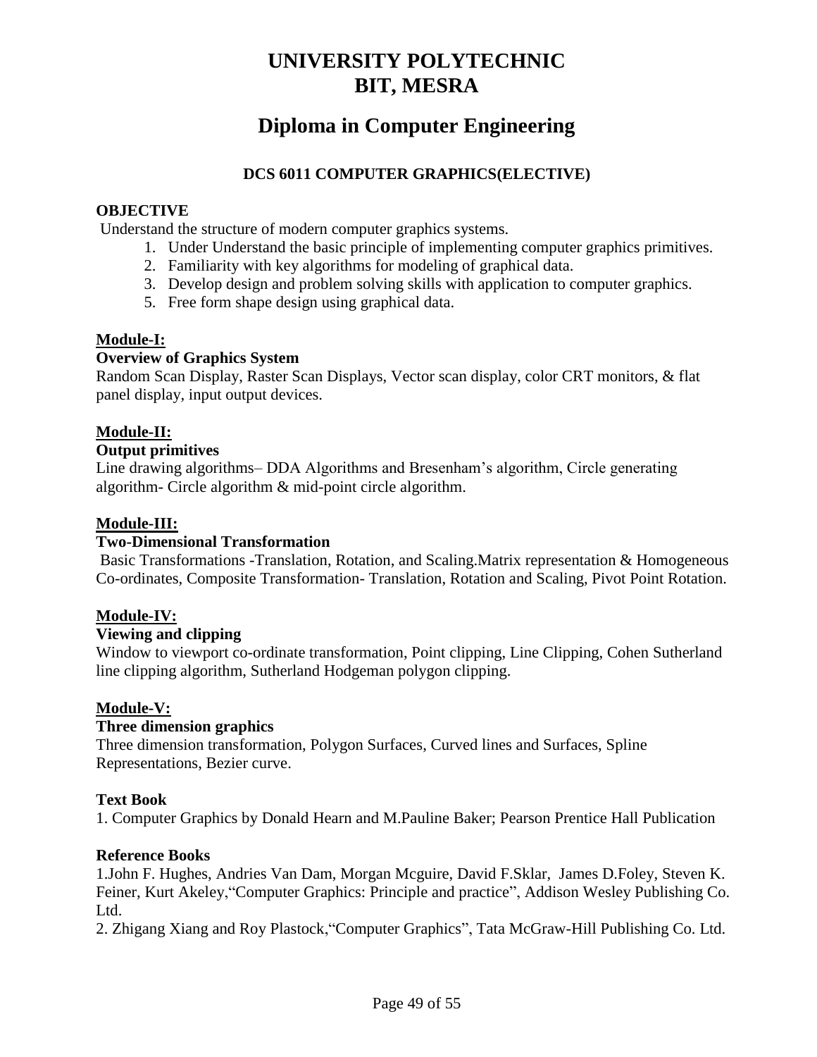# UNIVERSITY POLYTECHNIC
# BIT, MESRA

## Diploma in Computer Engineering

### DCS 6011 COMPUTER GRAPHICS(ELECTIVE)

**OBJECTIVE**

Understand the structure of modern computer graphics systems.

1. Under Understand the basic principle of implementing computer graphics primitives.
2. Familiarity with key algorithms for modeling of graphical data.
3. Develop design and problem solving skills with application to computer graphics.
5. Free form shape design using graphical data.

**Module-I:**

**Overview of Graphics System**

Random Scan Display, Raster Scan Displays, Vector scan display, color CRT monitors, & flat panel display, input output devices.

**Module-II:**

**Output primitives**

Line drawing algorithms– DDA Algorithms and Bresenham's algorithm, Circle generating algorithm- Circle algorithm & mid-point circle algorithm.

**Module-III:**

**Two-Dimensional Transformation**

Basic Transformations -Translation, Rotation, and Scaling.Matrix representation & Homogeneous Co-ordinates, Composite Transformation- Translation, Rotation and Scaling, Pivot Point Rotation.

**Module-IV:**

**Viewing and clipping**

Window to viewport co-ordinate transformation, Point clipping, Line Clipping, Cohen Sutherland line clipping algorithm, Sutherland Hodgeman polygon clipping.

**Module-V:**

**Three dimension graphics**

Three dimension transformation, Polygon Surfaces, Curved lines and Surfaces, Spline Representations, Bezier curve.

**Text Book**

1. Computer Graphics by Donald Hearn and M.Pauline Baker; Pearson Prentice Hall Publication

**Reference Books**

1.John F. Hughes, Andries Van Dam, Morgan Mcguire, David F.Sklar, James D.Foley, Steven K. Feiner, Kurt Akeley,"Computer Graphics: Principle and practice", Addison Wesley Publishing Co. Ltd.

2. Zhigang Xiang and Roy Plastock,"Computer Graphics", Tata McGraw-Hill Publishing Co. Ltd.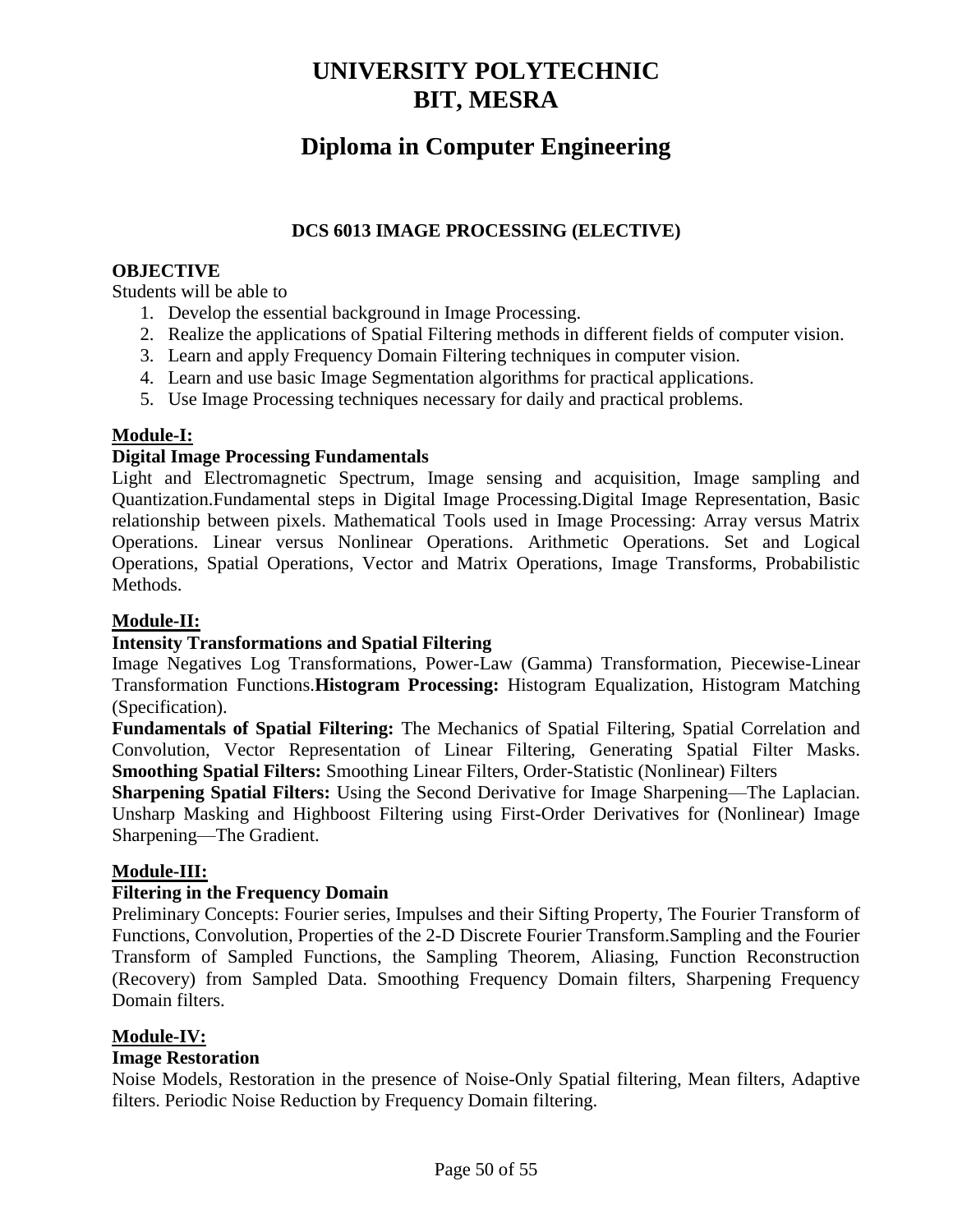# UNIVERSITY POLYTECHNIC
# BIT, MESRA

## Diploma in Computer Engineering

### DCS 6013 IMAGE PROCESSING (ELECTIVE)

**OBJECTIVE**

Students will be able to

1. Develop the essential background in Image Processing.
2. Realize the applications of Spatial Filtering methods in different fields of computer vision.
3. Learn and apply Frequency Domain Filtering techniques in computer vision.
4. Learn and use basic Image Segmentation algorithms for practical applications.
5. Use Image Processing techniques necessary for daily and practical problems.

**Module-I:**

**Digital Image Processing Fundamentals**

Light and Electromagnetic Spectrum, Image sensing and acquisition, Image sampling and Quantization.Fundamental steps in Digital Image Processing.Digital Image Representation, Basic relationship between pixels. Mathematical Tools used in Image Processing: Array versus Matrix Operations. Linear versus Nonlinear Operations. Arithmetic Operations. Set and Logical Operations, Spatial Operations, Vector and Matrix Operations, Image Transforms, Probabilistic Methods.

**Module-II:**

**Intensity Transformations and Spatial Filtering**

Image Negatives Log Transformations, Power-Law (Gamma) Transformation, Piecewise-Linear Transformation Functions.**Histogram Processing:** Histogram Equalization, Histogram Matching (Specification).

**Fundamentals of Spatial Filtering:** The Mechanics of Spatial Filtering, Spatial Correlation and Convolution, Vector Representation of Linear Filtering, Generating Spatial Filter Masks. **Smoothing Spatial Filters:** Smoothing Linear Filters, Order-Statistic (Nonlinear) Filters

**Sharpening Spatial Filters:** Using the Second Derivative for Image Sharpening—The Laplacian. Unsharp Masking and Highboost Filtering using First-Order Derivatives for (Nonlinear) Image Sharpening—The Gradient.

**Module-III:**

**Filtering in the Frequency Domain**

Preliminary Concepts: Fourier series, Impulses and their Sifting Property, The Fourier Transform of Functions, Convolution, Properties of the 2-D Discrete Fourier Transform.Sampling and the Fourier Transform of Sampled Functions, the Sampling Theorem, Aliasing, Function Reconstruction (Recovery) from Sampled Data. Smoothing Frequency Domain filters, Sharpening Frequency Domain filters.

**Module-IV:**

**Image Restoration**

Noise Models, Restoration in the presence of Noise-Only Spatial filtering, Mean filters, Adaptive filters. Periodic Noise Reduction by Frequency Domain filtering.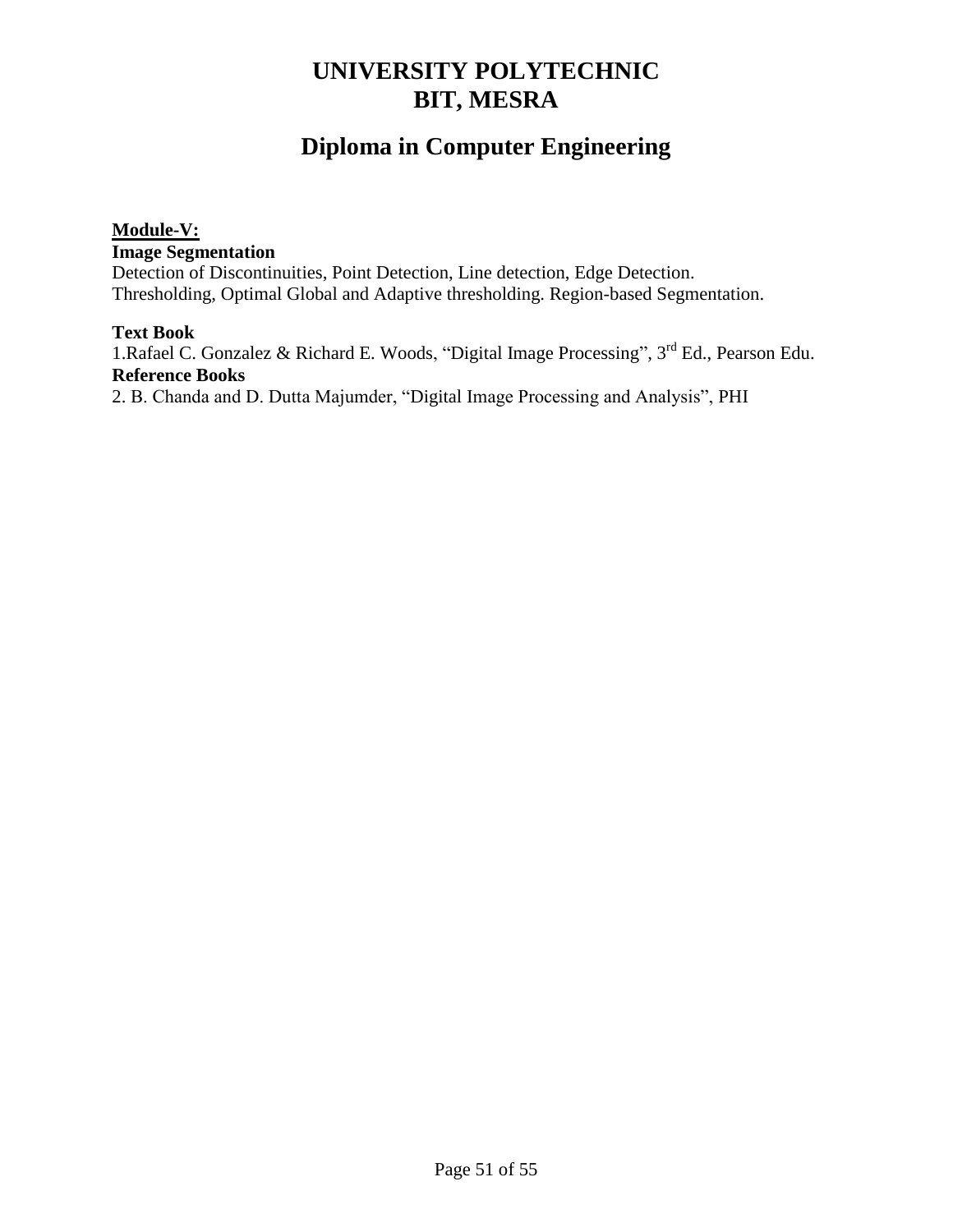# UNIVERSITY POLYTECHNIC
# BIT, MESRA

## Diploma in Computer Engineering

**Module-V:**

**Image Segmentation**

Detection of Discontinuities, Point Detection, Line detection, Edge Detection.
Thresholding, Optimal Global and Adaptive thresholding. Region-based Segmentation.

**Text Book**

1.Rafael C. Gonzalez & Richard E. Woods, “Digital Image Processing”, 3rd Ed., Pearson Edu.

**Reference Books**

2. B. Chanda and D. Dutta Majumder, “Digital Image Processing and Analysis”, PHI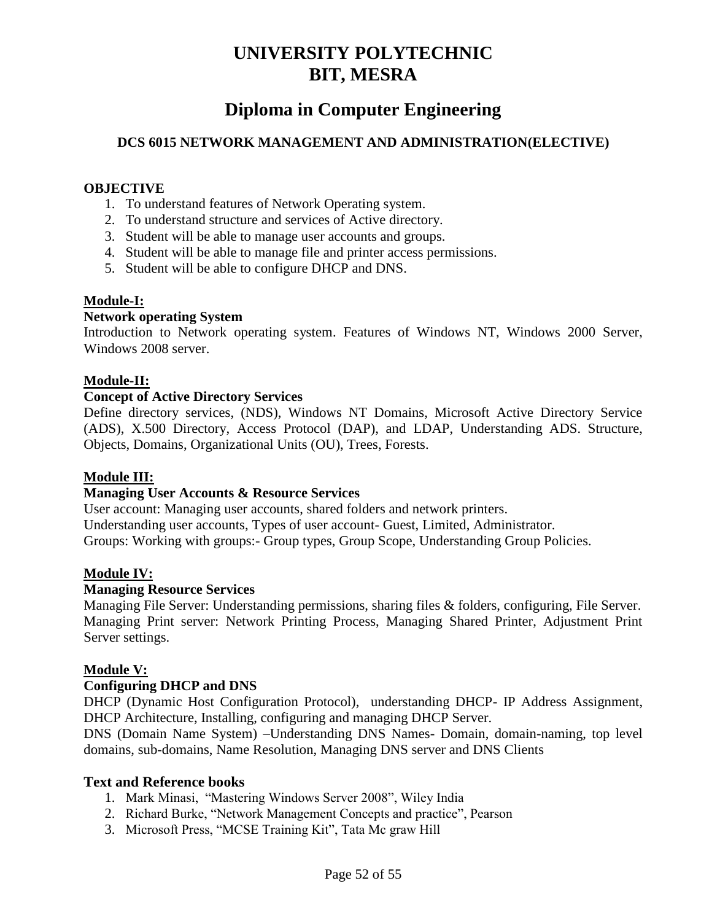# UNIVERSITY POLYTECHNIC
# BIT, MESRA

## Diploma in Computer Engineering

### DCS 6015 NETWORK MANAGEMENT AND ADMINISTRATION(ELECTIVE)

**OBJECTIVE**

1. To understand features of Network Operating system.
2. To understand structure and services of Active directory.
3. Student will be able to manage user accounts and groups.
4. Student will be able to manage file and printer access permissions.
5. Student will be able to configure DHCP and DNS.

**Module-I:**

**Network operating System**

Introduction to Network operating system. Features of Windows NT, Windows 2000 Server, Windows 2008 server.

**Module-II:**

**Concept of Active Directory Services**

Define directory services, (NDS), Windows NT Domains, Microsoft Active Directory Service (ADS), X.500 Directory, Access Protocol (DAP), and LDAP, Understanding ADS. Structure, Objects, Domains, Organizational Units (OU), Trees, Forests.

**Module III:**

**Managing User Accounts & Resource Services**

User account: Managing user accounts, shared folders and network printers.
Understanding user accounts, Types of user account- Guest, Limited, Administrator.
Groups: Working with groups:- Group types, Group Scope, Understanding Group Policies.

**Module IV:**

**Managing Resource Services**

Managing File Server: Understanding permissions, sharing files & folders, configuring, File Server.
Managing Print server: Network Printing Process, Managing Shared Printer, Adjustment Print Server settings.

**Module V:**

**Configuring DHCP and DNS**

DHCP (Dynamic Host Configuration Protocol), understanding DHCP- IP Address Assignment, DHCP Architecture, Installing, configuring and managing DHCP Server.
DNS (Domain Name System) –Understanding DNS Names- Domain, domain-naming, top level domains, sub-domains, Name Resolution, Managing DNS server and DNS Clients

**Text and Reference books**

1. Mark Minasi, "Mastering Windows Server 2008", Wiley India
2. Richard Burke, "Network Management Concepts and practice", Pearson
3. Microsoft Press, "MCSE Training Kit", Tata Mc graw Hill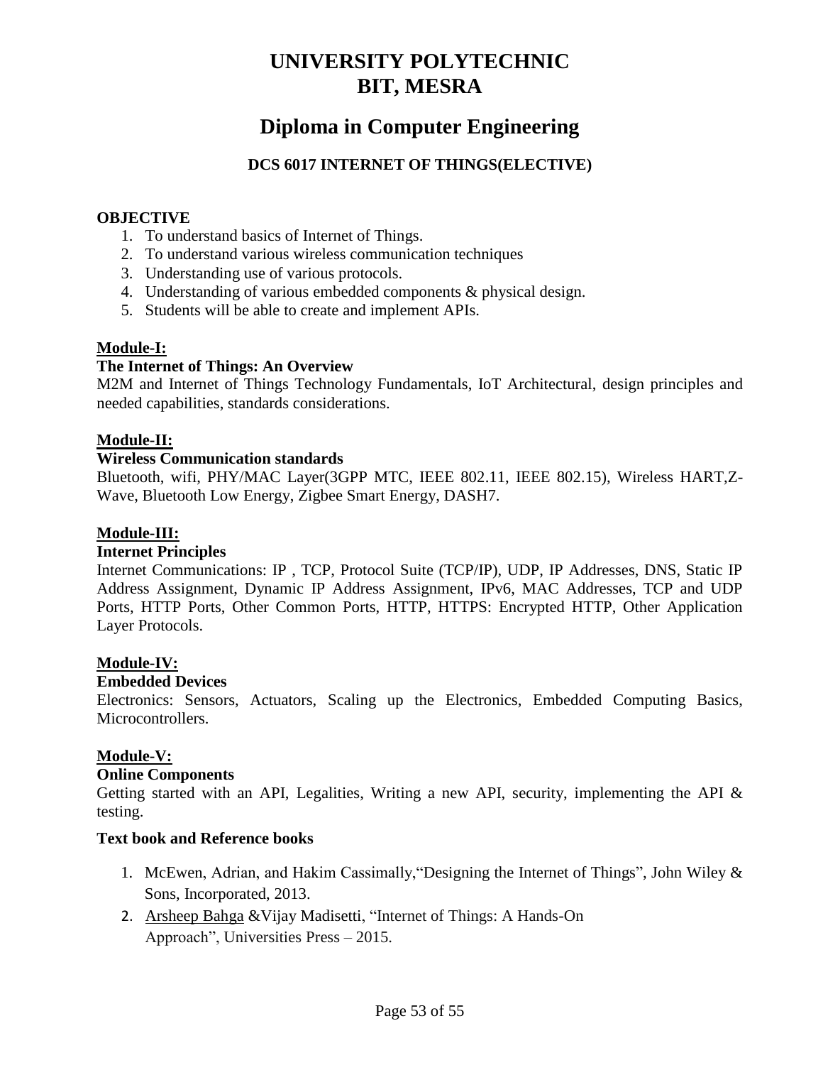# UNIVERSITY POLYTECHNIC
# BIT, MESRA

## Diploma in Computer Engineering

### DCS 6017 INTERNET OF THINGS(ELECTIVE)

**OBJECTIVE**

1. To understand basics of Internet of Things.
2. To understand various wireless communication techniques
3. Understanding use of various protocols.
4. Understanding of various embedded components & physical design.
5. Students will be able to create and implement APIs.

**Module-I:**

**The Internet of Things: An Overview**

M2M and Internet of Things Technology Fundamentals, IoT Architectural, design principles and needed capabilities, standards considerations.

**Module-II:**

**Wireless Communication standards**

Bluetooth, wifi, PHY/MAC Layer(3GPP MTC, IEEE 802.11, IEEE 802.15), Wireless HART,Z-Wave, Bluetooth Low Energy, Zigbee Smart Energy, DASH7.

**Module-III:**

**Internet Principles**

Internet Communications: IP , TCP, Protocol Suite (TCP/IP), UDP, IP Addresses, DNS, Static IP Address Assignment, Dynamic IP Address Assignment, IPv6, MAC Addresses, TCP and UDP Ports, HTTP Ports, Other Common Ports, HTTP, HTTPS: Encrypted HTTP, Other Application Layer Protocols.

**Module-IV:**

**Embedded Devices**

Electronics: Sensors, Actuators, Scaling up the Electronics, Embedded Computing Basics, Microcontrollers.

**Module-V:**

**Online Components**

Getting started with an API, Legalities, Writing a new API, security, implementing the API & testing.

**Text book and Reference books**

1. McEwen, Adrian, and Hakim Cassimally,"Designing the Internet of Things", John Wiley & Sons, Incorporated, 2013.
2. Arsheep Bahga &Vijay Madisetti, "Internet of Things: A Hands-On Approach", Universities Press – 2015.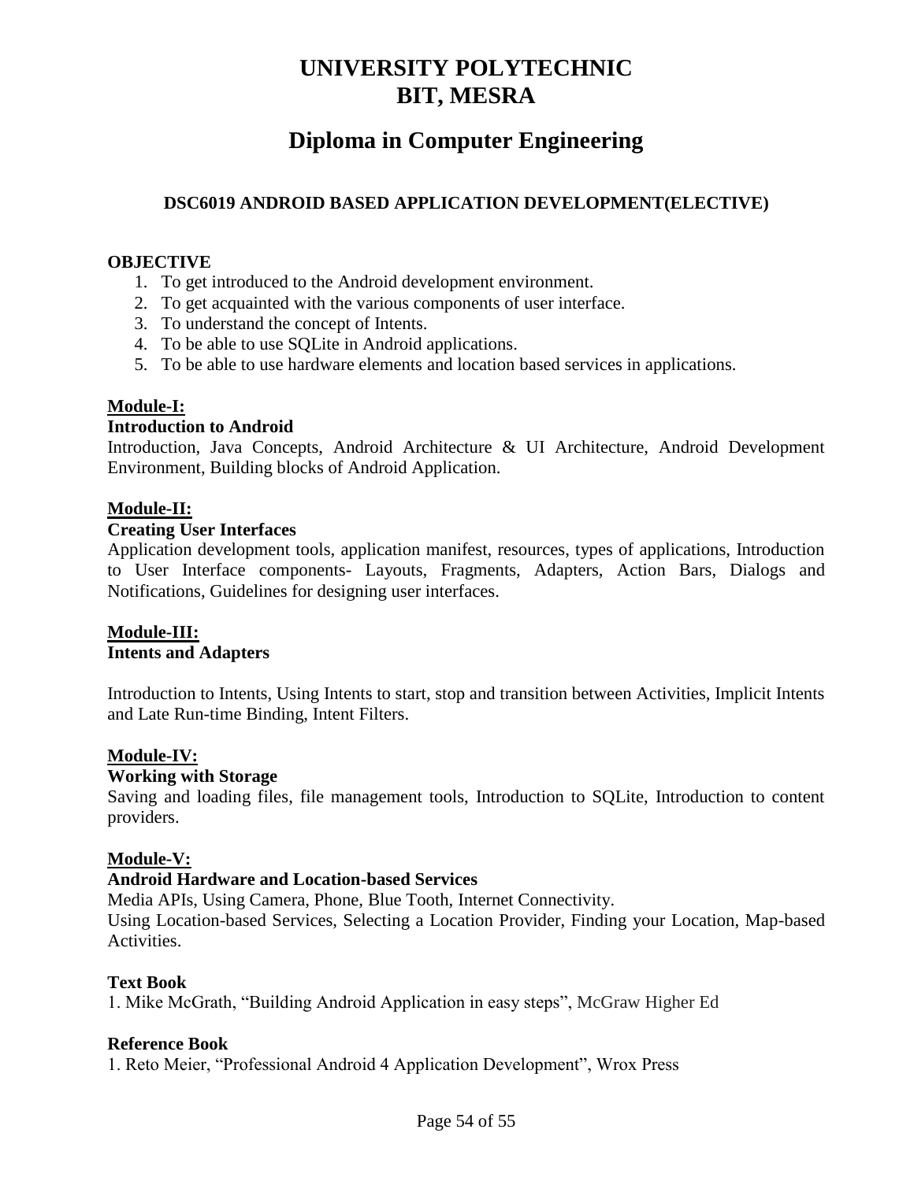# UNIVERSITY POLYTECHNIC
# BIT, MESRA

## Diploma in Computer Engineering

### DSC6019 ANDROID BASED APPLICATION DEVELOPMENT(ELECTIVE)

**OBJECTIVE**

1. To get introduced to the Android development environment.
2. To get acquainted with the various components of user interface.
3. To understand the concept of Intents.
4. To be able to use SQLite in Android applications.
5. To be able to use hardware elements and location based services in applications.

**Module-I:**

**Introduction to Android**

Introduction, Java Concepts, Android Architecture & UI Architecture, Android Development Environment, Building blocks of Android Application.

**Module-II:**

**Creating User Interfaces**

Application development tools, application manifest, resources, types of applications, Introduction to User Interface components- Layouts, Fragments, Adapters, Action Bars, Dialogs and Notifications, Guidelines for designing user interfaces.

**Module-III:**

**Intents and Adapters**

Introduction to Intents, Using Intents to start, stop and transition between Activities, Implicit Intents and Late Run-time Binding, Intent Filters.

**Module-IV:**

**Working with Storage**

Saving and loading files, file management tools, Introduction to SQLite, Introduction to content providers.

**Module-V:**

**Android Hardware and Location-based Services**

Media APIs, Using Camera, Phone, Blue Tooth, Internet Connectivity.

Using Location-based Services, Selecting a Location Provider, Finding your Location, Map-based Activities.

**Text Book**

1. Mike McGrath, "Building Android Application in easy steps", McGraw Higher Ed

**Reference Book**

1. Reto Meier, "Professional Android 4 Application Development", Wrox Press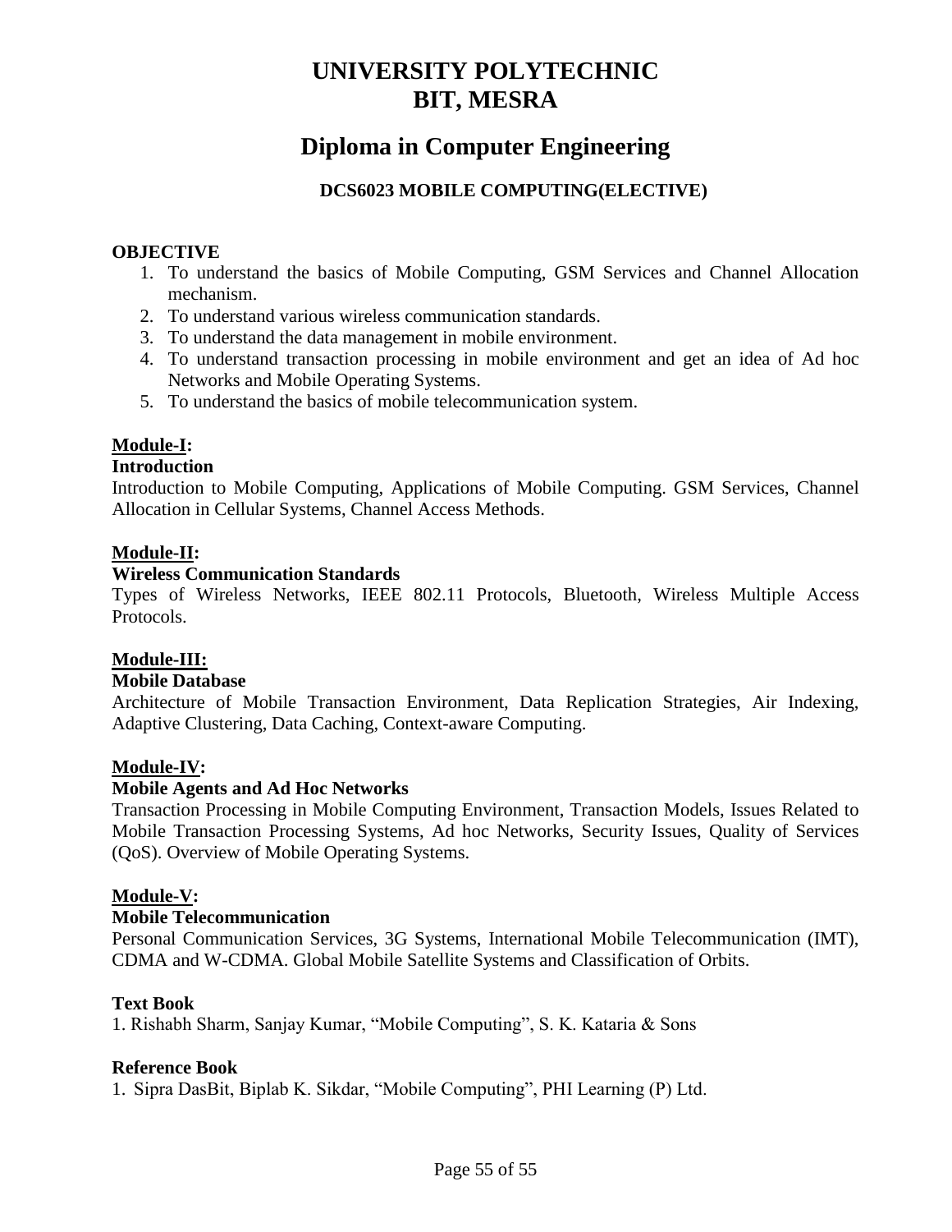# UNIVERSITY POLYTECHNIC
# BIT, MESRA

## Diploma in Computer Engineering

### DCS6023 MOBILE COMPUTING(ELECTIVE)

**OBJECTIVE**

1. To understand the basics of Mobile Computing, GSM Services and Channel Allocation mechanism.
2. To understand various wireless communication standards.
3. To understand the data management in mobile environment.
4. To understand transaction processing in mobile environment and get an idea of Ad hoc Networks and Mobile Operating Systems.
5. To understand the basics of mobile telecommunication system.

**Module-I:**

**Introduction**

Introduction to Mobile Computing, Applications of Mobile Computing. GSM Services, Channel Allocation in Cellular Systems, Channel Access Methods.

**Module-II:**

**Wireless Communication Standards**

Types of Wireless Networks, IEEE 802.11 Protocols, Bluetooth, Wireless Multiple Access Protocols.

**Module-III:**

**Mobile Database**

Architecture of Mobile Transaction Environment, Data Replication Strategies, Air Indexing, Adaptive Clustering, Data Caching, Context-aware Computing.

**Module-IV:**

**Mobile Agents and Ad Hoc Networks**

Transaction Processing in Mobile Computing Environment, Transaction Models, Issues Related to Mobile Transaction Processing Systems, Ad hoc Networks, Security Issues, Quality of Services (QoS). Overview of Mobile Operating Systems.

**Module-V:**

**Mobile Telecommunication**

Personal Communication Services, 3G Systems, International Mobile Telecommunication (IMT), CDMA and W-CDMA. Global Mobile Satellite Systems and Classification of Orbits.

**Text Book**

1. Rishabh Sharm, Sanjay Kumar, "Mobile Computing", S. K. Kataria & Sons

**Reference Book**

1. Sipra DasBit, Biplab K. Sikdar, "Mobile Computing", PHI Learning (P) Ltd.